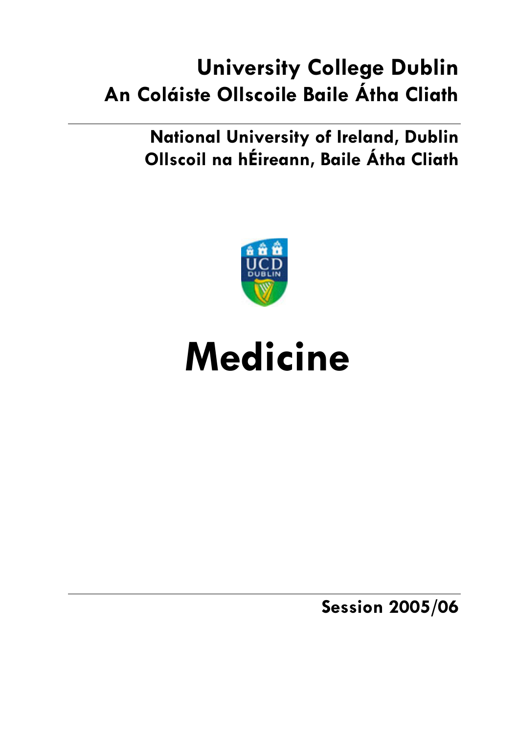**University College Dublin**
**An Coláiste Ollscoile Baile Átha Cliath**

---

**National University of Ireland, Dublin**
**Ollscoil na hÉireann, Baile Átha Cliath**

# Medicine

---

**Session 2005/06**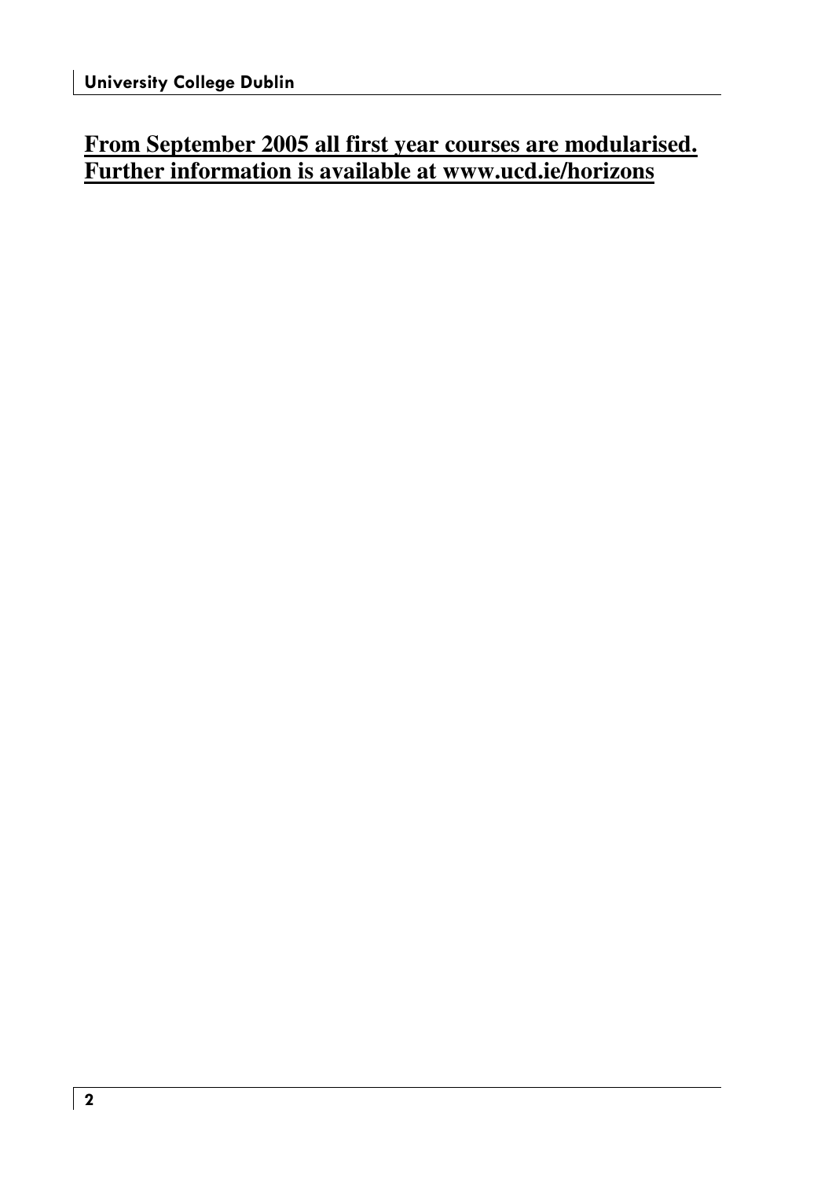**From September 2005 all first year courses are modularised. Further information is available at www.ucd.ie/horizons**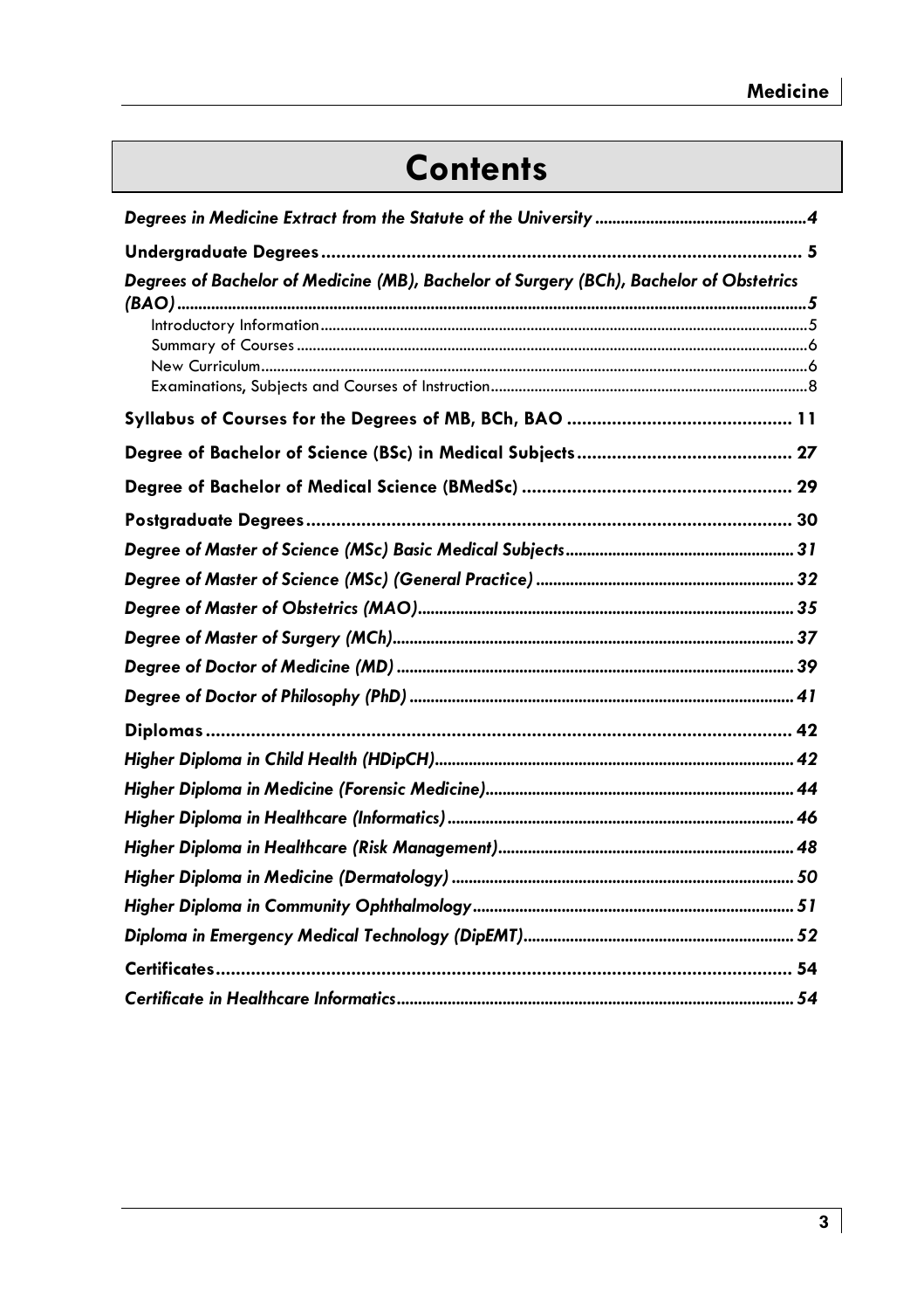# Contents

*Degrees in Medicine Extract from the Statute of the University* .......... 4

**Undergraduate Degrees** .......... 5

*Degrees of Bachelor of Medicine (MB), Bachelor of Surgery (BCh), Bachelor of Obstetrics (BAO)* .......... 5

- Introductory Information .......... 5
- Summary of Courses .......... 6
- New Curriculum .......... 6
- Examinations, Subjects and Courses of Instruction .......... 8

**Syllabus of Courses for the Degrees of MB, BCh, BAO** .......... 11

**Degree of Bachelor of Science (BSc) in Medical Subjects** .......... 27

**Degree of Bachelor of Medical Science (BMedSc)** .......... 29

**Postgraduate Degrees** .......... 30

*Degree of Master of Science (MSc) Basic Medical Subjects* .......... 31

*Degree of Master of Science (MSc) (General Practice)* .......... 32

*Degree of Master of Obstetrics (MAO)* .......... 35

*Degree of Master of Surgery (MCh)* .......... 37

*Degree of Doctor of Medicine (MD)* .......... 39

*Degree of Doctor of Philosophy (PhD)* .......... 41

**Diplomas** .......... 42

*Higher Diploma in Child Health (HDipCH)* .......... 42

*Higher Diploma in Medicine (Forensic Medicine)* .......... 44

*Higher Diploma in Healthcare (Informatics)* .......... 46

*Higher Diploma in Healthcare (Risk Management)* .......... 48

*Higher Diploma in Medicine (Dermatology)* .......... 50

*Higher Diploma in Community Ophthalmology* .......... 51

*Diploma in Emergency Medical Technology (DipEMT)* .......... 52

**Certificates** .......... 54

*Certificate in Healthcare Informatics* .......... 54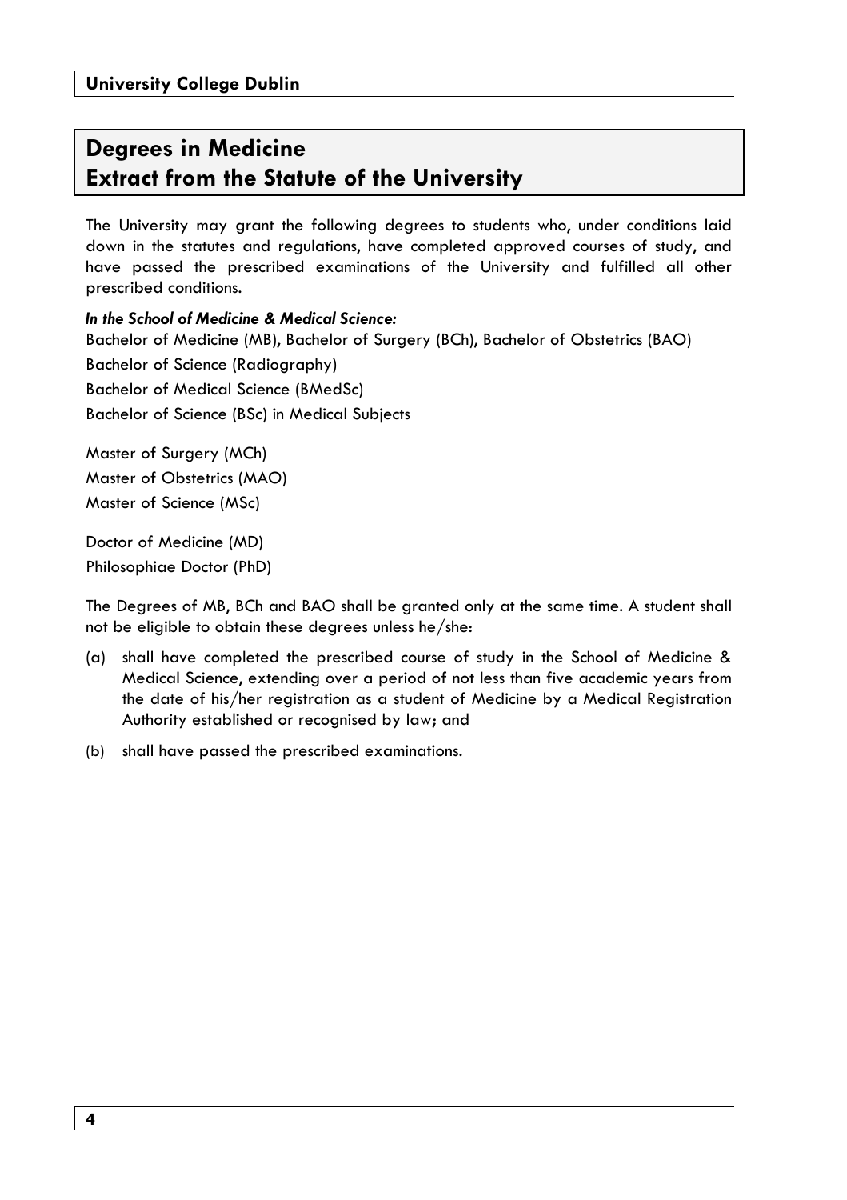# Degrees in Medicine
# Extract from the Statute of the University

The University may grant the following degrees to students who, under conditions laid down in the statutes and regulations, have completed approved courses of study, and have passed the prescribed examinations of the University and fulfilled all other prescribed conditions.

***In the School of Medicine & Medical Science:***

Bachelor of Medicine (MB), Bachelor of Surgery (BCh), Bachelor of Obstetrics (BAO)

Bachelor of Science (Radiography)

Bachelor of Medical Science (BMedSc)

Bachelor of Science (BSc) in Medical Subjects

Master of Surgery (MCh)

Master of Obstetrics (MAO)

Master of Science (MSc)

Doctor of Medicine (MD)

Philosophiae Doctor (PhD)

The Degrees of MB, BCh and BAO shall be granted only at the same time. A student shall not be eligible to obtain these degrees unless he/she:

(a) shall have completed the prescribed course of study in the School of Medicine & Medical Science, extending over a period of not less than five academic years from the date of his/her registration as a student of Medicine by a Medical Registration Authority established or recognised by law; and

(b) shall have passed the prescribed examinations.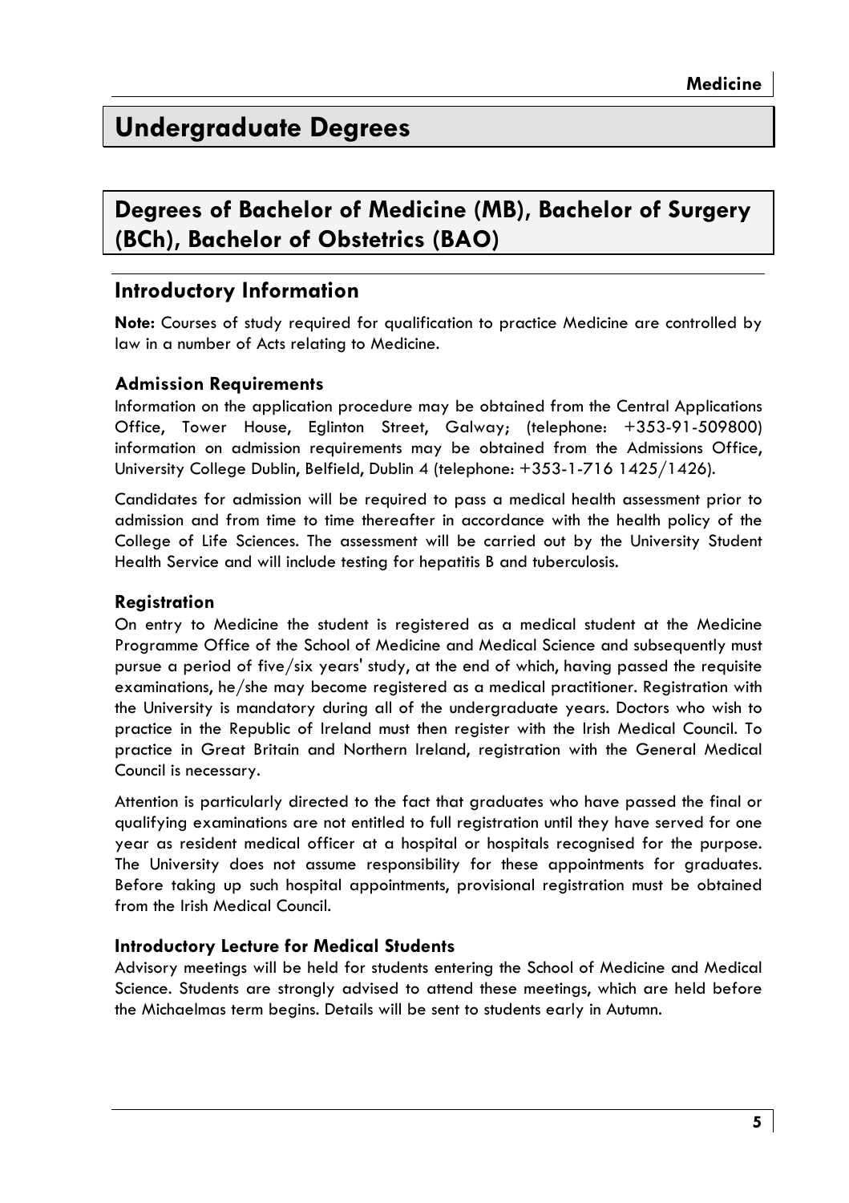# Undergraduate Degrees

## Degrees of Bachelor of Medicine (MB), Bachelor of Surgery (BCh), Bachelor of Obstetrics (BAO)

### Introductory Information

**Note:** Courses of study required for qualification to practice Medicine are controlled by law in a number of Acts relating to Medicine.

#### Admission Requirements

Information on the application procedure may be obtained from the Central Applications Office, Tower House, Eglinton Street, Galway; (telephone: +353-91-509800) information on admission requirements may be obtained from the Admissions Office, University College Dublin, Belfield, Dublin 4 (telephone: +353-1-716 1425/1426).

Candidates for admission will be required to pass a medical health assessment prior to admission and from time to time thereafter in accordance with the health policy of the College of Life Sciences. The assessment will be carried out by the University Student Health Service and will include testing for hepatitis B and tuberculosis.

#### Registration

On entry to Medicine the student is registered as a medical student at the Medicine Programme Office of the School of Medicine and Medical Science and subsequently must pursue a period of five/six years' study, at the end of which, having passed the requisite examinations, he/she may become registered as a medical practitioner. Registration with the University is mandatory during all of the undergraduate years. Doctors who wish to practice in the Republic of Ireland must then register with the Irish Medical Council. To practice in Great Britain and Northern Ireland, registration with the General Medical Council is necessary.

Attention is particularly directed to the fact that graduates who have passed the final or qualifying examinations are not entitled to full registration until they have served for one year as resident medical officer at a hospital or hospitals recognised for the purpose. The University does not assume responsibility for these appointments for graduates. Before taking up such hospital appointments, provisional registration must be obtained from the Irish Medical Council.

#### Introductory Lecture for Medical Students

Advisory meetings will be held for students entering the School of Medicine and Medical Science. Students are strongly advised to attend these meetings, which are held before the Michaelmas term begins. Details will be sent to students early in Autumn.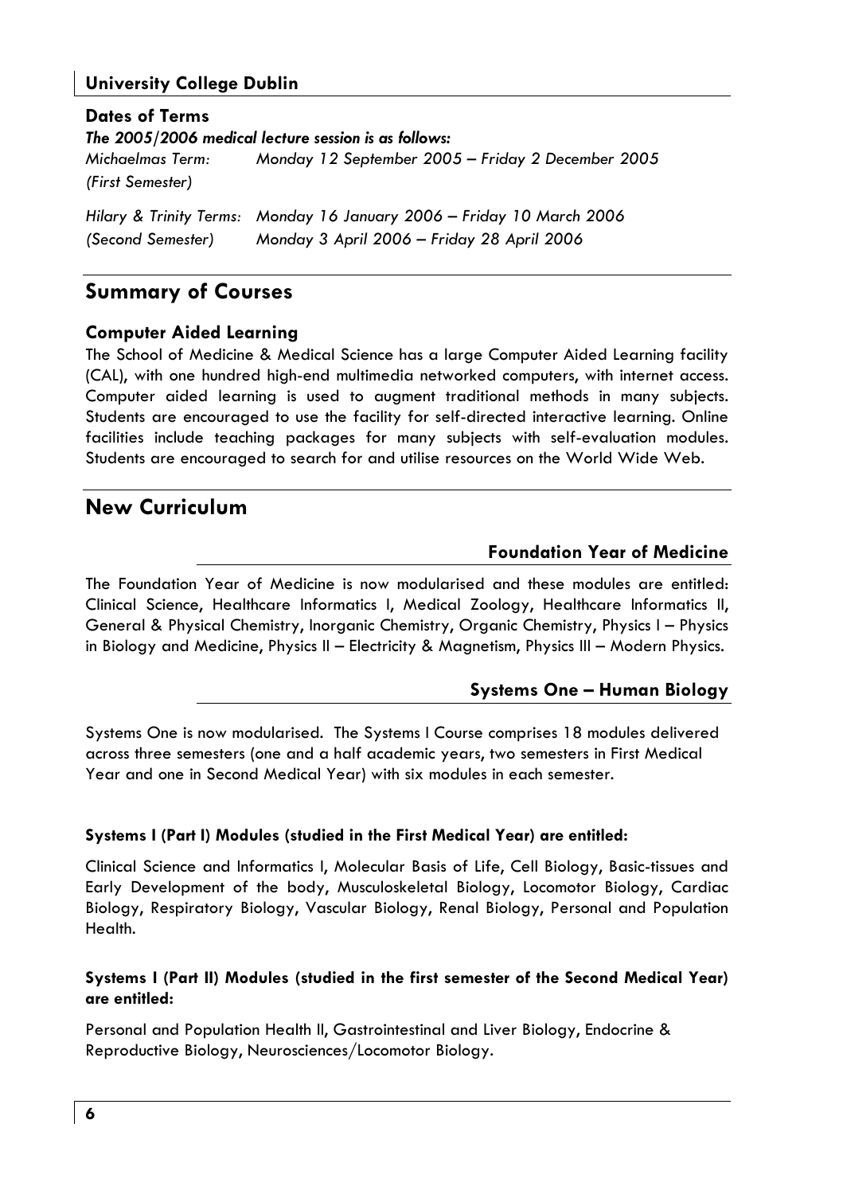**University College Dublin**

### Dates of Terms

***The 2005/2006 medical lecture session is as follows:***

| | |
|---|---|
| *Michaelmas Term: (First Semester)* | *Monday 12 September 2005 – Friday 2 December 2005* |
| *Hilary & Trinity Terms: (Second Semester)* | *Monday 16 January 2006 – Friday 10 March 2006* <br> *Monday 3 April 2006 – Friday 28 April 2006* |

## Summary of Courses

### Computer Aided Learning

The School of Medicine & Medical Science has a large Computer Aided Learning facility (CAL), with one hundred high-end multimedia networked computers, with internet access. Computer aided learning is used to augment traditional methods in many subjects. Students are encouraged to use the facility for self-directed interactive learning. Online facilities include teaching packages for many subjects with self-evaluation modules. Students are encouraged to search for and utilise resources on the World Wide Web.

## New Curriculum

### Foundation Year of Medicine

The Foundation Year of Medicine is now modularised and these modules are entitled: Clinical Science, Healthcare Informatics I, Medical Zoology, Healthcare Informatics II, General & Physical Chemistry, Inorganic Chemistry, Organic Chemistry, Physics I – Physics in Biology and Medicine, Physics II – Electricity & Magnetism, Physics III – Modern Physics.

### Systems One – Human Biology

Systems One is now modularised. The Systems I Course comprises 18 modules delivered across three semesters (one and a half academic years, two semesters in First Medical Year and one in Second Medical Year) with six modules in each semester.

**Systems I (Part I) Modules (studied in the First Medical Year) are entitled:**

Clinical Science and Informatics I, Molecular Basis of Life, Cell Biology, Basic-tissues and Early Development of the body, Musculoskeletal Biology, Locomotor Biology, Cardiac Biology, Respiratory Biology, Vascular Biology, Renal Biology, Personal and Population Health.

**Systems I (Part II) Modules (studied in the first semester of the Second Medical Year) are entitled:**

Personal and Population Health II, Gastrointestinal and Liver Biology, Endocrine & Reproductive Biology, Neurosciences/Locomotor Biology.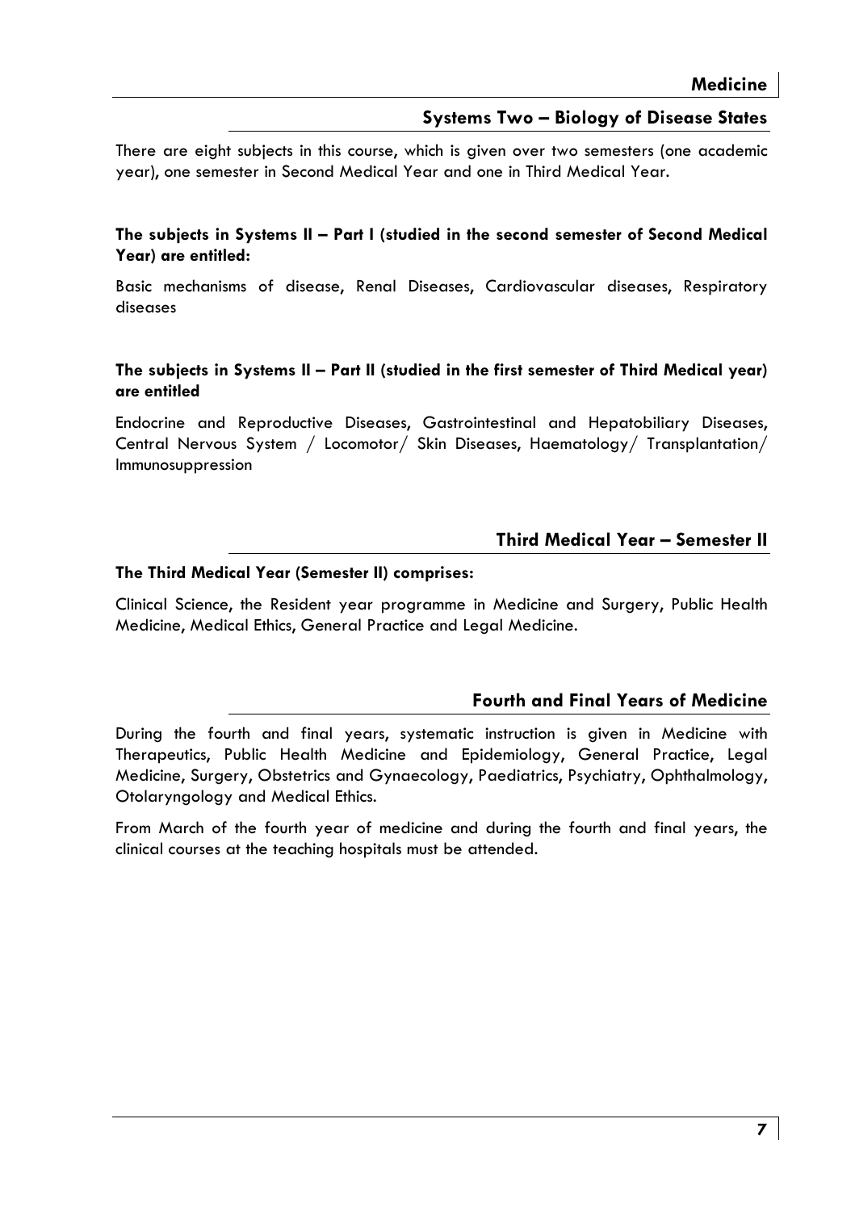## Systems Two – Biology of Disease States

There are eight subjects in this course, which is given over two semesters (one academic year), one semester in Second Medical Year and one in Third Medical Year.

**The subjects in Systems II – Part I (studied in the second semester of Second Medical Year) are entitled:**

Basic mechanisms of disease, Renal Diseases, Cardiovascular diseases, Respiratory diseases

**The subjects in Systems II – Part II (studied in the first semester of Third Medical year) are entitled**

Endocrine and Reproductive Diseases, Gastrointestinal and Hepatobiliary Diseases, Central Nervous System / Locomotor/ Skin Diseases, Haematology/ Transplantation/ Immunosuppression

## Third Medical Year – Semester II

**The Third Medical Year (Semester II) comprises:**

Clinical Science, the Resident year programme in Medicine and Surgery, Public Health Medicine, Medical Ethics, General Practice and Legal Medicine.

## Fourth and Final Years of Medicine

During the fourth and final years, systematic instruction is given in Medicine with Therapeutics, Public Health Medicine and Epidemiology, General Practice, Legal Medicine, Surgery, Obstetrics and Gynaecology, Paediatrics, Psychiatry, Ophthalmology, Otolaryngology and Medical Ethics.

From March of the fourth year of medicine and during the fourth and final years, the clinical courses at the teaching hospitals must be attended.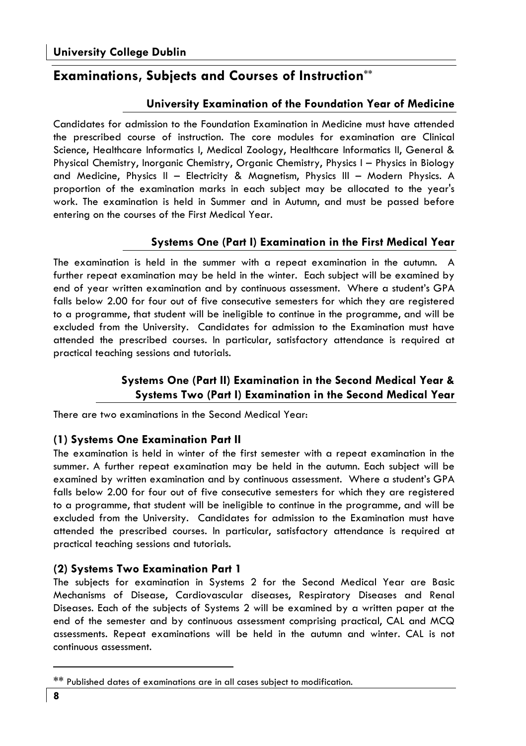## Examinations, Subjects and Courses of Instruction**

### University Examination of the Foundation Year of Medicine

Candidates for admission to the Foundation Examination in Medicine must have attended the prescribed course of instruction. The core modules for examination are Clinical Science, Healthcare Informatics I, Medical Zoology, Healthcare Informatics II, General & Physical Chemistry, Inorganic Chemistry, Organic Chemistry, Physics I – Physics in Biology and Medicine, Physics II – Electricity & Magnetism, Physics III – Modern Physics. A proportion of the examination marks in each subject may be allocated to the year's work. The examination is held in Summer and in Autumn, and must be passed before entering on the courses of the First Medical Year.

### Systems One (Part I) Examination in the First Medical Year

The examination is held in the summer with a repeat examination in the autumn. A further repeat examination may be held in the winter. Each subject will be examined by end of year written examination and by continuous assessment. Where a student's GPA falls below 2.00 for four out of five consecutive semesters for which they are registered to a programme, that student will be ineligible to continue in the programme, and will be excluded from the University. Candidates for admission to the Examination must have attended the prescribed courses. In particular, satisfactory attendance is required at practical teaching sessions and tutorials.

### Systems One (Part II) Examination in the Second Medical Year & Systems Two (Part I) Examination in the Second Medical Year

There are two examinations in the Second Medical Year:

#### (1) Systems One Examination Part II

The examination is held in winter of the first semester with a repeat examination in the summer. A further repeat examination may be held in the autumn. Each subject will be examined by written examination and by continuous assessment. Where a student's GPA falls below 2.00 for four out of five consecutive semesters for which they are registered to a programme, that student will be ineligible to continue in the programme, and will be excluded from the University. Candidates for admission to the Examination must have attended the prescribed courses. In particular, satisfactory attendance is required at practical teaching sessions and tutorials.

#### (2) Systems Two Examination Part 1

The subjects for examination in Systems 2 for the Second Medical Year are Basic Mechanisms of Disease, Cardiovascular diseases, Respiratory Diseases and Renal Diseases. Each of the subjects of Systems 2 will be examined by a written paper at the end of the semester and by continuous assessment comprising practical, CAL and MCQ assessments. Repeat examinations will be held in the autumn and winter. CAL is not continuous assessment.

---

** Published dates of examinations are in all cases subject to modification.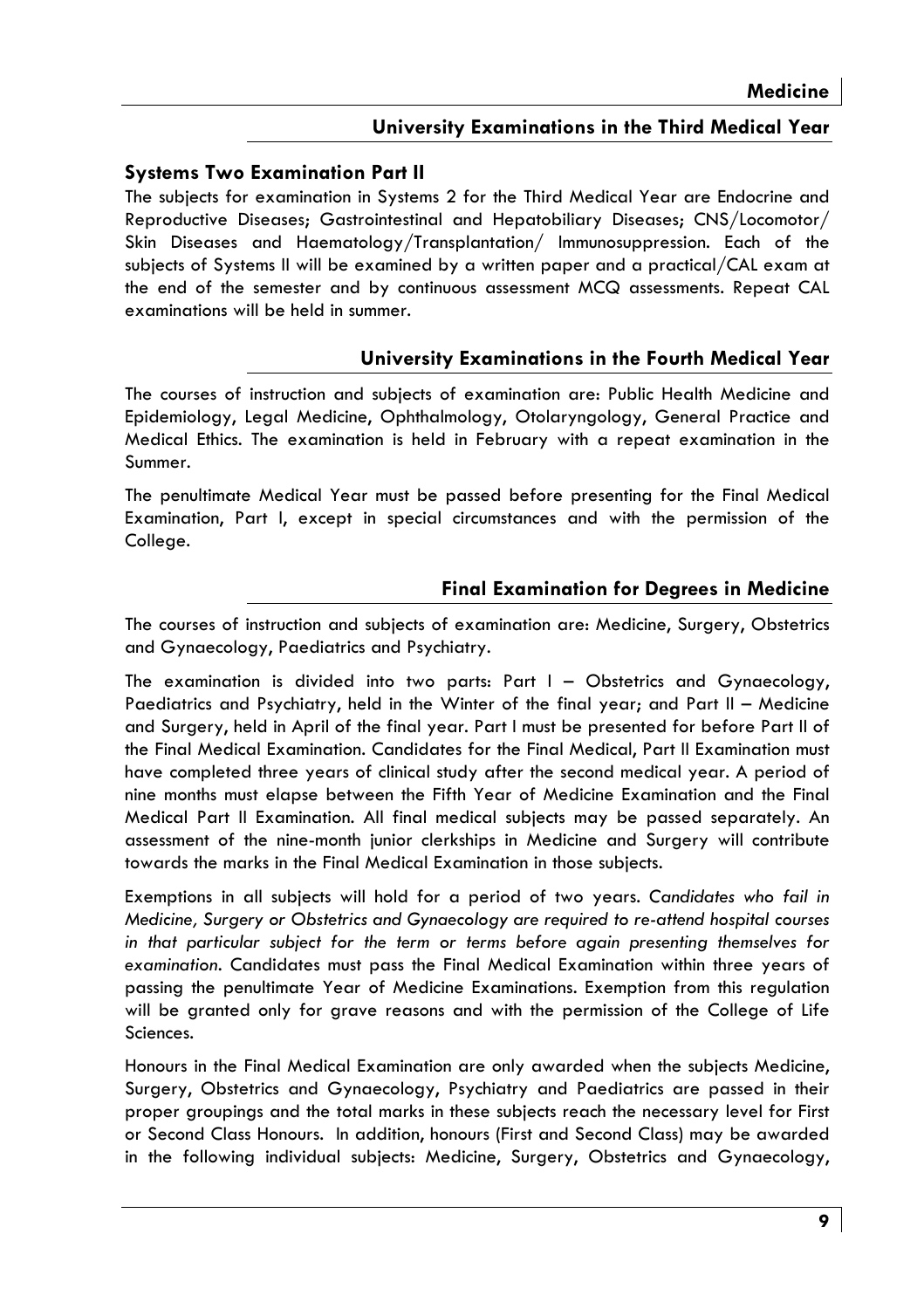## University Examinations in the Third Medical Year

### Systems Two Examination Part II

The subjects for examination in Systems 2 for the Third Medical Year are Endocrine and Reproductive Diseases; Gastrointestinal and Hepatobiliary Diseases; CNS/Locomotor/ Skin Diseases and Haematology/Transplantation/ Immunosuppression. Each of the subjects of Systems II will be examined by a written paper and a practical/CAL exam at the end of the semester and by continuous assessment MCQ assessments. Repeat CAL examinations will be held in summer.

## University Examinations in the Fourth Medical Year

The courses of instruction and subjects of examination are: Public Health Medicine and Epidemiology, Legal Medicine, Ophthalmology, Otolaryngology, General Practice and Medical Ethics. The examination is held in February with a repeat examination in the Summer.

The penultimate Medical Year must be passed before presenting for the Final Medical Examination, Part I, except in special circumstances and with the permission of the College.

## Final Examination for Degrees in Medicine

The courses of instruction and subjects of examination are: Medicine, Surgery, Obstetrics and Gynaecology, Paediatrics and Psychiatry.

The examination is divided into two parts: Part I – Obstetrics and Gynaecology, Paediatrics and Psychiatry, held in the Winter of the final year; and Part II – Medicine and Surgery, held in April of the final year. Part I must be presented for before Part II of the Final Medical Examination. Candidates for the Final Medical, Part II Examination must have completed three years of clinical study after the second medical year. A period of nine months must elapse between the Fifth Year of Medicine Examination and the Final Medical Part II Examination. All final medical subjects may be passed separately. An assessment of the nine-month junior clerkships in Medicine and Surgery will contribute towards the marks in the Final Medical Examination in those subjects.

Exemptions in all subjects will hold for a period of two years. *Candidates who fail in Medicine, Surgery or Obstetrics and Gynaecology are required to re-attend hospital courses in that particular subject for the term or terms before again presenting themselves for examination.* Candidates must pass the Final Medical Examination within three years of passing the penultimate Year of Medicine Examinations. Exemption from this regulation will be granted only for grave reasons and with the permission of the College of Life Sciences.

Honours in the Final Medical Examination are only awarded when the subjects Medicine, Surgery, Obstetrics and Gynaecology, Psychiatry and Paediatrics are passed in their proper groupings and the total marks in these subjects reach the necessary level for First or Second Class Honours. In addition, honours (First and Second Class) may be awarded in the following individual subjects: Medicine, Surgery, Obstetrics and Gynaecology,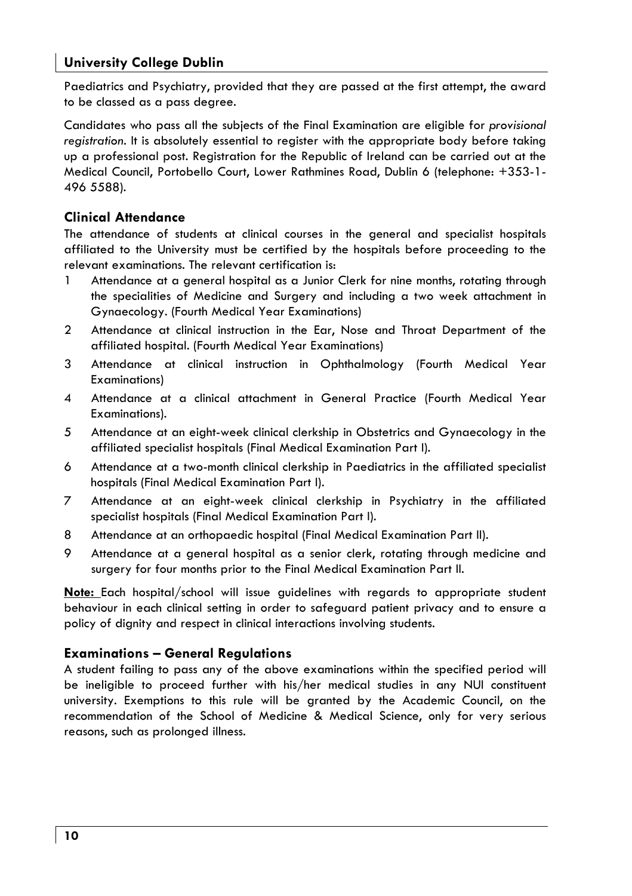Paediatrics and Psychiatry, provided that they are passed at the first attempt, the award to be classed as a pass degree.

Candidates who pass all the subjects of the Final Examination are eligible for *provisional registration*. It is absolutely essential to register with the appropriate body before taking up a professional post. Registration for the Republic of Ireland can be carried out at the Medical Council, Portobello Court, Lower Rathmines Road, Dublin 6 (telephone: +353-1-496 5588).

## Clinical Attendance

The attendance of students at clinical courses in the general and specialist hospitals affiliated to the University must be certified by the hospitals before proceeding to the relevant examinations. The relevant certification is:

1. Attendance at a general hospital as a Junior Clerk for nine months, rotating through the specialities of Medicine and Surgery and including a two week attachment in Gynaecology. (Fourth Medical Year Examinations)
2. Attendance at clinical instruction in the Ear, Nose and Throat Department of the affiliated hospital. (Fourth Medical Year Examinations)
3. Attendance at clinical instruction in Ophthalmology (Fourth Medical Year Examinations)
4. Attendance at a clinical attachment in General Practice (Fourth Medical Year Examinations).
5. Attendance at an eight-week clinical clerkship in Obstetrics and Gynaecology in the affiliated specialist hospitals (Final Medical Examination Part I).
6. Attendance at a two-month clinical clerkship in Paediatrics in the affiliated specialist hospitals (Final Medical Examination Part I).
7. Attendance at an eight-week clinical clerkship in Psychiatry in the affiliated specialist hospitals (Final Medical Examination Part I).
8. Attendance at an orthopaedic hospital (Final Medical Examination Part II).
9. Attendance at a general hospital as a senior clerk, rotating through medicine and surgery for four months prior to the Final Medical Examination Part II.

**Note:** Each hospital/school will issue guidelines with regards to appropriate student behaviour in each clinical setting in order to safeguard patient privacy and to ensure a policy of dignity and respect in clinical interactions involving students.

## Examinations – General Regulations

A student failing to pass any of the above examinations within the specified period will be ineligible to proceed further with his/her medical studies in any NUI constituent university. Exemptions to this rule will be granted by the Academic Council, on the recommendation of the School of Medicine & Medical Science, only for very serious reasons, such as prolonged illness.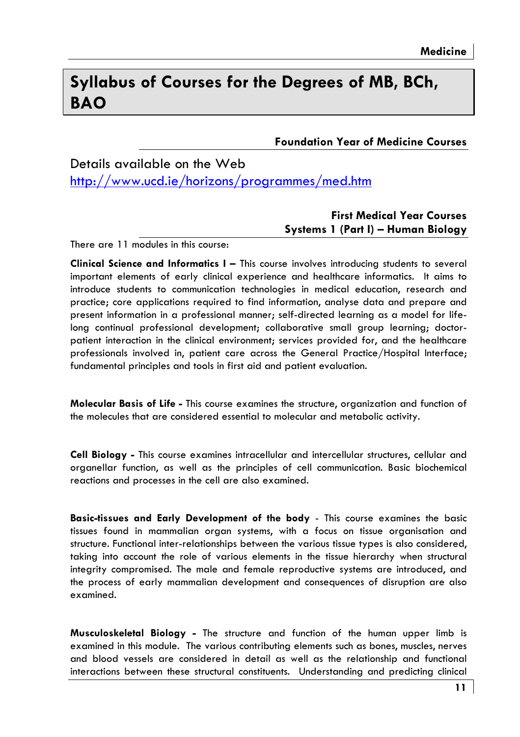# Syllabus of Courses for the Degrees of MB, BCh, BAO

## Foundation Year of Medicine Courses

Details available on the Web
http://www.ucd.ie/horizons/programmes/med.htm

## First Medical Year Courses
## Systems 1 (Part I) – Human Biology

There are 11 modules in this course:

**Clinical Science and Informatics I –** This course involves introducing students to several important elements of early clinical experience and healthcare informatics. It aims to introduce students to communication technologies in medical education, research and practice; core applications required to find information, analyse data and prepare and present information in a professional manner; self-directed learning as a model for life-long continual professional development; collaborative small group learning; doctor-patient interaction in the clinical environment; services provided for, and the healthcare professionals involved in, patient care across the General Practice/Hospital Interface; fundamental principles and tools in first aid and patient evaluation.

**Molecular Basis of Life -** This course examines the structure, organization and function of the molecules that are considered essential to molecular and metabolic activity.

**Cell Biology -** This course examines intracellular and intercellular structures, cellular and organellar function, as well as the principles of cell communication. Basic biochemical reactions and processes in the cell are also examined.

**Basic-tissues and Early Development of the body** - This course examines the basic tissues found in mammalian organ systems, with a focus on tissue organisation and structure. Functional inter-relationships between the various tissue types is also considered, taking into account the role of various elements in the tissue hierarchy when structural integrity compromised. The male and female reproductive systems are introduced, and the process of early mammalian development and consequences of disruption are also examined.

**Musculoskeletal Biology -** The structure and function of the human upper limb is examined in this module. The various contributing elements such as bones, muscles, nerves and blood vessels are considered in detail as well as the relationship and functional interactions between these structural constituents. Understanding and predicting clinical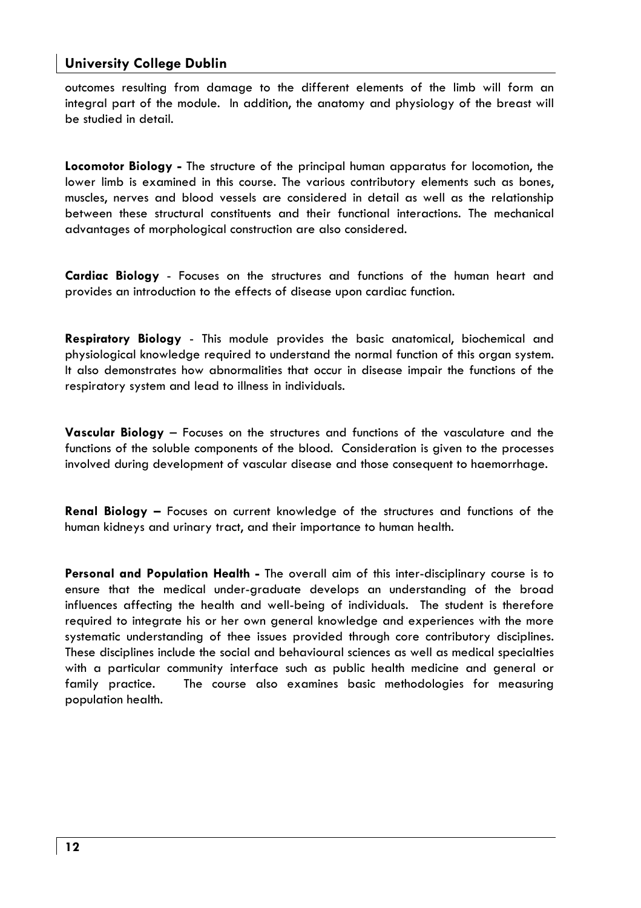outcomes resulting from damage to the different elements of the limb will form an integral part of the module. In addition, the anatomy and physiology of the breast will be studied in detail.

**Locomotor Biology -** The structure of the principal human apparatus for locomotion, the lower limb is examined in this course. The various contributory elements such as bones, muscles, nerves and blood vessels are considered in detail as well as the relationship between these structural constituents and their functional interactions. The mechanical advantages of morphological construction are also considered.

**Cardiac Biology** - Focuses on the structures and functions of the human heart and provides an introduction to the effects of disease upon cardiac function.

**Respiratory Biology** - This module provides the basic anatomical, biochemical and physiological knowledge required to understand the normal function of this organ system. It also demonstrates how abnormalities that occur in disease impair the functions of the respiratory system and lead to illness in individuals.

**Vascular Biology** – Focuses on the structures and functions of the vasculature and the functions of the soluble components of the blood. Consideration is given to the processes involved during development of vascular disease and those consequent to haemorrhage.

**Renal Biology –** Focuses on current knowledge of the structures and functions of the human kidneys and urinary tract, and their importance to human health.

**Personal and Population Health -** The overall aim of this inter-disciplinary course is to ensure that the medical under-graduate develops an understanding of the broad influences affecting the health and well-being of individuals. The student is therefore required to integrate his or her own general knowledge and experiences with the more systematic understanding of thee issues provided through core contributory disciplines. These disciplines include the social and behavioural sciences as well as medical specialties with a particular community interface such as public health medicine and general or family practice. The course also examines basic methodologies for measuring population health.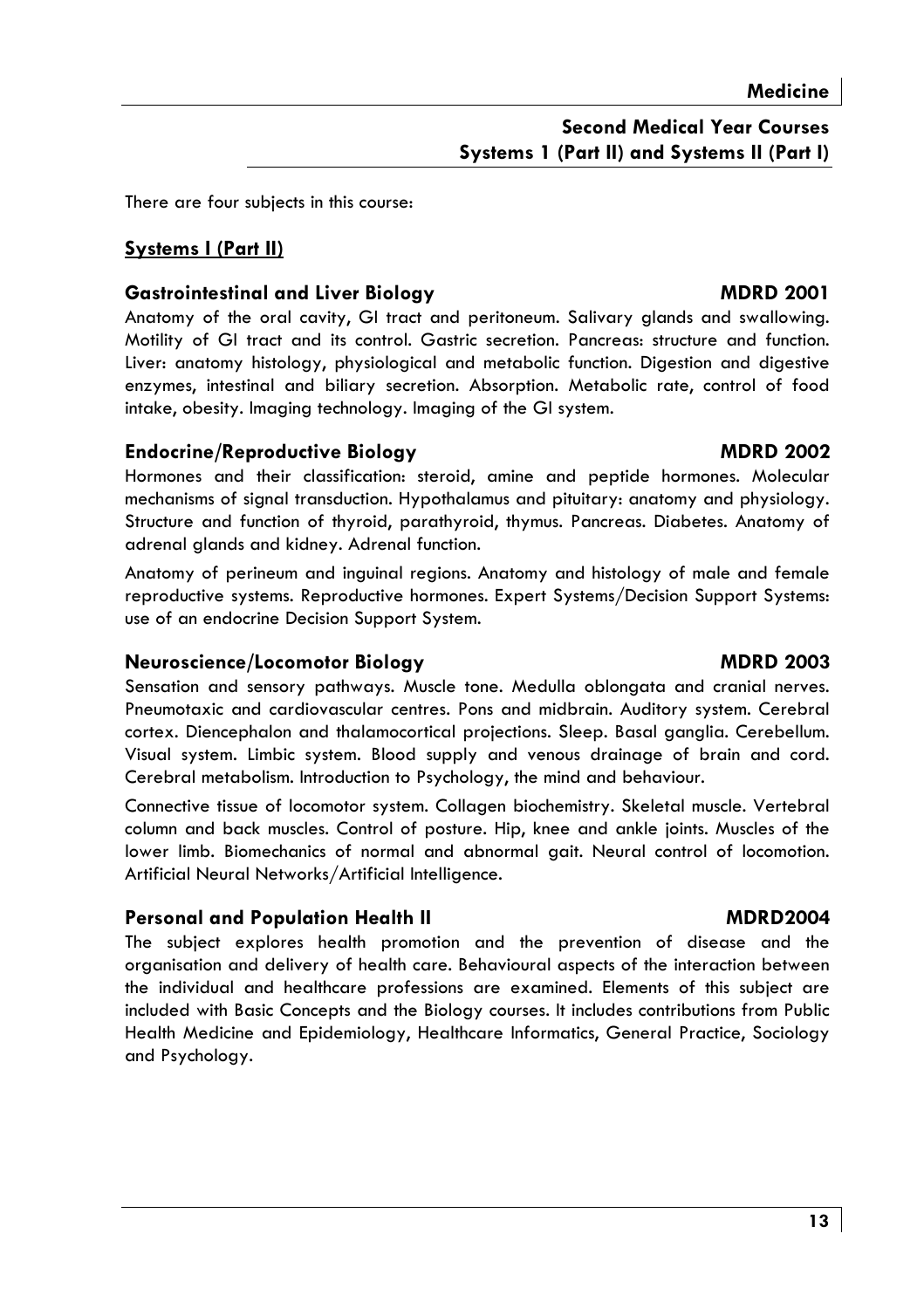## Second Medical Year Courses
## Systems 1 (Part II) and Systems II (Part I)

There are four subjects in this course:

### Systems I (Part II)

**Gastrointestinal and Liver Biology** **MDRD 2001**

Anatomy of the oral cavity, GI tract and peritoneum. Salivary glands and swallowing. Motility of GI tract and its control. Gastric secretion. Pancreas: structure and function. Liver: anatomy histology, physiological and metabolic function. Digestion and digestive enzymes, intestinal and biliary secretion. Absorption. Metabolic rate, control of food intake, obesity. Imaging technology. Imaging of the GI system.

**Endocrine/Reproductive Biology** **MDRD 2002**

Hormones and their classification: steroid, amine and peptide hormones. Molecular mechanisms of signal transduction. Hypothalamus and pituitary: anatomy and physiology. Structure and function of thyroid, parathyroid, thymus. Pancreas. Diabetes. Anatomy of adrenal glands and kidney. Adrenal function.

Anatomy of perineum and inguinal regions. Anatomy and histology of male and female reproductive systems. Reproductive hormones. Expert Systems/Decision Support Systems: use of an endocrine Decision Support System.

**Neuroscience/Locomotor Biology** **MDRD 2003**

Sensation and sensory pathways. Muscle tone. Medulla oblongata and cranial nerves. Pneumotaxic and cardiovascular centres. Pons and midbrain. Auditory system. Cerebral cortex. Diencephalon and thalamocortical projections. Sleep. Basal ganglia. Cerebellum. Visual system. Limbic system. Blood supply and venous drainage of brain and cord. Cerebral metabolism. Introduction to Psychology, the mind and behaviour.

Connective tissue of locomotor system. Collagen biochemistry. Skeletal muscle. Vertebral column and back muscles. Control of posture. Hip, knee and ankle joints. Muscles of the lower limb. Biomechanics of normal and abnormal gait. Neural control of locomotion. Artificial Neural Networks/Artificial Intelligence.

**Personal and Population Health II** **MDRD2004**

The subject explores health promotion and the prevention of disease and the organisation and delivery of health care. Behavioural aspects of the interaction between the individual and healthcare professions are examined. Elements of this subject are included with Basic Concepts and the Biology courses. It includes contributions from Public Health Medicine and Epidemiology, Healthcare Informatics, General Practice, Sociology and Psychology.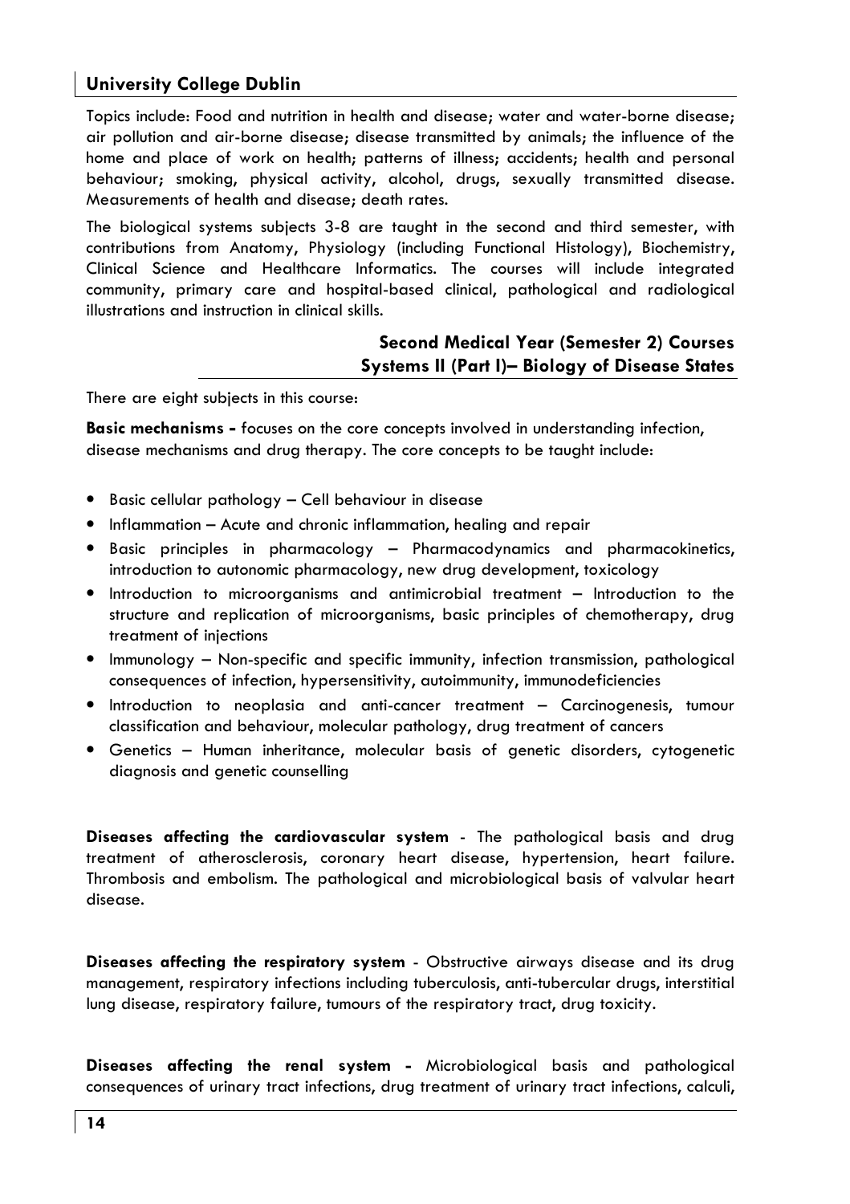Topics include: Food and nutrition in health and disease; water and water-borne disease; air pollution and air-borne disease; disease transmitted by animals; the influence of the home and place of work on health; patterns of illness; accidents; health and personal behaviour; smoking, physical activity, alcohol, drugs, sexually transmitted disease. Measurements of health and disease; death rates.

The biological systems subjects 3-8 are taught in the second and third semester, with contributions from Anatomy, Physiology (including Functional Histology), Biochemistry, Clinical Science and Healthcare Informatics. The courses will include integrated community, primary care and hospital-based clinical, pathological and radiological illustrations and instruction in clinical skills.

## Second Medical Year (Semester 2) Courses
## Systems II (Part I)– Biology of Disease States

There are eight subjects in this course:

**Basic mechanisms -** focuses on the core concepts involved in understanding infection, disease mechanisms and drug therapy. The core concepts to be taught include:

- Basic cellular pathology – Cell behaviour in disease
- Inflammation – Acute and chronic inflammation, healing and repair
- Basic principles in pharmacology – Pharmacodynamics and pharmacokinetics, introduction to autonomic pharmacology, new drug development, toxicology
- Introduction to microorganisms and antimicrobial treatment – Introduction to the structure and replication of microorganisms, basic principles of chemotherapy, drug treatment of injections
- Immunology – Non-specific and specific immunity, infection transmission, pathological consequences of infection, hypersensitivity, autoimmunity, immunodeficiencies
- Introduction to neoplasia and anti-cancer treatment – Carcinogenesis, tumour classification and behaviour, molecular pathology, drug treatment of cancers
- Genetics – Human inheritance, molecular basis of genetic disorders, cytogenetic diagnosis and genetic counselling

**Diseases affecting the cardiovascular system** - The pathological basis and drug treatment of atherosclerosis, coronary heart disease, hypertension, heart failure. Thrombosis and embolism. The pathological and microbiological basis of valvular heart disease.

**Diseases affecting the respiratory system** - Obstructive airways disease and its drug management, respiratory infections including tuberculosis, anti-tubercular drugs, interstitial lung disease, respiratory failure, tumours of the respiratory tract, drug toxicity.

**Diseases affecting the renal system -** Microbiological basis and pathological consequences of urinary tract infections, drug treatment of urinary tract infections, calculi,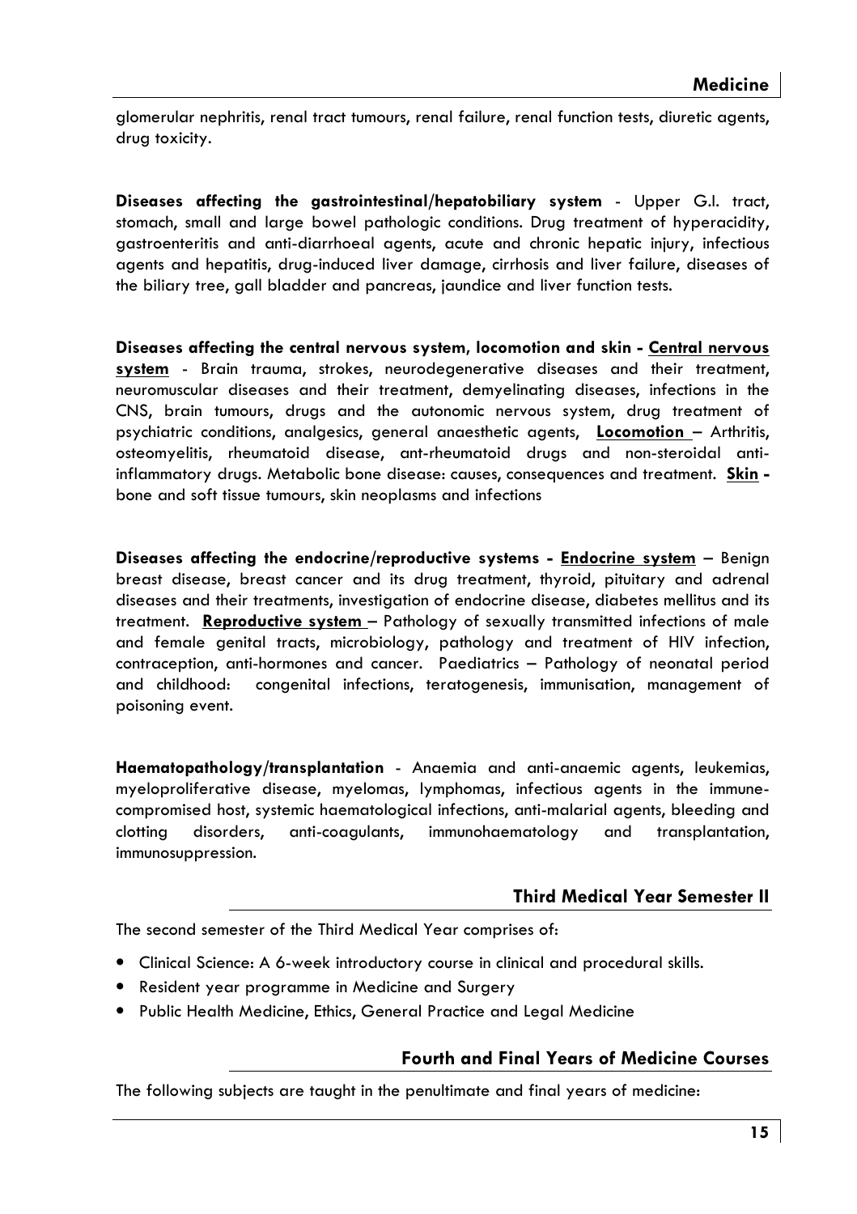glomerular nephritis, renal tract tumours, renal failure, renal function tests, diuretic agents, drug toxicity.

**Diseases affecting the gastrointestinal/hepatobiliary system** - Upper G.I. tract, stomach, small and large bowel pathologic conditions. Drug treatment of hyperacidity, gastroenteritis and anti-diarrhoeal agents, acute and chronic hepatic injury, infectious agents and hepatitis, drug-induced liver damage, cirrhosis and liver failure, diseases of the biliary tree, gall bladder and pancreas, jaundice and liver function tests.

**Diseases affecting the central nervous system, locomotion and skin - <u>Central nervous system</u>** - Brain trauma, strokes, neurodegenerative diseases and their treatment, neuromuscular diseases and their treatment, demyelinating diseases, infections in the CNS, brain tumours, drugs and the autonomic nervous system, drug treatment of psychiatric conditions, analgesics, general anaesthetic agents, **<u>Locomotion</u>** – Arthritis, osteomyelitis, rheumatoid disease, ant-rheumatoid drugs and non-steroidal anti-inflammatory drugs. Metabolic bone disease: causes, consequences and treatment. **<u>Skin</u> -** bone and soft tissue tumours, skin neoplasms and infections

**Diseases affecting the endocrine/reproductive systems - <u>Endocrine system</u>** – Benign breast disease, breast cancer and its drug treatment, thyroid, pituitary and adrenal diseases and their treatments, investigation of endocrine disease, diabetes mellitus and its treatment. **<u>Reproductive system</u>** – Pathology of sexually transmitted infections of male and female genital tracts, microbiology, pathology and treatment of HIV infection, contraception, anti-hormones and cancer. Paediatrics – Pathology of neonatal period and childhood: congenital infections, teratogenesis, immunisation, management of poisoning event.

**Haematopathology/transplantation** - Anaemia and anti-anaemic agents, leukemias, myeloproliferative disease, myelomas, lymphomas, infectious agents in the immune-compromised host, systemic haematological infections, anti-malarial agents, bleeding and clotting disorders, anti-coagulants, immunohaematology and transplantation, immunosuppression.

## Third Medical Year Semester II

The second semester of the Third Medical Year comprises of:

- Clinical Science: A 6-week introductory course in clinical and procedural skills.
- Resident year programme in Medicine and Surgery
- Public Health Medicine, Ethics, General Practice and Legal Medicine

## Fourth and Final Years of Medicine Courses

The following subjects are taught in the penultimate and final years of medicine: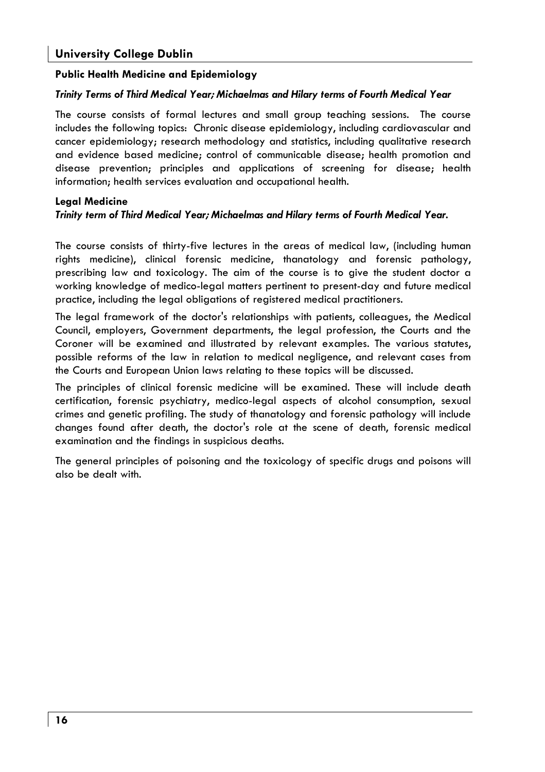## University College Dublin

### Public Health Medicine and Epidemiology

***Trinity Terms of Third Medical Year; Michaelmas and Hilary terms of Fourth Medical Year***

The course consists of formal lectures and small group teaching sessions. The course includes the following topics: Chronic disease epidemiology, including cardiovascular and cancer epidemiology; research methodology and statistics, including qualitative research and evidence based medicine; control of communicable disease; health promotion and disease prevention; principles and applications of screening for disease; health information; health services evaluation and occupational health.

### Legal Medicine

***Trinity term of Third Medical Year; Michaelmas and Hilary terms of Fourth Medical Year.***

The course consists of thirty-five lectures in the areas of medical law, (including human rights medicine), clinical forensic medicine, thanatology and forensic pathology, prescribing law and toxicology. The aim of the course is to give the student doctor a working knowledge of medico-legal matters pertinent to present-day and future medical practice, including the legal obligations of registered medical practitioners.

The legal framework of the doctor's relationships with patients, colleagues, the Medical Council, employers, Government departments, the legal profession, the Courts and the Coroner will be examined and illustrated by relevant examples. The various statutes, possible reforms of the law in relation to medical negligence, and relevant cases from the Courts and European Union laws relating to these topics will be discussed.

The principles of clinical forensic medicine will be examined. These will include death certification, forensic psychiatry, medico-legal aspects of alcohol consumption, sexual crimes and genetic profiling. The study of thanatology and forensic pathology will include changes found after death, the doctor's role at the scene of death, forensic medical examination and the findings in suspicious deaths.

The general principles of poisoning and the toxicology of specific drugs and poisons will also be dealt with.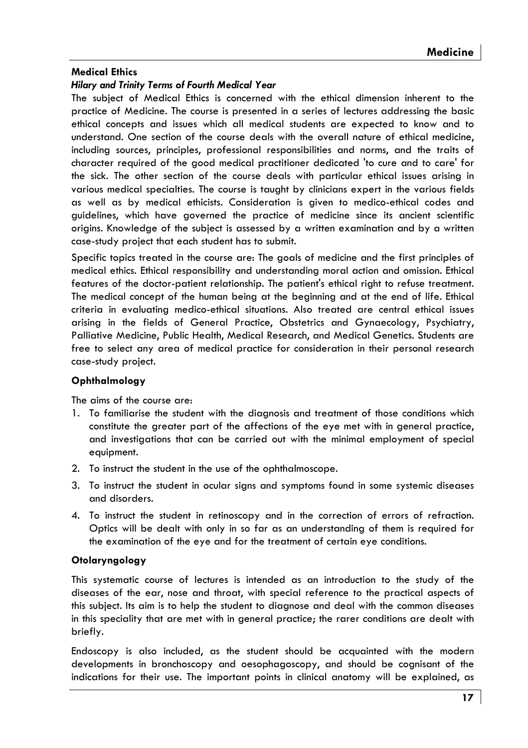## Medical Ethics

### *Hilary and Trinity Terms of Fourth Medical Year*

The subject of Medical Ethics is concerned with the ethical dimension inherent to the practice of Medicine. The course is presented in a series of lectures addressing the basic ethical concepts and issues which all medical students are expected to know and to understand. One section of the course deals with the overall nature of ethical medicine, including sources, principles, professional responsibilities and norms, and the traits of character required of the good medical practitioner dedicated 'to cure and to care' for the sick. The other section of the course deals with particular ethical issues arising in various medical specialties. The course is taught by clinicians expert in the various fields as well as by medical ethicists. Consideration is given to medico-ethical codes and guidelines, which have governed the practice of medicine since its ancient scientific origins. Knowledge of the subject is assessed by a written examination and by a written case-study project that each student has to submit.

Specific topics treated in the course are: The goals of medicine and the first principles of medical ethics. Ethical responsibility and understanding moral action and omission. Ethical features of the doctor-patient relationship. The patient's ethical right to refuse treatment. The medical concept of the human being at the beginning and at the end of life. Ethical criteria in evaluating medico-ethical situations. Also treated are central ethical issues arising in the fields of General Practice, Obstetrics and Gynaecology, Psychiatry, Palliative Medicine, Public Health, Medical Research, and Medical Genetics. Students are free to select any area of medical practice for consideration in their personal research case-study project.

## Ophthalmology

The aims of the course are:

1. To familiarise the student with the diagnosis and treatment of those conditions which constitute the greater part of the affections of the eye met with in general practice, and investigations that can be carried out with the minimal employment of special equipment.
2. To instruct the student in the use of the ophthalmoscope.
3. To instruct the student in ocular signs and symptoms found in some systemic diseases and disorders.
4. To instruct the student in retinoscopy and in the correction of errors of refraction. Optics will be dealt with only in so far as an understanding of them is required for the examination of the eye and for the treatment of certain eye conditions.

## Otolaryngology

This systematic course of lectures is intended as an introduction to the study of the diseases of the ear, nose and throat, with special reference to the practical aspects of this subject. Its aim is to help the student to diagnose and deal with the common diseases in this speciality that are met with in general practice; the rarer conditions are dealt with briefly.

Endoscopy is also included, as the student should be acquainted with the modern developments in bronchoscopy and oesophagoscopy, and should be cognisant of the indications for their use. The important points in clinical anatomy will be explained, as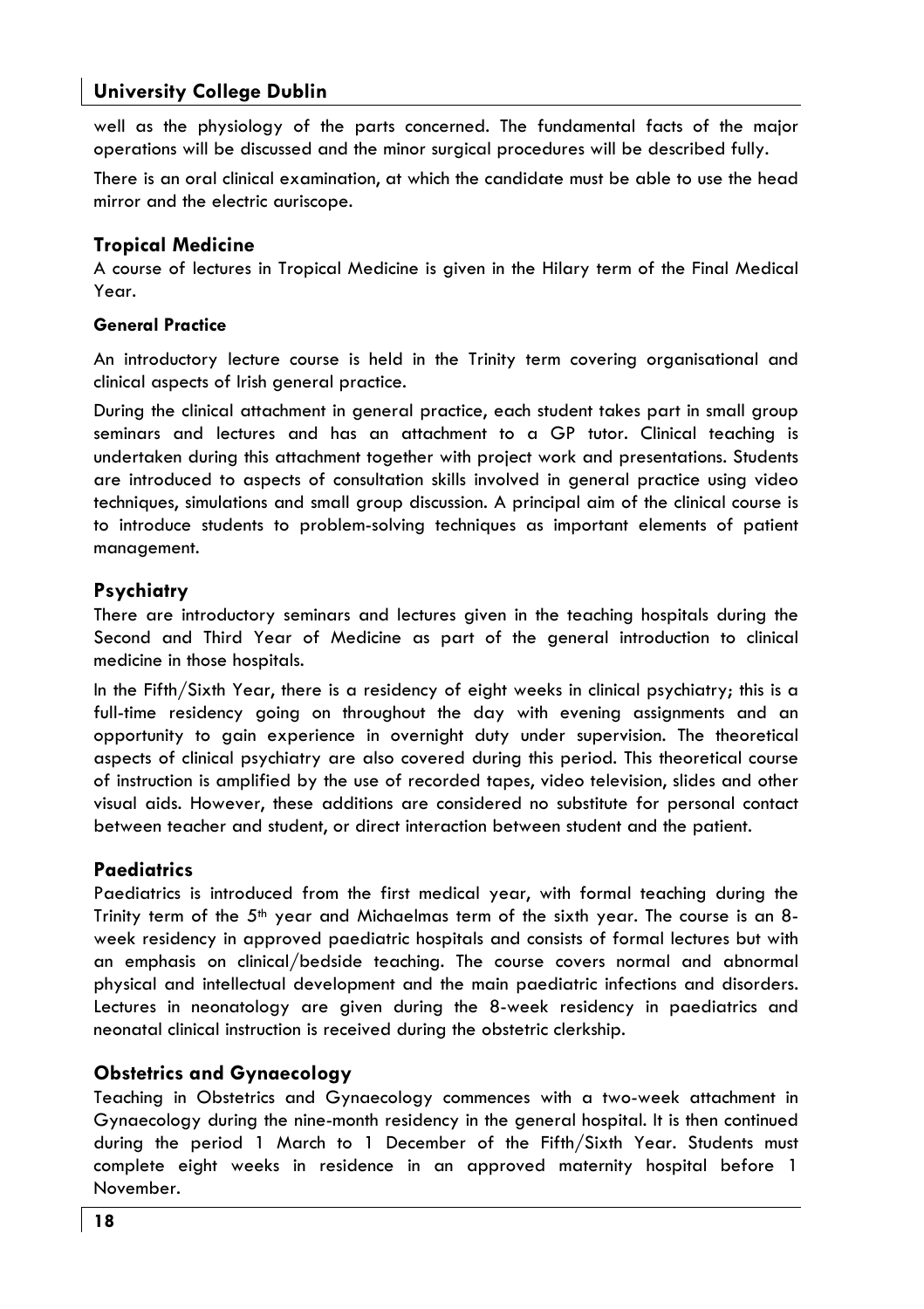well as the physiology of the parts concerned. The fundamental facts of the major operations will be discussed and the minor surgical procedures will be described fully.

There is an oral clinical examination, at which the candidate must be able to use the head mirror and the electric auriscope.

## Tropical Medicine

A course of lectures in Tropical Medicine is given in the Hilary term of the Final Medical Year.

### General Practice

An introductory lecture course is held in the Trinity term covering organisational and clinical aspects of Irish general practice.

During the clinical attachment in general practice, each student takes part in small group seminars and lectures and has an attachment to a GP tutor. Clinical teaching is undertaken during this attachment together with project work and presentations. Students are introduced to aspects of consultation skills involved in general practice using video techniques, simulations and small group discussion. A principal aim of the clinical course is to introduce students to problem-solving techniques as important elements of patient management.

## Psychiatry

There are introductory seminars and lectures given in the teaching hospitals during the Second and Third Year of Medicine as part of the general introduction to clinical medicine in those hospitals.

In the Fifth/Sixth Year, there is a residency of eight weeks in clinical psychiatry; this is a full-time residency going on throughout the day with evening assignments and an opportunity to gain experience in overnight duty under supervision. The theoretical aspects of clinical psychiatry are also covered during this period. This theoretical course of instruction is amplified by the use of recorded tapes, video television, slides and other visual aids. However, these additions are considered no substitute for personal contact between teacher and student, or direct interaction between student and the patient.

## Paediatrics

Paediatrics is introduced from the first medical year, with formal teaching during the Trinity term of the 5th year and Michaelmas term of the sixth year. The course is an 8-week residency in approved paediatric hospitals and consists of formal lectures but with an emphasis on clinical/bedside teaching. The course covers normal and abnormal physical and intellectual development and the main paediatric infections and disorders. Lectures in neonatology are given during the 8-week residency in paediatrics and neonatal clinical instruction is received during the obstetric clerkship.

## Obstetrics and Gynaecology

Teaching in Obstetrics and Gynaecology commences with a two-week attachment in Gynaecology during the nine-month residency in the general hospital. It is then continued during the period 1 March to 1 December of the Fifth/Sixth Year. Students must complete eight weeks in residence in an approved maternity hospital before 1 November.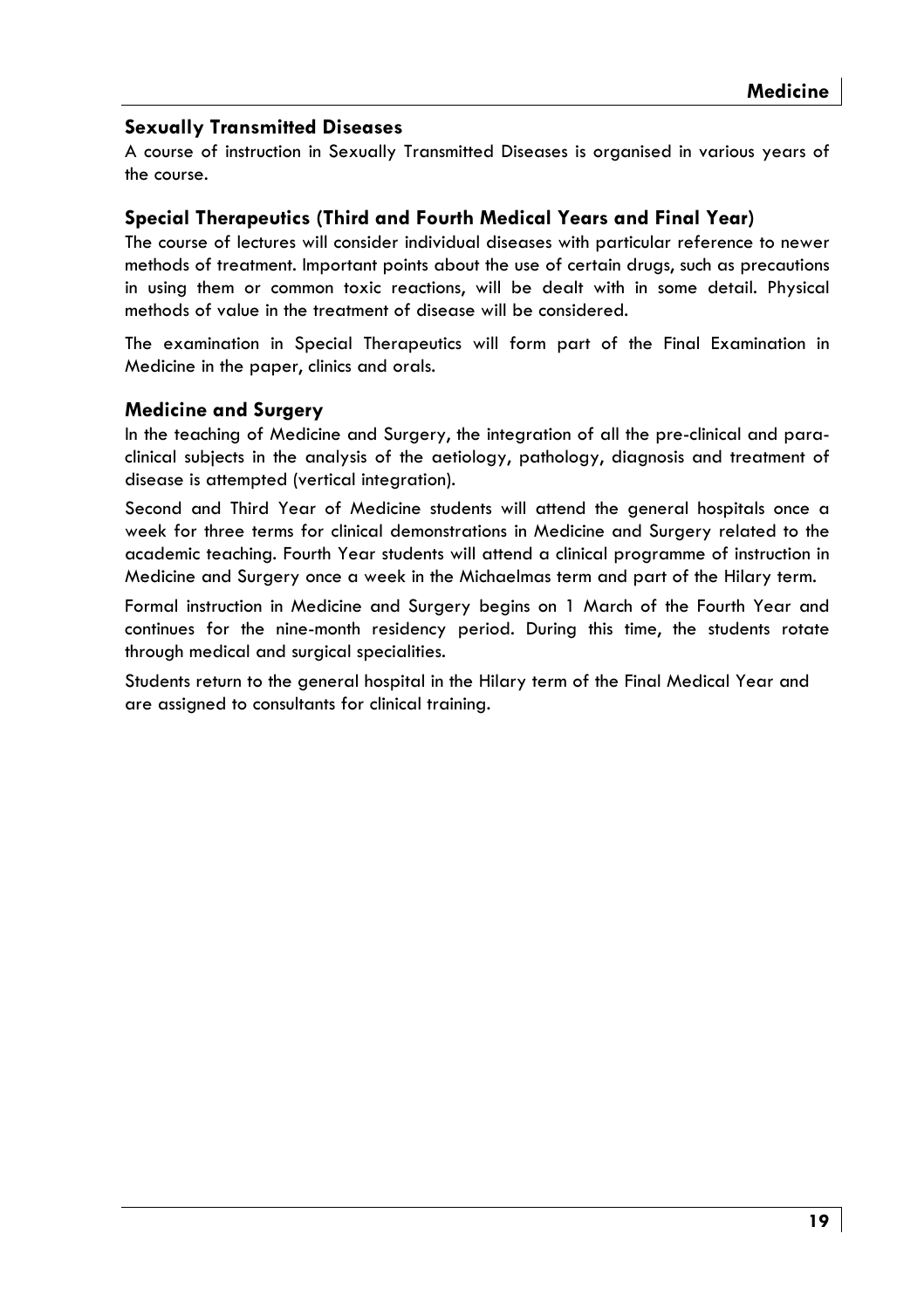## Sexually Transmitted Diseases

A course of instruction in Sexually Transmitted Diseases is organised in various years of the course.

## Special Therapeutics (Third and Fourth Medical Years and Final Year)

The course of lectures will consider individual diseases with particular reference to newer methods of treatment. Important points about the use of certain drugs, such as precautions in using them or common toxic reactions, will be dealt with in some detail. Physical methods of value in the treatment of disease will be considered.

The examination in Special Therapeutics will form part of the Final Examination in Medicine in the paper, clinics and orals.

## Medicine and Surgery

In the teaching of Medicine and Surgery, the integration of all the pre-clinical and para-clinical subjects in the analysis of the aetiology, pathology, diagnosis and treatment of disease is attempted (vertical integration).

Second and Third Year of Medicine students will attend the general hospitals once a week for three terms for clinical demonstrations in Medicine and Surgery related to the academic teaching. Fourth Year students will attend a clinical programme of instruction in Medicine and Surgery once a week in the Michaelmas term and part of the Hilary term.

Formal instruction in Medicine and Surgery begins on 1 March of the Fourth Year and continues for the nine-month residency period. During this time, the students rotate through medical and surgical specialities.

Students return to the general hospital in the Hilary term of the Final Medical Year and are assigned to consultants for clinical training.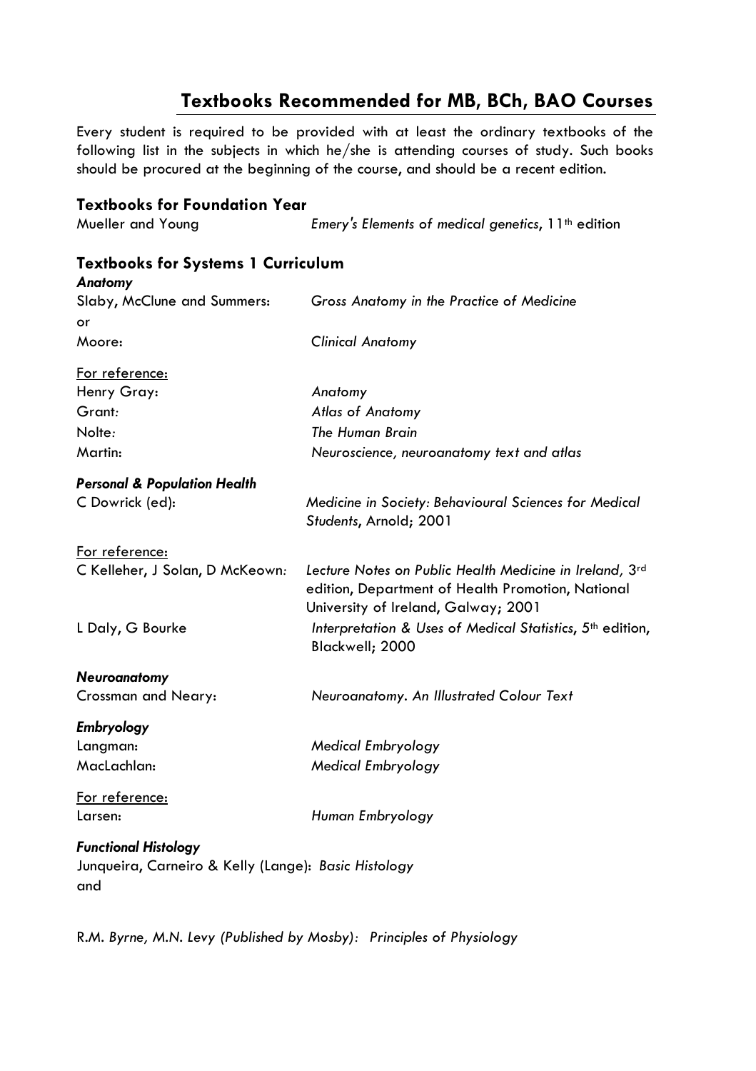## Textbooks Recommended for MB, BCh, BAO Courses

Every student is required to be provided with at least the ordinary textbooks of the following list in the subjects in which he/she is attending courses of study. Such books should be procured at the beginning of the course, and should be a recent edition.

### Textbooks for Foundation Year

Mueller and Young — *Emery's Elements of medical genetics*, 11th edition

### Textbooks for Systems 1 Curriculum

#### *Anatomy*

Slaby, McClune and Summers: *Gross Anatomy in the Practice of Medicine*

or

Moore: *Clinical Anatomy*

For reference:

Henry Gray: *Anatomy*

Grant: *Atlas of Anatomy*

Nolte: *The Human Brain*

Martin: *Neuroscience, neuroanatomy text and atlas*

#### *Personal & Population Health*

C Dowrick (ed): *Medicine in Society: Behavioural Sciences for Medical Students*, Arnold; 2001

For reference:

C Kelleher, J Solan, D McKeown: *Lecture Notes on Public Health Medicine in Ireland,* 3rd edition, Department of Health Promotion, National University of Ireland, Galway; 2001

L Daly, G Bourke: *Interpretation & Uses of Medical Statistics*, 5th edition, Blackwell; 2000

#### *Neuroanatomy*

Crossman and Neary: *Neuroanatomy. An Illustrated Colour Text*

#### *Embryology*

Langman: *Medical Embryology*

MacLachlan: *Medical Embryology*

For reference:

Larsen: *Human Embryology*

#### *Functional Histology*

Junqueira, Carneiro & Kelly (Lange): *Basic Histology*

and

R.M. *Byrne, M.N. Levy (Published by Mosby): Principles of Physiology*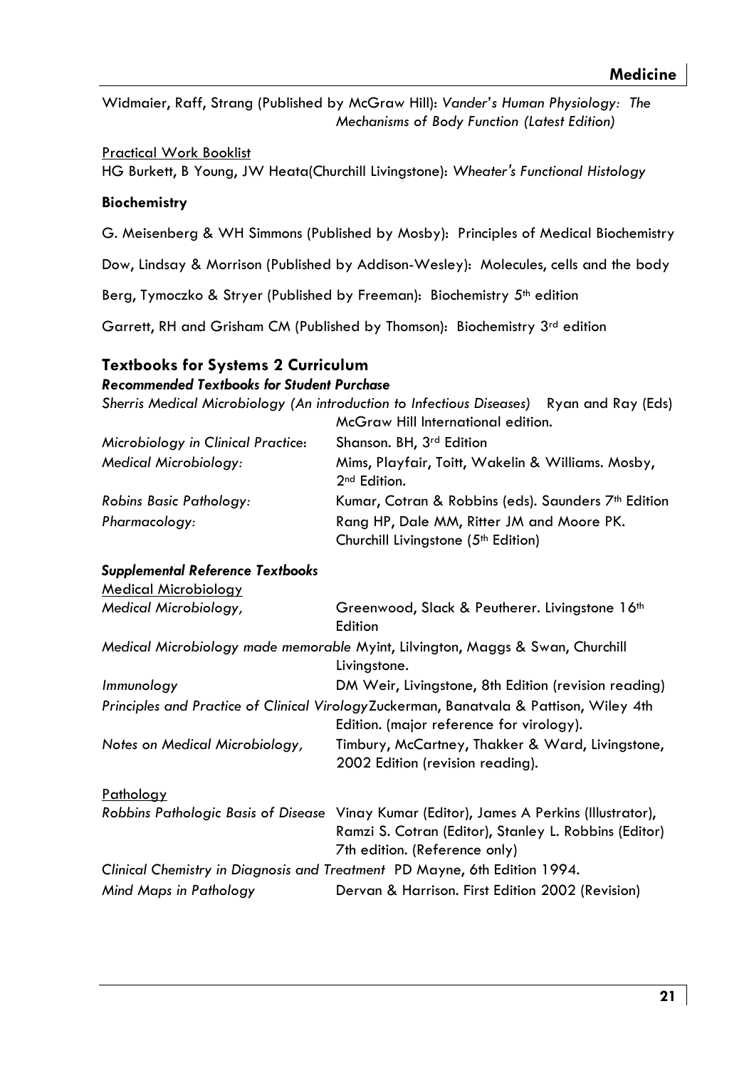Widmaier, Raff, Strang (Published by McGraw Hill): *Vander's Human Physiology: The Mechanisms of Body Function (Latest Edition)*

Practical Work Booklist

HG Burkett, B Young, JW Heata(Churchill Livingstone): *Wheater's Functional Histology*

**Biochemistry**

G. Meisenberg & WH Simmons (Published by Mosby): Principles of Medical Biochemistry

Dow, Lindsay & Morrison (Published by Addison-Wesley): Molecules, cells and the body

Berg, Tymoczko & Stryer (Published by Freeman): Biochemistry 5th edition

Garrett, RH and Grisham CM (Published by Thomson): Biochemistry 3rd edition

## Textbooks for Systems 2 Curriculum

***Recommended Textbooks for Student Purchase***

*Sherris Medical Microbiology (An introduction to Infectious Diseases)* Ryan and Ray (Eds) McGraw Hill International edition.

*Microbiology in Clinical Practice*: Shanson. BH, 3rd Edition

*Medical Microbiology:* Mims, Playfair, Toitt, Wakelin & Williams. Mosby, 2nd Edition.

*Robins Basic Pathology:* Kumar, Cotran & Robbins (eds). Saunders 7th Edition

*Pharmacology:* Rang HP, Dale MM, Ritter JM and Moore PK. Churchill Livingstone (5th Edition)

***Supplemental Reference Textbooks***

Medical Microbiology

*Medical Microbiology,* Greenwood, Slack & Peutherer. Livingstone 16th Edition

*Medical Microbiology made memorable* Myint, Lilvington, Maggs & Swan, Churchill Livingstone.

*Immunology* DM Weir, Livingstone, 8th Edition (revision reading)

*Principles and Practice of Clinical Virology* Zuckerman, Banatvala & Pattison, Wiley 4th Edition. (major reference for virology).

*Notes on Medical Microbiology,* Timbury, McCartney, Thakker & Ward, Livingstone, 2002 Edition (revision reading).

Pathology

*Robbins Pathologic Basis of Disease* Vinay Kumar (Editor), James A Perkins (Illustrator), Ramzi S. Cotran (Editor), Stanley L. Robbins (Editor) 7th edition. (Reference only)

*Clinical Chemistry in Diagnosis and Treatment* PD Mayne, 6th Edition 1994.

*Mind Maps in Pathology* Dervan & Harrison. First Edition 2002 (Revision)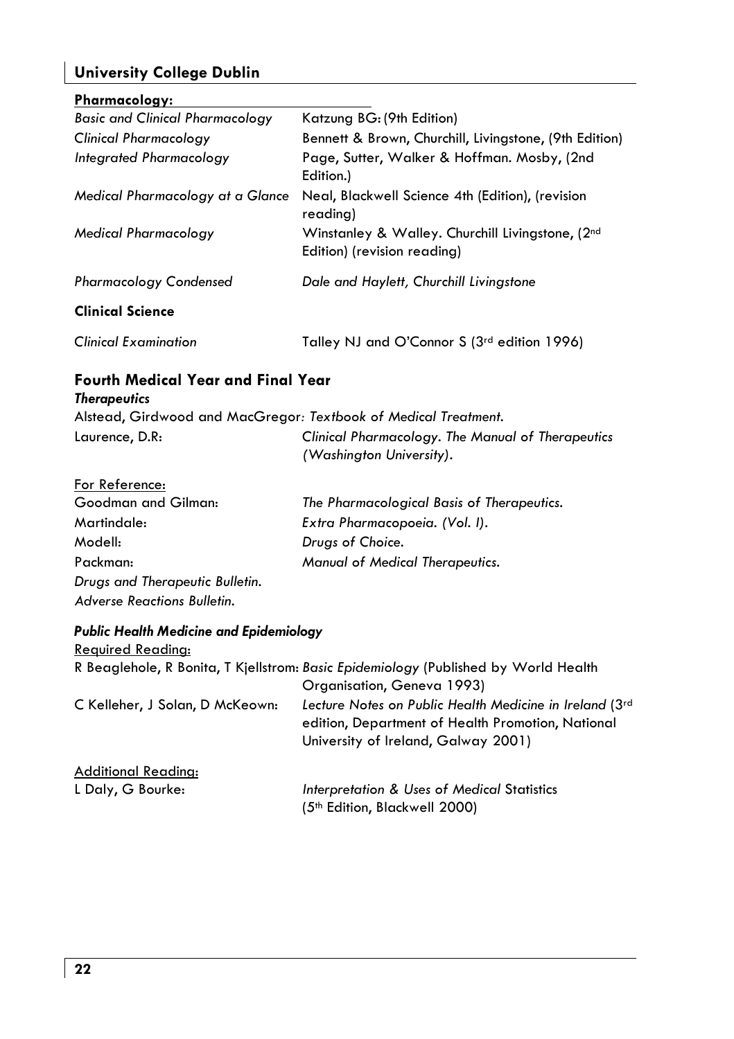## University College Dublin

**Pharmacology:**

| | |
|---|---|
| *Basic and Clinical Pharmacology* | Katzung BG: (9th Edition) |
| *Clinical Pharmacology* | Bennett & Brown, Churchill, Livingstone, (9th Edition) |
| *Integrated Pharmacology* | Page, Sutter, Walker & Hoffman. Mosby, (2nd Edition.) |
| *Medical Pharmacology at a Glance* | Neal, Blackwell Science 4th (Edition), (revision reading) |
| *Medical Pharmacology* | Winstanley & Walley. Churchill Livingstone, (2nd Edition) (revision reading) |
| *Pharmacology Condensed* | *Dale and Haylett, Churchill Livingstone* |

**Clinical Science**

| | |
|---|---|
| *Clinical Examination* | Talley NJ and O'Connor S (3rd edition 1996) |

### Fourth Medical Year and Final Year

***Therapeutics***

Alstead, Girdwood and MacGregor: *Textbook of Medical Treatment.*

Laurence, D.R: *Clinical Pharmacology. The Manual of Therapeutics (Washington University).*

For Reference:

| | |
|---|---|
| Goodman and Gilman: | *The Pharmacological Basis of Therapeutics.* |
| Martindale: | *Extra Pharmacopoeia. (Vol. I).* |
| Modell: | *Drugs of Choice.* |
| Packman: | *Manual of Medical Therapeutics.* |

*Drugs and Therapeutic Bulletin.*

*Adverse Reactions Bulletin.*

***Public Health Medicine and Epidemiology***

Required Reading:

R Beaglehole, R Bonita, T Kjellstrom: *Basic Epidemiology* (Published by World Health Organisation, Geneva 1993)

C Kelleher, J Solan, D McKeown: *Lecture Notes on Public Health Medicine in Ireland* (3rd edition, Department of Health Promotion, National University of Ireland, Galway 2001)

Additional Reading:

L Daly, G Bourke: *Interpretation & Uses of Medical* Statistics (5th Edition, Blackwell 2000)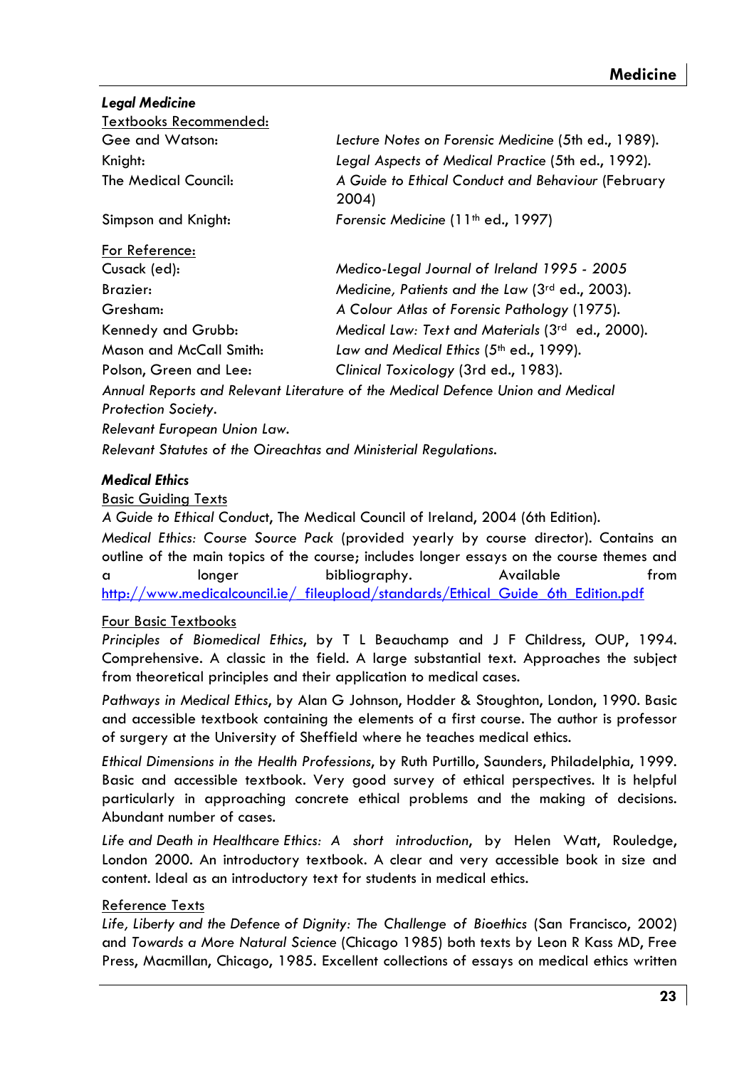### *Legal Medicine*

Textbooks Recommended:

| | |
|---|---|
| Gee and Watson: | *Lecture Notes on Forensic Medicine* (5th ed., 1989). |
| Knight: | *Legal Aspects of Medical Practice* (5th ed., 1992). |
| The Medical Council: | *A Guide to Ethical Conduct and Behaviour* (February 2004) |
| Simpson and Knight: | *Forensic Medicine* (11th ed., 1997) |

For Reference:

| | |
|---|---|
| Cusack (ed): | *Medico-Legal Journal of Ireland 1995 - 2005* |
| Brazier: | *Medicine, Patients and the Law* (3rd ed., 2003). |
| Gresham: | *A Colour Atlas of Forensic Pathology* (1975). |
| Kennedy and Grubb: | *Medical Law: Text and Materials* (3rd ed., 2000). |
| Mason and McCall Smith: | *Law and Medical Ethics* (5th ed., 1999). |
| Polson, Green and Lee: | *Clinical Toxicology* (3rd ed., 1983). |

*Annual Reports and Relevant Literature of the Medical Defence Union and Medical Protection Society.*

*Relevant European Union Law.*

*Relevant Statutes of the Oireachtas and Ministerial Regulations.*

### *Medical Ethics*

Basic Guiding Texts

*A Guide to Ethical Conduct*, The Medical Council of Ireland, 2004 (6th Edition).

*Medical Ethics: Course Source Pack* (provided yearly by course director). Contains an outline of the main topics of the course; includes longer essays on the course themes and a longer bibliography. Available from http://www.medicalcouncil.ie/_fileupload/standards/Ethical_Guide_6th_Edition.pdf

Four Basic Textbooks

*Principles of Biomedical Ethics*, by T L Beauchamp and J F Childress, OUP, 1994. Comprehensive. A classic in the field. A large substantial text. Approaches the subject from theoretical principles and their application to medical cases.

*Pathways in Medical Ethics*, by Alan G Johnson, Hodder & Stoughton, London, 1990. Basic and accessible textbook containing the elements of a first course. The author is professor of surgery at the University of Sheffield where he teaches medical ethics.

*Ethical Dimensions in the Health Professions*, by Ruth Purtillo, Saunders, Philadelphia, 1999. Basic and accessible textbook. Very good survey of ethical perspectives. It is helpful particularly in approaching concrete ethical problems and the making of decisions. Abundant number of cases.

*Life and Death in Healthcare Ethics: A short introduction*, by Helen Watt, Rouledge, London 2000. An introductory textbook. A clear and very accessible book in size and content. Ideal as an introductory text for students in medical ethics.

Reference Texts

*Life, Liberty and the Defence of Dignity: The Challenge of Bioethics* (San Francisco, 2002) and *Towards a More Natural Science* (Chicago 1985) both texts by Leon R Kass MD, Free Press, Macmillan, Chicago, 1985. Excellent collections of essays on medical ethics written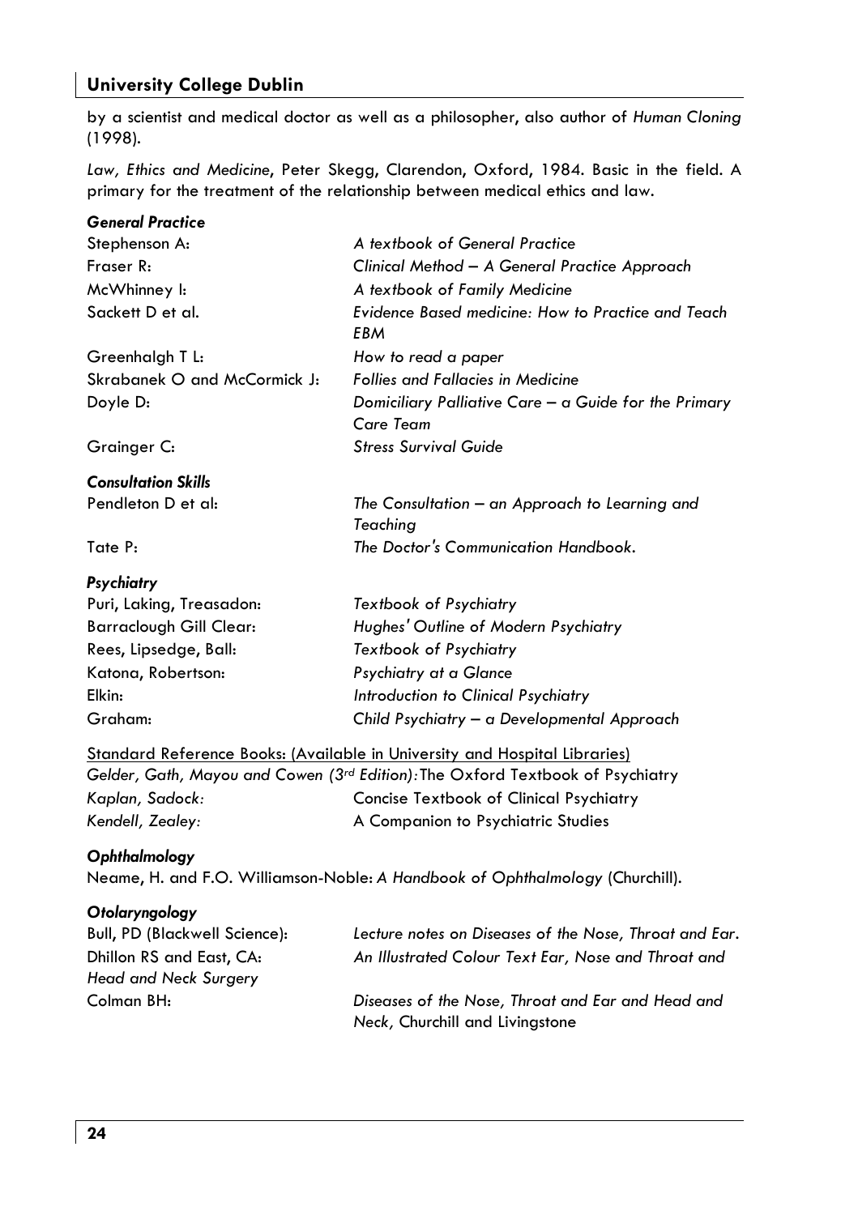by a scientist and medical doctor as well as a philosopher, also author of *Human Cloning* (1998).

*Law, Ethics and Medicine*, Peter Skegg, Clarendon, Oxford, 1984. Basic in the field. A primary for the treatment of the relationship between medical ethics and law.

***General Practice***

| | |
|---|---|
| Stephenson A: | *A textbook of General Practice* |
| Fraser R: | *Clinical Method – A General Practice Approach* |
| McWhinney I: | *A textbook of Family Medicine* |
| Sackett D et al. | *Evidence Based medicine: How to Practice and Teach EBM* |
| Greenhalgh T L: | *How to read a paper* |
| Skrabanek O and McCormick J: | *Follies and Fallacies in Medicine* |
| Doyle D: | *Domiciliary Palliative Care – a Guide for the Primary Care Team* |
| Grainger C: | *Stress Survival Guide* |

***Consultation Skills***

| | |
|---|---|
| Pendleton D et al: | *The Consultation – an Approach to Learning and Teaching* |
| Tate P: | *The Doctor's Communication Handbook.* |

***Psychiatry***

| | |
|---|---|
| Puri, Laking, Treasadon: | *Textbook of Psychiatry* |
| Barraclough Gill Clear: | *Hughes' Outline of Modern Psychiatry* |
| Rees, Lipsedge, Ball: | *Textbook of Psychiatry* |
| Katona, Robertson: | *Psychiatry at a Glance* |
| Elkin: | *Introduction to Clinical Psychiatry* |
| Graham: | *Child Psychiatry – a Developmental Approach* |

<u>Standard Reference Books: (Available in University and Hospital Libraries)</u>

*Gelder, Gath, Mayou and Cowen (3rd Edition):* The Oxford Textbook of Psychiatry

| | |
|---|---|
| *Kaplan, Sadock:* | Concise Textbook of Clinical Psychiatry |
| *Kendell, Zealey:* | A Companion to Psychiatric Studies |

***Ophthalmology***

Neame, H. and F.O. Williamson-Noble: *A Handbook of Ophthalmology* (Churchill).

***Otolaryngology***

| | |
|---|---|
| Bull, PD (Blackwell Science): | *Lecture notes on Diseases of the Nose, Throat and Ear.* |
| Dhillon RS and East, CA: | *An Illustrated Colour Text Ear, Nose and Throat and Head and Neck Surgery* |
| Colman BH: | *Diseases of the Nose, Throat and Ear and Head and Neck*, Churchill and Livingstone |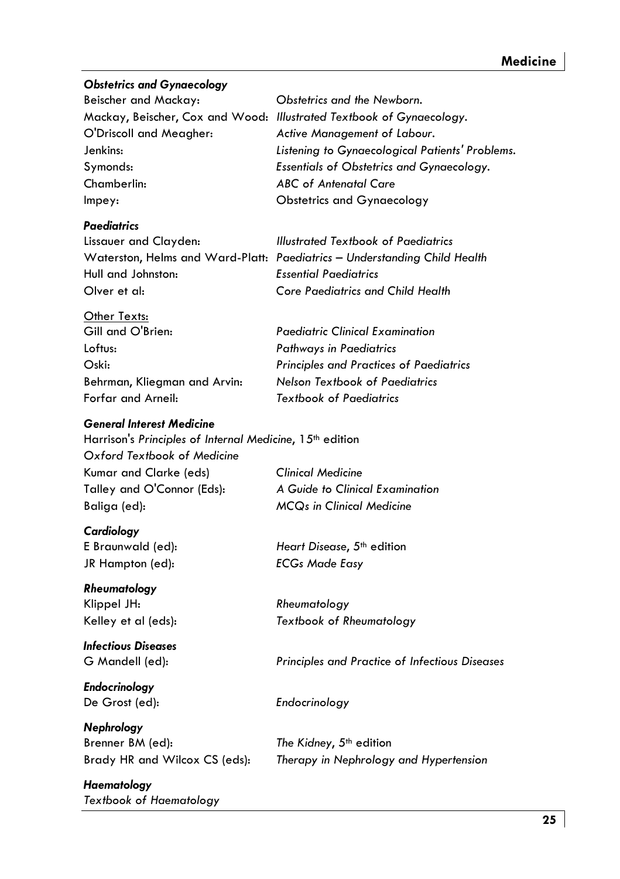### *Obstetrics and Gynaecology*

Beischer and Mackay: *Obstetrics and the Newborn.*
Mackay, Beischer, Cox and Wood: *Illustrated Textbook of Gynaecology.*
O'Driscoll and Meagher: *Active Management of Labour.*
Jenkins: *Listening to Gynaecological Patients' Problems.*
Symonds: *Essentials of Obstetrics and Gynaecology.*
Chamberlin: *ABC of Antenatal Care*
Impey: Obstetrics and Gynaecology

### *Paediatrics*

Lissauer and Clayden: *Illustrated Textbook of Paediatrics*
Waterston, Helms and Ward-Platt: *Paediatrics – Understanding Child Health*
Hull and Johnston: *Essential Paediatrics*
Olver et al: *Core Paediatrics and Child Health*

Other Texts:
Gill and O'Brien: *Paediatric Clinical Examination*
Loftus: *Pathways in Paediatrics*
Oski: *Principles and Practices of Paediatrics*
Behrman, Kliegman and Arvin: *Nelson Textbook of Paediatrics*
Forfar and Arneil: *Textbook of Paediatrics*

### *General Interest Medicine*

Harrison's *Principles of Internal Medicine*, 15th edition
*Oxford Textbook of Medicine*
Kumar and Clarke (eds) *Clinical Medicine*
Talley and O'Connor (Eds): *A Guide to Clinical Examination*
Baliga (ed): *MCQs in Clinical Medicine*

### *Cardiology*

E Braunwald (ed): *Heart Disease*, 5th edition
JR Hampton (ed): *ECGs Made Easy*

### *Rheumatology*

Klippel JH: *Rheumatology*
Kelley et al (eds): *Textbook of Rheumatology*

### *Infectious Diseases*

G Mandell (ed): *Principles and Practice of Infectious Diseases*

### *Endocrinology*

De Grost (ed): *Endocrinology*

### *Nephrology*

Brenner BM (ed): *The Kidney*, 5th edition
Brady HR and Wilcox CS (eds): *Therapy in Nephrology and Hypertension*

### *Haematology*

*Textbook of Haematology*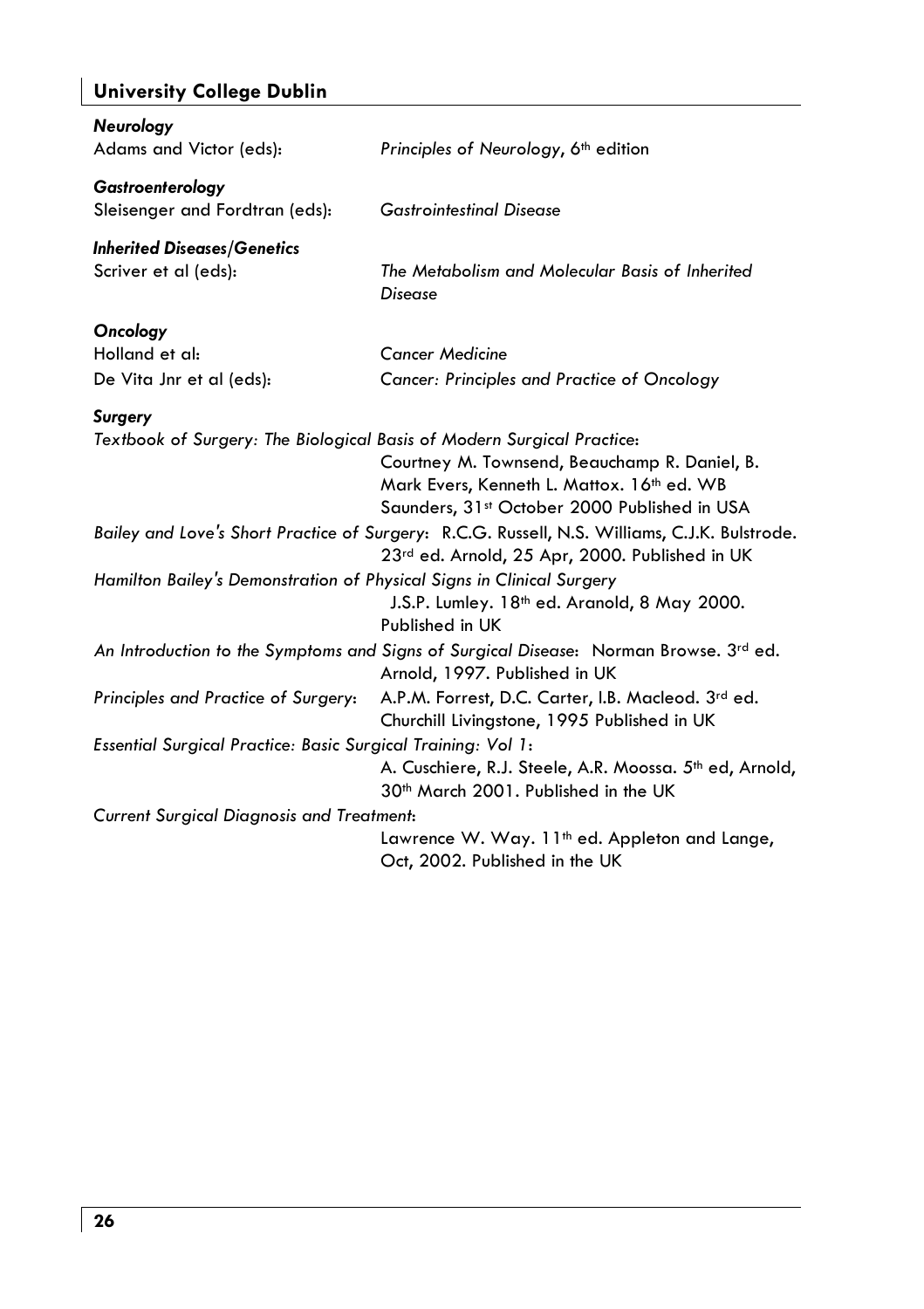***Neurology***

Adams and Victor (eds): *Principles of Neurology*, 6th edition

***Gastroenterology***

Sleisenger and Fordtran (eds): *Gastrointestinal Disease*

***Inherited Diseases/Genetics***

Scriver et al (eds): *The Metabolism and Molecular Basis of Inherited Disease*

***Oncology***

Holland et al: *Cancer Medicine*

De Vita Jnr et al (eds): *Cancer: Principles and Practice of Oncology*

***Surgery***

*Textbook of Surgery: The Biological Basis of Modern Surgical Practice*: Courtney M. Townsend, Beauchamp R. Daniel, B. Mark Evers, Kenneth L. Mattox. 16th ed. WB Saunders, 31st October 2000 Published in USA

*Bailey and Love's Short Practice of Surgery*: R.C.G. Russell, N.S. Williams, C.J.K. Bulstrode. 23rd ed. Arnold, 25 Apr, 2000. Published in UK

*Hamilton Bailey's Demonstration of Physical Signs in Clinical Surgery* J.S.P. Lumley. 18th ed. Aranold, 8 May 2000. Published in UK

*An Introduction to the Symptoms and Signs of Surgical Disease*: Norman Browse. 3rd ed. Arnold, 1997. Published in UK

*Principles and Practice of Surgery*: A.P.M. Forrest, D.C. Carter, I.B. Macleod. 3rd ed. Churchill Livingstone, 1995 Published in UK

*Essential Surgical Practice: Basic Surgical Training: Vol 1*: A. Cuschiere, R.J. Steele, A.R. Moossa. 5th ed, Arnold, 30th March 2001. Published in the UK

*Current Surgical Diagnosis and Treatment*: Lawrence W. Way. 11th ed. Appleton and Lange, Oct, 2002. Published in the UK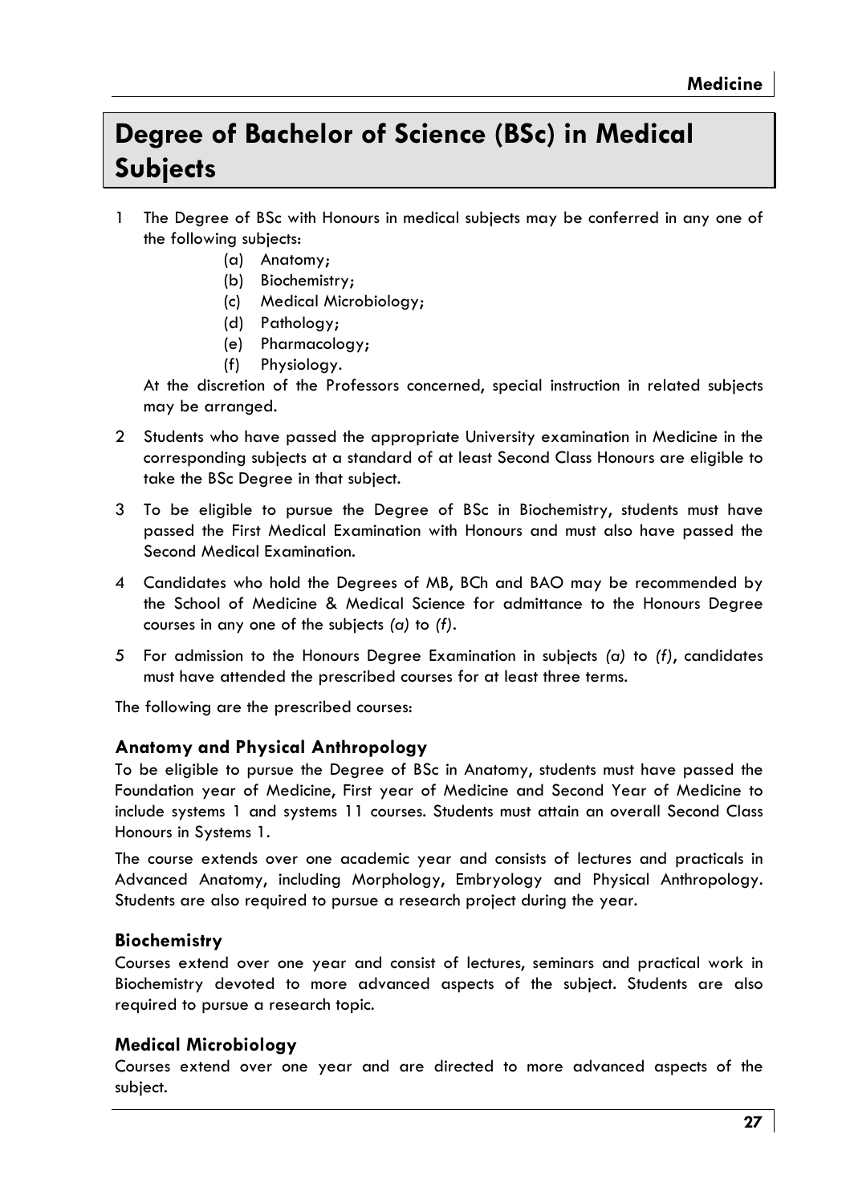# Degree of Bachelor of Science (BSc) in Medical Subjects

1. The Degree of BSc with Honours in medical subjects may be conferred in any one of the following subjects:
   - (a) Anatomy;
   - (b) Biochemistry;
   - (c) Medical Microbiology;
   - (d) Pathology;
   - (e) Pharmacology;
   - (f) Physiology.

   At the discretion of the Professors concerned, special instruction in related subjects may be arranged.

2. Students who have passed the appropriate University examination in Medicine in the corresponding subjects at a standard of at least Second Class Honours are eligible to take the BSc Degree in that subject.

3. To be eligible to pursue the Degree of BSc in Biochemistry, students must have passed the First Medical Examination with Honours and must also have passed the Second Medical Examination.

4. Candidates who hold the Degrees of MB, BCh and BAO may be recommended by the School of Medicine & Medical Science for admittance to the Honours Degree courses in any one of the subjects *(a)* to *(f)*.

5. For admission to the Honours Degree Examination in subjects *(a)* to *(f)*, candidates must have attended the prescribed courses for at least three terms.

The following are the prescribed courses:

### Anatomy and Physical Anthropology

To be eligible to pursue the Degree of BSc in Anatomy, students must have passed the Foundation year of Medicine, First year of Medicine and Second Year of Medicine to include systems 1 and systems 11 courses. Students must attain an overall Second Class Honours in Systems 1.

The course extends over one academic year and consists of lectures and practicals in Advanced Anatomy, including Morphology, Embryology and Physical Anthropology. Students are also required to pursue a research project during the year.

### Biochemistry

Courses extend over one year and consist of lectures, seminars and practical work in Biochemistry devoted to more advanced aspects of the subject. Students are also required to pursue a research topic.

### Medical Microbiology

Courses extend over one year and are directed to more advanced aspects of the subject.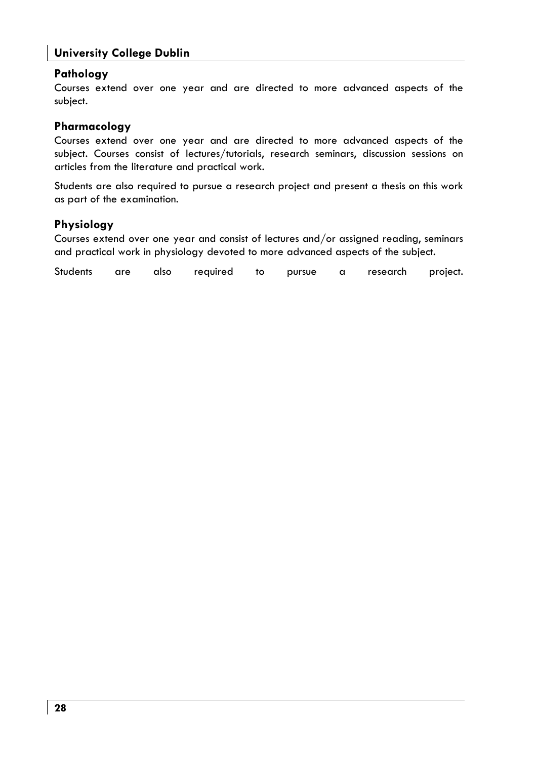## University College Dublin

### Pathology

Courses extend over one year and are directed to more advanced aspects of the subject.

### Pharmacology

Courses extend over one year and are directed to more advanced aspects of the subject. Courses consist of lectures/tutorials, research seminars, discussion sessions on articles from the literature and practical work.

Students are also required to pursue a research project and present a thesis on this work as part of the examination.

### Physiology

Courses extend over one year and consist of lectures and/or assigned reading, seminars and practical work in physiology devoted to more advanced aspects of the subject.

Students are also required to pursue a research project.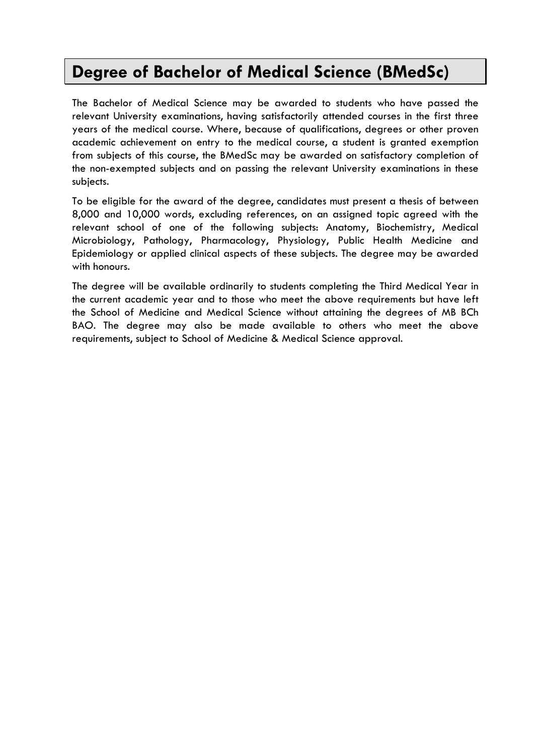# Degree of Bachelor of Medical Science (BMedSc)

The Bachelor of Medical Science may be awarded to students who have passed the relevant University examinations, having satisfactorily attended courses in the first three years of the medical course. Where, because of qualifications, degrees or other proven academic achievement on entry to the medical course, a student is granted exemption from subjects of this course, the BMedSc may be awarded on satisfactory completion of the non-exempted subjects and on passing the relevant University examinations in these subjects.

To be eligible for the award of the degree, candidates must present a thesis of between 8,000 and 10,000 words, excluding references, on an assigned topic agreed with the relevant school of one of the following subjects: Anatomy, Biochemistry, Medical Microbiology, Pathology, Pharmacology, Physiology, Public Health Medicine and Epidemiology or applied clinical aspects of these subjects. The degree may be awarded with honours.

The degree will be available ordinarily to students completing the Third Medical Year in the current academic year and to those who meet the above requirements but have left the School of Medicine and Medical Science without attaining the degrees of MB BCh BAO. The degree may also be made available to others who meet the above requirements, subject to School of Medicine & Medical Science approval.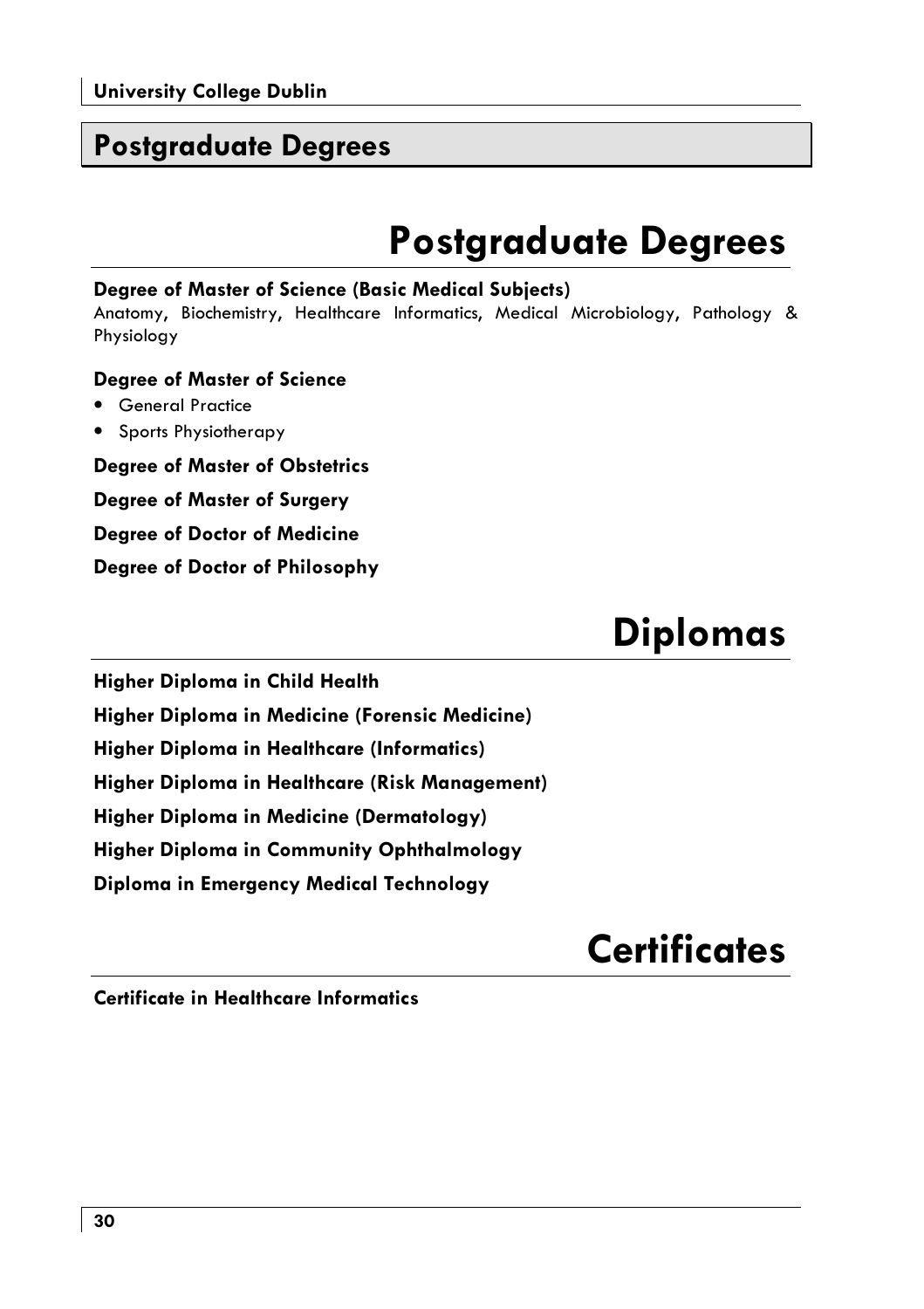# Postgraduate Degrees

**Degree of Master of Science (Basic Medical Subjects)**
Anatomy, Biochemistry, Healthcare Informatics, Medical Microbiology, Pathology & Physiology

**Degree of Master of Science**

- General Practice
- Sports Physiotherapy

**Degree of Master of Obstetrics**

**Degree of Master of Surgery**

**Degree of Doctor of Medicine**

**Degree of Doctor of Philosophy**

# Diplomas

**Higher Diploma in Child Health**

**Higher Diploma in Medicine (Forensic Medicine)**

**Higher Diploma in Healthcare (Informatics)**

**Higher Diploma in Healthcare (Risk Management)**

**Higher Diploma in Medicine (Dermatology)**

**Higher Diploma in Community Ophthalmology**

**Diploma in Emergency Medical Technology**

# Certificates

**Certificate in Healthcare Informatics**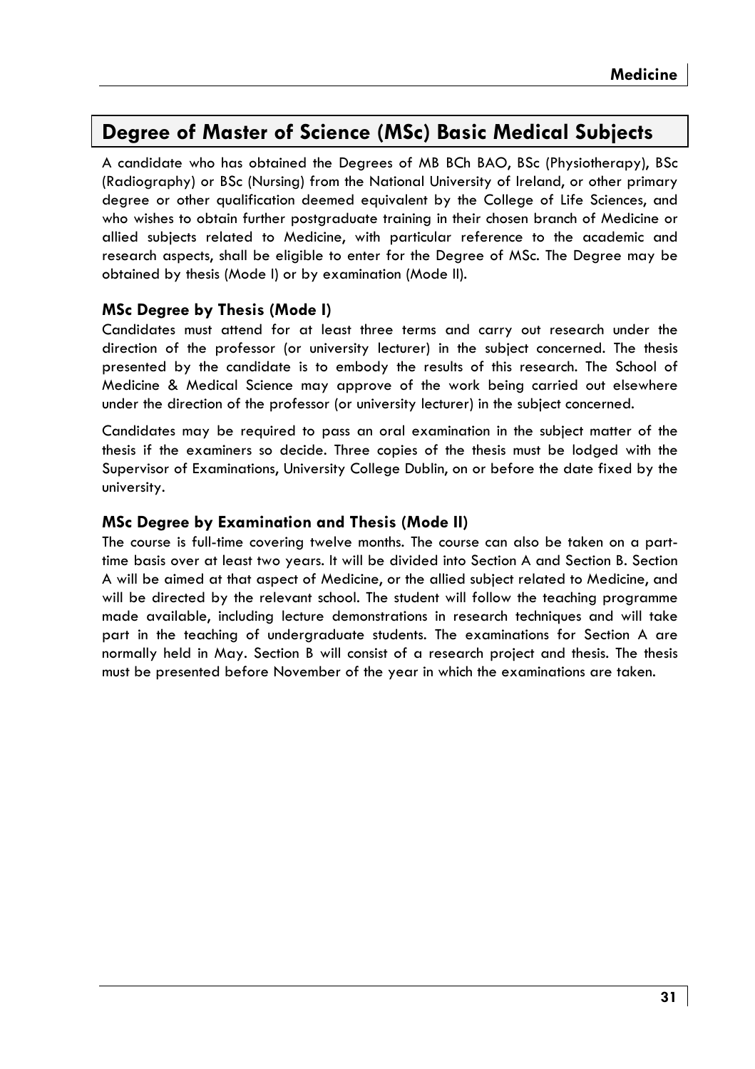## Degree of Master of Science (MSc) Basic Medical Subjects

A candidate who has obtained the Degrees of MB BCh BAO, BSc (Physiotherapy), BSc (Radiography) or BSc (Nursing) from the National University of Ireland, or other primary degree or other qualification deemed equivalent by the College of Life Sciences, and who wishes to obtain further postgraduate training in their chosen branch of Medicine or allied subjects related to Medicine, with particular reference to the academic and research aspects, shall be eligible to enter for the Degree of MSc. The Degree may be obtained by thesis (Mode I) or by examination (Mode II).

### MSc Degree by Thesis (Mode I)

Candidates must attend for at least three terms and carry out research under the direction of the professor (or university lecturer) in the subject concerned. The thesis presented by the candidate is to embody the results of this research. The School of Medicine & Medical Science may approve of the work being carried out elsewhere under the direction of the professor (or university lecturer) in the subject concerned.

Candidates may be required to pass an oral examination in the subject matter of the thesis if the examiners so decide. Three copies of the thesis must be lodged with the Supervisor of Examinations, University College Dublin, on or before the date fixed by the university.

### MSc Degree by Examination and Thesis (Mode II)

The course is full-time covering twelve months. The course can also be taken on a part-time basis over at least two years. It will be divided into Section A and Section B. Section A will be aimed at that aspect of Medicine, or the allied subject related to Medicine, and will be directed by the relevant school. The student will follow the teaching programme made available, including lecture demonstrations in research techniques and will take part in the teaching of undergraduate students. The examinations for Section A are normally held in May. Section B will consist of a research project and thesis. The thesis must be presented before November of the year in which the examinations are taken.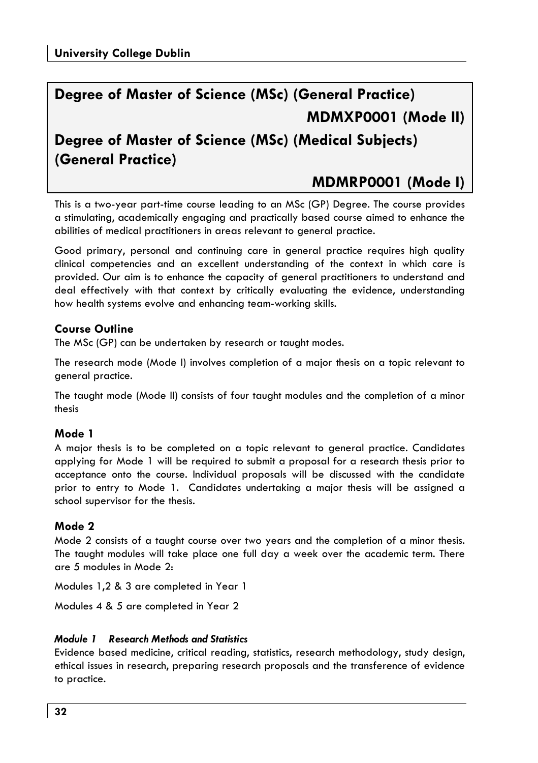# Degree of Master of Science (MSc) (General Practice)

## MDMXP0001 (Mode II)

# Degree of Master of Science (MSc) (Medical Subjects) (General Practice)

## MDMRP0001 (Mode I)

This is a two-year part-time course leading to an MSc (GP) Degree. The course provides a stimulating, academically engaging and practically based course aimed to enhance the abilities of medical practitioners in areas relevant to general practice.

Good primary, personal and continuing care in general practice requires high quality clinical competencies and an excellent understanding of the context in which care is provided. Our aim is to enhance the capacity of general practitioners to understand and deal effectively with that context by critically evaluating the evidence, understanding how health systems evolve and enhancing team-working skills.

### Course Outline

The MSc (GP) can be undertaken by research or taught modes.

The research mode (Mode I) involves completion of a major thesis on a topic relevant to general practice.

The taught mode (Mode II) consists of four taught modules and the completion of a minor thesis

### Mode 1

A major thesis is to be completed on a topic relevant to general practice. Candidates applying for Mode 1 will be required to submit a proposal for a research thesis prior to acceptance onto the course. Individual proposals will be discussed with the candidate prior to entry to Mode 1. Candidates undertaking a major thesis will be assigned a school supervisor for the thesis.

### Mode 2

Mode 2 consists of a taught course over two years and the completion of a minor thesis. The taught modules will take place one full day a week over the academic term. There are 5 modules in Mode 2:

Modules 1,2 & 3 are completed in Year 1

Modules 4 & 5 are completed in Year 2

#### *Module 1 Research Methods and Statistics*

Evidence based medicine, critical reading, statistics, research methodology, study design, ethical issues in research, preparing research proposals and the transference of evidence to practice.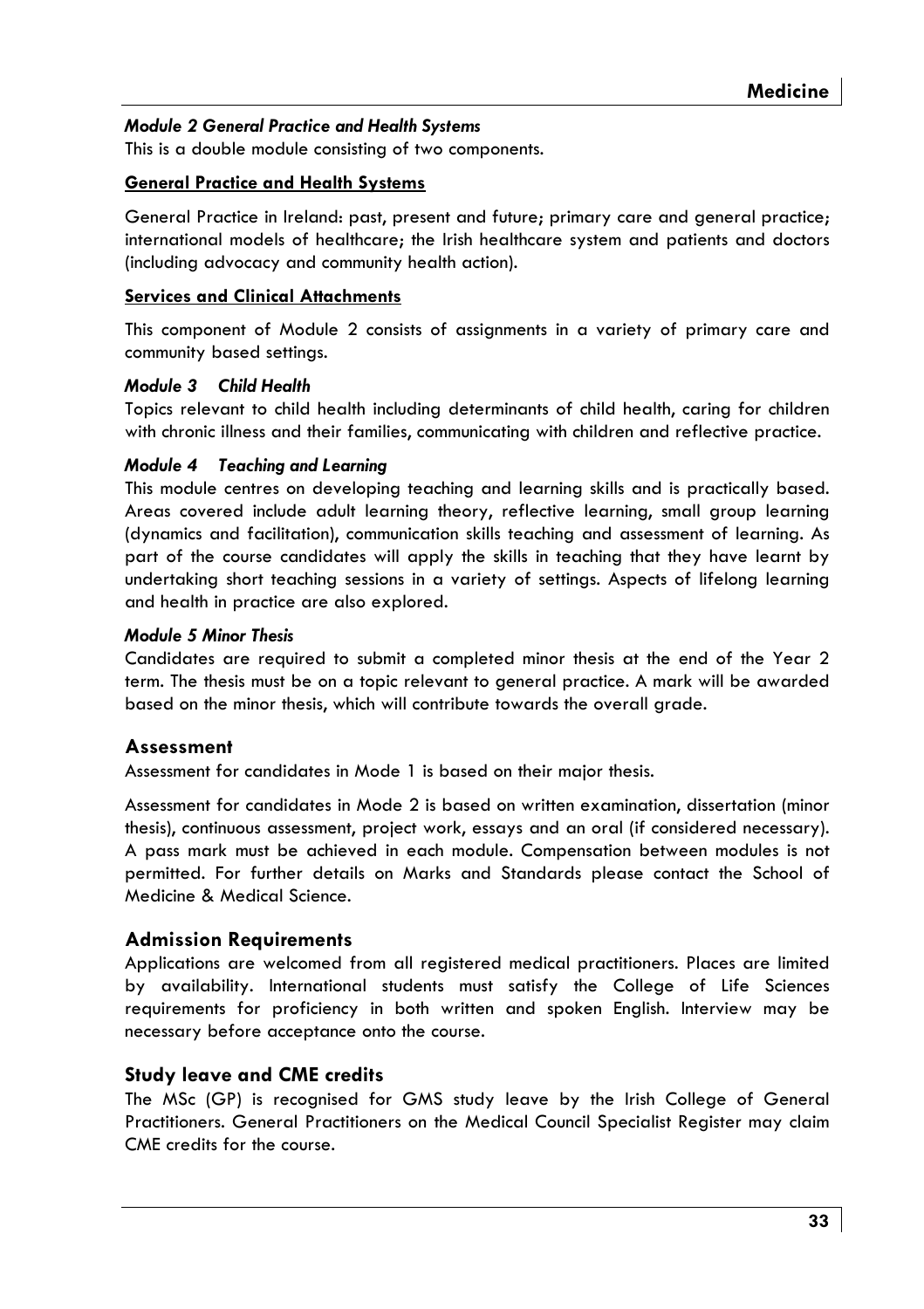#### *Module 2 General Practice and Health Systems*

This is a double module consisting of two components.

**General Practice and Health Systems**

General Practice in Ireland: past, present and future; primary care and general practice; international models of healthcare; the Irish healthcare system and patients and doctors (including advocacy and community health action).

**Services and Clinical Attachments**

This component of Module 2 consists of assignments in a variety of primary care and community based settings.

#### *Module 3 Child Health*

Topics relevant to child health including determinants of child health, caring for children with chronic illness and their families, communicating with children and reflective practice.

#### *Module 4 Teaching and Learning*

This module centres on developing teaching and learning skills and is practically based. Areas covered include adult learning theory, reflective learning, small group learning (dynamics and facilitation), communication skills teaching and assessment of learning. As part of the course candidates will apply the skills in teaching that they have learnt by undertaking short teaching sessions in a variety of settings. Aspects of lifelong learning and health in practice are also explored.

#### *Module 5 Minor Thesis*

Candidates are required to submit a completed minor thesis at the end of the Year 2 term. The thesis must be on a topic relevant to general practice. A mark will be awarded based on the minor thesis, which will contribute towards the overall grade.

### Assessment

Assessment for candidates in Mode 1 is based on their major thesis.

Assessment for candidates in Mode 2 is based on written examination, dissertation (minor thesis), continuous assessment, project work, essays and an oral (if considered necessary). A pass mark must be achieved in each module. Compensation between modules is not permitted. For further details on Marks and Standards please contact the School of Medicine & Medical Science.

### Admission Requirements

Applications are welcomed from all registered medical practitioners. Places are limited by availability. International students must satisfy the College of Life Sciences requirements for proficiency in both written and spoken English. Interview may be necessary before acceptance onto the course.

### Study leave and CME credits

The MSc (GP) is recognised for GMS study leave by the Irish College of General Practitioners. General Practitioners on the Medical Council Specialist Register may claim CME credits for the course.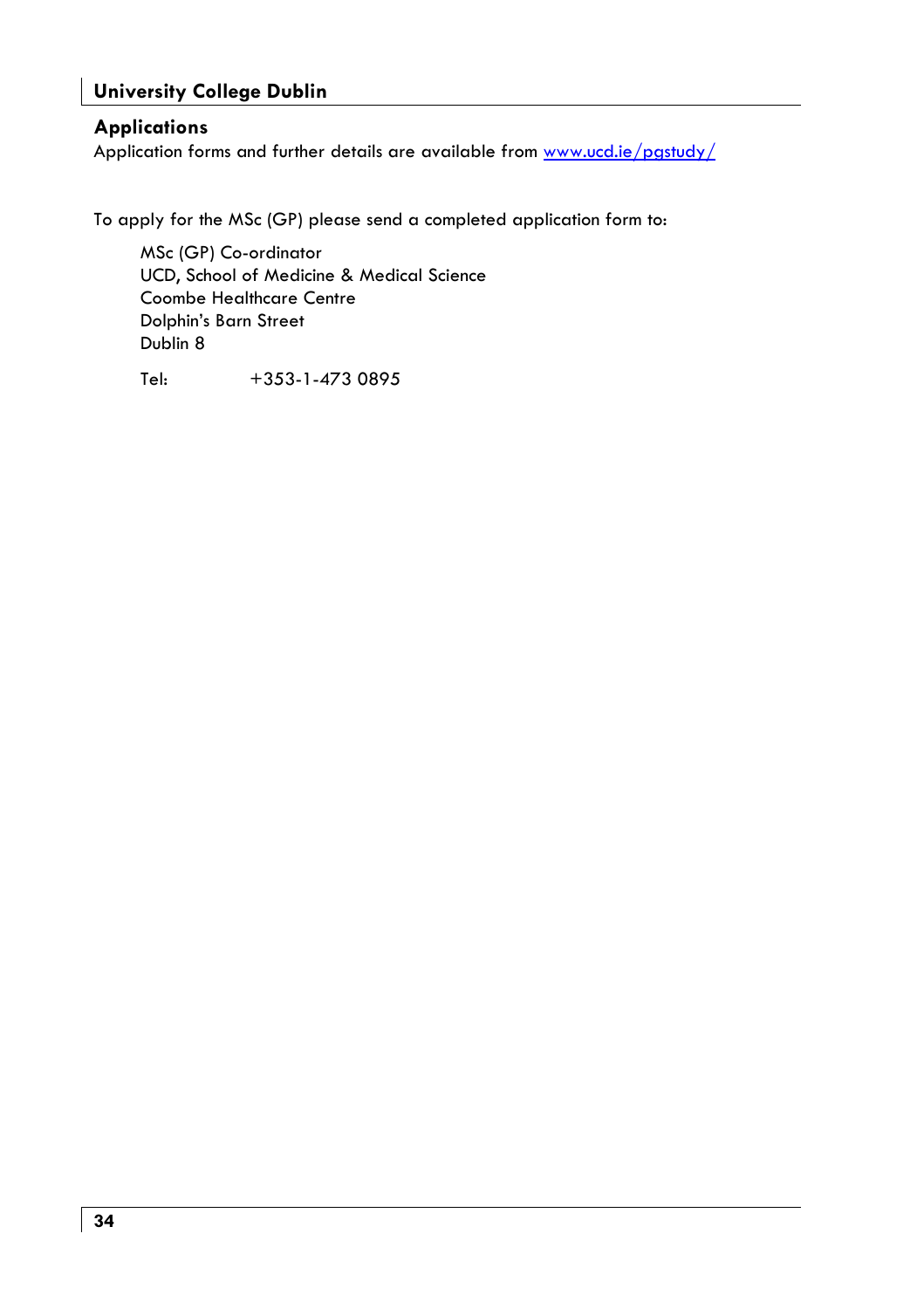## University College Dublin

### Applications

Application forms and further details are available from [www.ucd.ie/pgstudy/](http://www.ucd.ie/pgstudy/)

To apply for the MSc (GP) please send a completed application form to:

MSc (GP) Co-ordinator
UCD, School of Medicine & Medical Science
Coombe Healthcare Centre
Dolphin's Barn Street
Dublin 8

Tel: +353-1-473 0895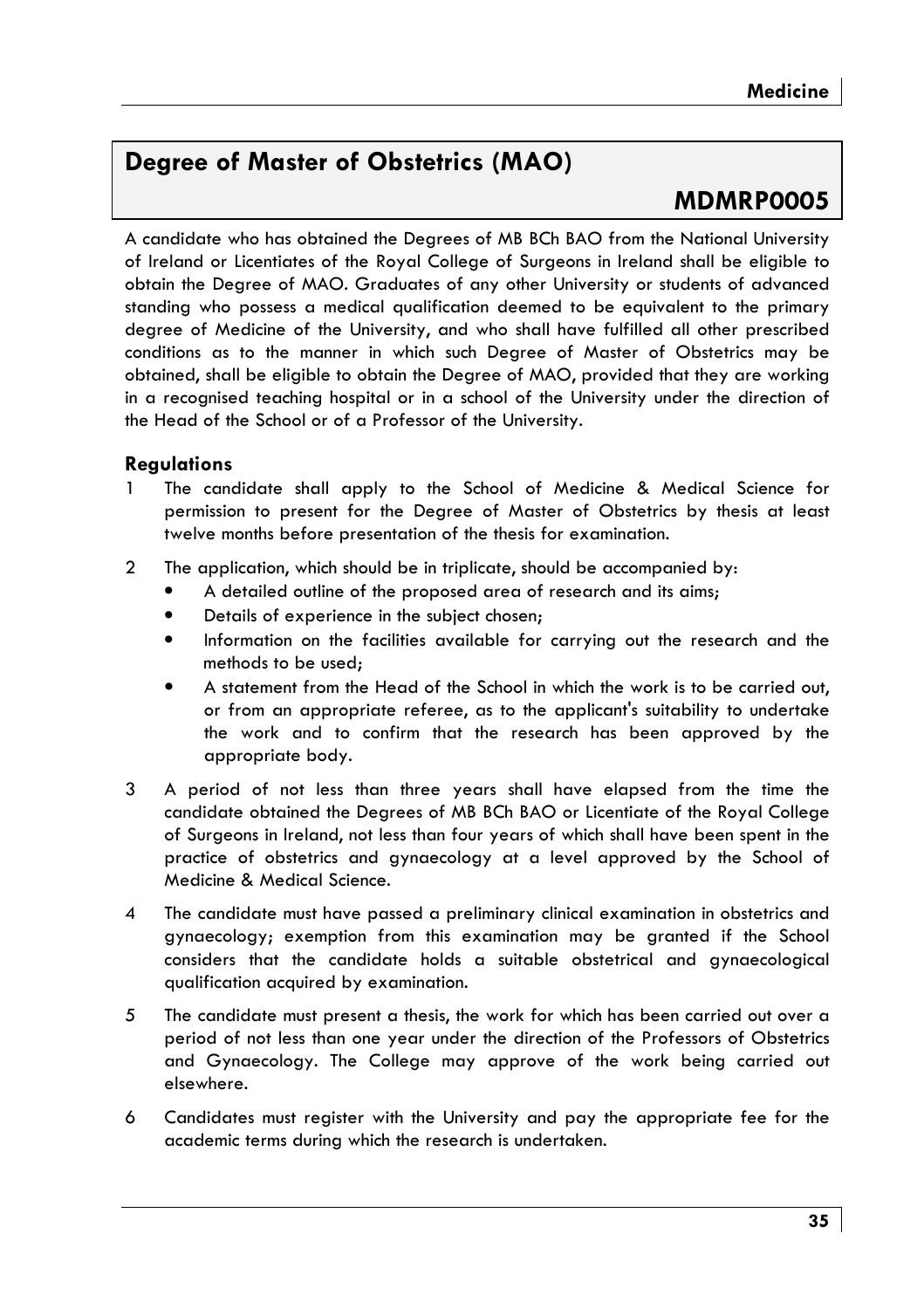## Degree of Master of Obstetrics (MAO)

**MDMRP0005**

A candidate who has obtained the Degrees of MB BCh BAO from the National University of Ireland or Licentiates of the Royal College of Surgeons in Ireland shall be eligible to obtain the Degree of MAO. Graduates of any other University or students of advanced standing who possess a medical qualification deemed to be equivalent to the primary degree of Medicine of the University, and who shall have fulfilled all other prescribed conditions as to the manner in which such Degree of Master of Obstetrics may be obtained, shall be eligible to obtain the Degree of MAO, provided that they are working in a recognised teaching hospital or in a school of the University under the direction of the Head of the School or of a Professor of the University.

### Regulations

1. The candidate shall apply to the School of Medicine & Medical Science for permission to present for the Degree of Master of Obstetrics by thesis at least twelve months before presentation of the thesis for examination.
2. The application, which should be in triplicate, should be accompanied by:
   - A detailed outline of the proposed area of research and its aims;
   - Details of experience in the subject chosen;
   - Information on the facilities available for carrying out the research and the methods to be used;
   - A statement from the Head of the School in which the work is to be carried out, or from an appropriate referee, as to the applicant's suitability to undertake the work and to confirm that the research has been approved by the appropriate body.
3. A period of not less than three years shall have elapsed from the time the candidate obtained the Degrees of MB BCh BAO or Licentiate of the Royal College of Surgeons in Ireland, not less than four years of which shall have been spent in the practice of obstetrics and gynaecology at a level approved by the School of Medicine & Medical Science.
4. The candidate must have passed a preliminary clinical examination in obstetrics and gynaecology; exemption from this examination may be granted if the School considers that the candidate holds a suitable obstetrical and gynaecological qualification acquired by examination.
5. The candidate must present a thesis, the work for which has been carried out over a period of not less than one year under the direction of the Professors of Obstetrics and Gynaecology. The College may approve of the work being carried out elsewhere.
6. Candidates must register with the University and pay the appropriate fee for the academic terms during which the research is undertaken.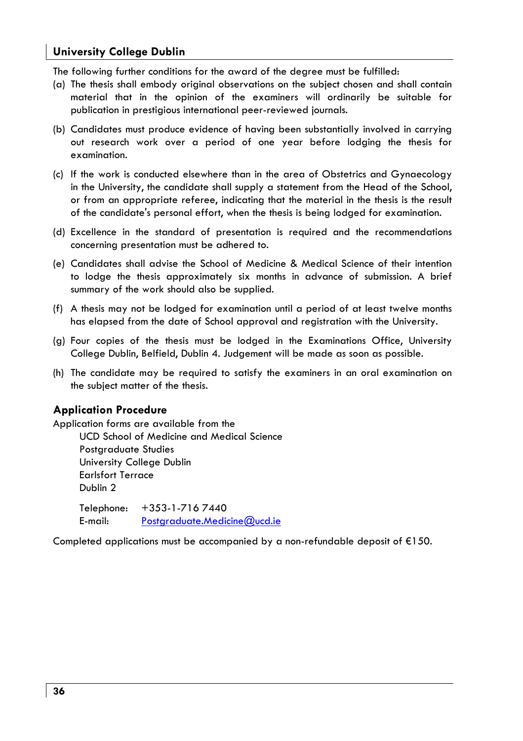## University College Dublin

The following further conditions for the award of the degree must be fulfilled:

(a) The thesis shall embody original observations on the subject chosen and shall contain material that in the opinion of the examiners will ordinarily be suitable for publication in prestigious international peer-reviewed journals.

(b) Candidates must produce evidence of having been substantially involved in carrying out research work over a period of one year before lodging the thesis for examination.

(c) If the work is conducted elsewhere than in the area of Obstetrics and Gynaecology in the University, the candidate shall supply a statement from the Head of the School, or from an appropriate referee, indicating that the material in the thesis is the result of the candidate's personal effort, when the thesis is being lodged for examination.

(d) Excellence in the standard of presentation is required and the recommendations concerning presentation must be adhered to.

(e) Candidates shall advise the School of Medicine & Medical Science of their intention to lodge the thesis approximately six months in advance of submission. A brief summary of the work should also be supplied.

(f) A thesis may not be lodged for examination until a period of at least twelve months has elapsed from the date of School approval and registration with the University.

(g) Four copies of the thesis must be lodged in the Examinations Office, University College Dublin, Belfield, Dublin 4. Judgement will be made as soon as possible.

(h) The candidate may be required to satisfy the examiners in an oral examination on the subject matter of the thesis.

### Application Procedure

Application forms are available from the

UCD School of Medicine and Medical Science
Postgraduate Studies
University College Dublin
Earlsfort Terrace
Dublin 2

Telephone: +353-1-716 7440
E-mail: Postgraduate.Medicine@ucd.ie

Completed applications must be accompanied by a non-refundable deposit of €150.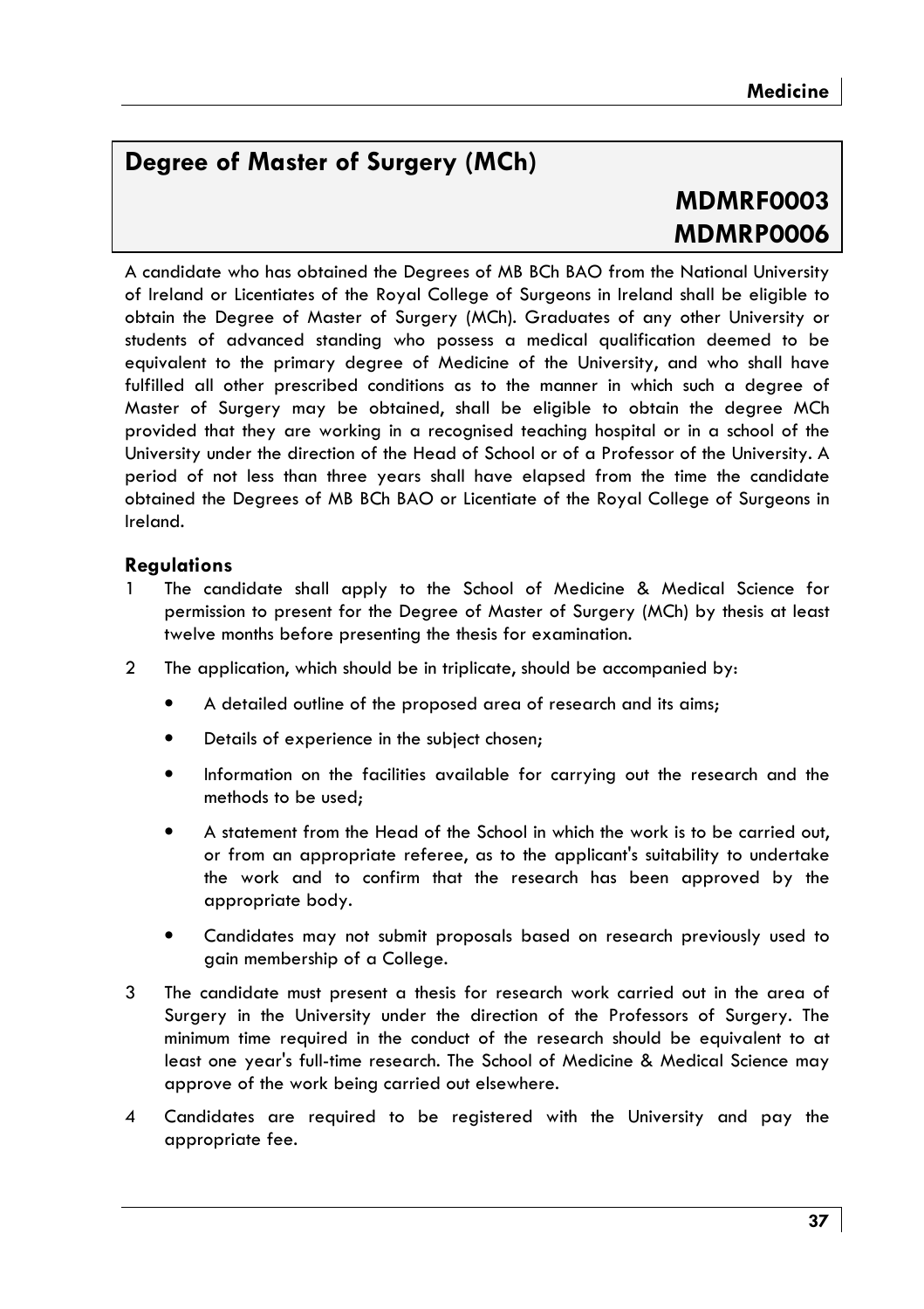## Degree of Master of Surgery (MCh)

**MDMRF0003**
**MDMRP0006**

A candidate who has obtained the Degrees of MB BCh BAO from the National University of Ireland or Licentiates of the Royal College of Surgeons in Ireland shall be eligible to obtain the Degree of Master of Surgery (MCh). Graduates of any other University or students of advanced standing who possess a medical qualification deemed to be equivalent to the primary degree of Medicine of the University, and who shall have fulfilled all other prescribed conditions as to the manner in which such a degree of Master of Surgery may be obtained, shall be eligible to obtain the degree MCh provided that they are working in a recognised teaching hospital or in a school of the University under the direction of the Head of School or of a Professor of the University. A period of not less than three years shall have elapsed from the time the candidate obtained the Degrees of MB BCh BAO or Licentiate of the Royal College of Surgeons in Ireland.

### Regulations

1. The candidate shall apply to the School of Medicine & Medical Science for permission to present for the Degree of Master of Surgery (MCh) by thesis at least twelve months before presenting the thesis for examination.
2. The application, which should be in triplicate, should be accompanied by:
   - A detailed outline of the proposed area of research and its aims;
   - Details of experience in the subject chosen;
   - Information on the facilities available for carrying out the research and the methods to be used;
   - A statement from the Head of the School in which the work is to be carried out, or from an appropriate referee, as to the applicant's suitability to undertake the work and to confirm that the research has been approved by the appropriate body.
   - Candidates may not submit proposals based on research previously used to gain membership of a College.
3. The candidate must present a thesis for research work carried out in the area of Surgery in the University under the direction of the Professors of Surgery. The minimum time required in the conduct of the research should be equivalent to at least one year's full-time research. The School of Medicine & Medical Science may approve of the work being carried out elsewhere.
4. Candidates are required to be registered with the University and pay the appropriate fee.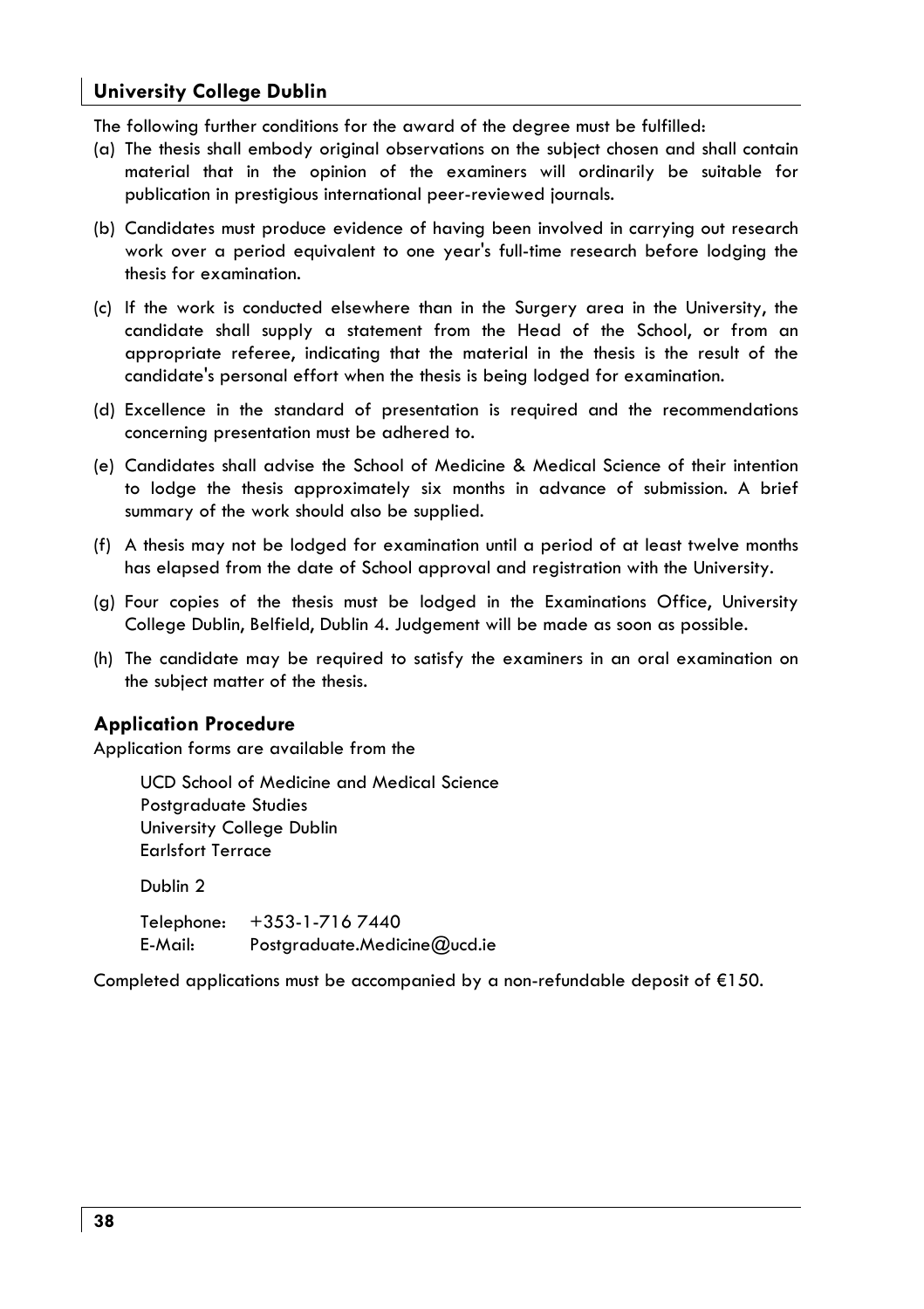## University College Dublin

The following further conditions for the award of the degree must be fulfilled:

(a) The thesis shall embody original observations on the subject chosen and shall contain material that in the opinion of the examiners will ordinarily be suitable for publication in prestigious international peer-reviewed journals.

(b) Candidates must produce evidence of having been involved in carrying out research work over a period equivalent to one year's full-time research before lodging the thesis for examination.

(c) If the work is conducted elsewhere than in the Surgery area in the University, the candidate shall supply a statement from the Head of the School, or from an appropriate referee, indicating that the material in the thesis is the result of the candidate's personal effort when the thesis is being lodged for examination.

(d) Excellence in the standard of presentation is required and the recommendations concerning presentation must be adhered to.

(e) Candidates shall advise the School of Medicine & Medical Science of their intention to lodge the thesis approximately six months in advance of submission. A brief summary of the work should also be supplied.

(f) A thesis may not be lodged for examination until a period of at least twelve months has elapsed from the date of School approval and registration with the University.

(g) Four copies of the thesis must be lodged in the Examinations Office, University College Dublin, Belfield, Dublin 4. Judgement will be made as soon as possible.

(h) The candidate may be required to satisfy the examiners in an oral examination on the subject matter of the thesis.

### Application Procedure

Application forms are available from the

UCD School of Medicine and Medical Science
Postgraduate Studies
University College Dublin
Earlsfort Terrace

Dublin 2

Telephone: +353-1-716 7440
E-Mail: Postgraduate.Medicine@ucd.ie

Completed applications must be accompanied by a non-refundable deposit of €150.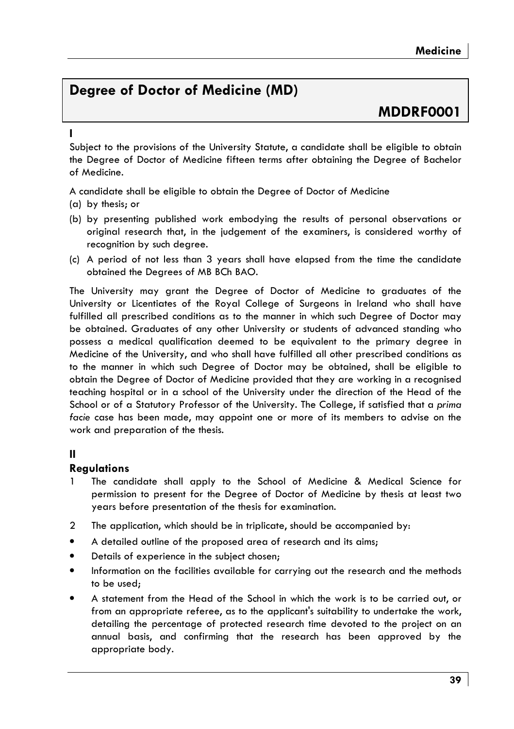# Degree of Doctor of Medicine (MD)

## MDDRF0001

**I**

Subject to the provisions of the University Statute, a candidate shall be eligible to obtain the Degree of Doctor of Medicine fifteen terms after obtaining the Degree of Bachelor of Medicine.

A candidate shall be eligible to obtain the Degree of Doctor of Medicine

(a) by thesis; or

(b) by presenting published work embodying the results of personal observations or original research that, in the judgement of the examiners, is considered worthy of recognition by such degree.

(c) A period of not less than 3 years shall have elapsed from the time the candidate obtained the Degrees of MB BCh BAO.

The University may grant the Degree of Doctor of Medicine to graduates of the University or Licentiates of the Royal College of Surgeons in Ireland who shall have fulfilled all prescribed conditions as to the manner in which such Degree of Doctor may be obtained. Graduates of any other University or students of advanced standing who possess a medical qualification deemed to be equivalent to the primary degree in Medicine of the University, and who shall have fulfilled all other prescribed conditions as to the manner in which such Degree of Doctor may be obtained, shall be eligible to obtain the Degree of Doctor of Medicine provided that they are working in a recognised teaching hospital or in a school of the University under the direction of the Head of the School or of a Statutory Professor of the University. The College, if satisfied that a *prima facie* case has been made, may appoint one or more of its members to advise on the work and preparation of the thesis.

**II**

### Regulations

1 The candidate shall apply to the School of Medicine & Medical Science for permission to present for the Degree of Doctor of Medicine by thesis at least two years before presentation of the thesis for examination.

2 The application, which should be in triplicate, should be accompanied by:

- A detailed outline of the proposed area of research and its aims;
- Details of experience in the subject chosen;
- Information on the facilities available for carrying out the research and the methods to be used;
- A statement from the Head of the School in which the work is to be carried out, or from an appropriate referee, as to the applicant's suitability to undertake the work, detailing the percentage of protected research time devoted to the project on an annual basis, and confirming that the research has been approved by the appropriate body.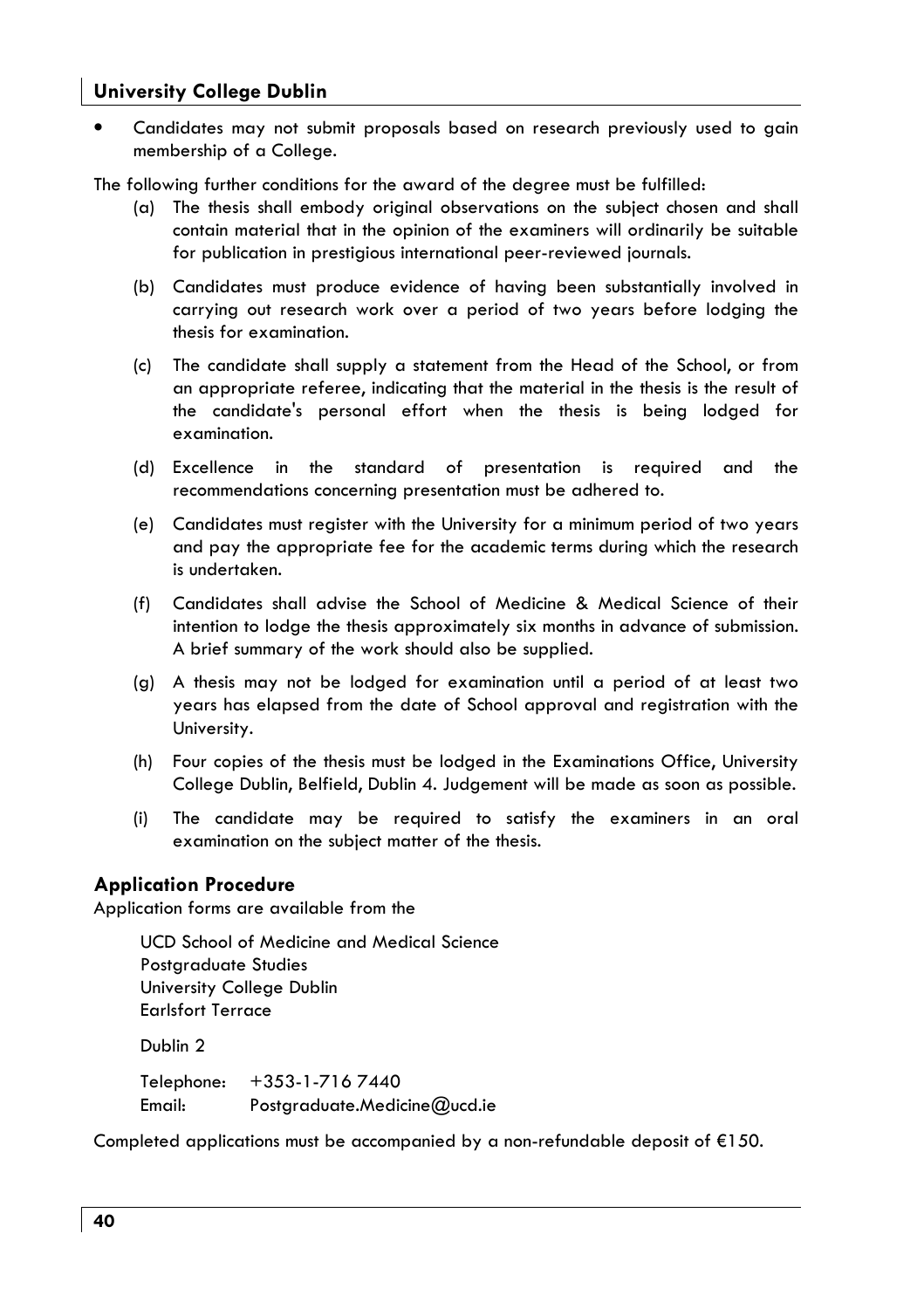- Candidates may not submit proposals based on research previously used to gain membership of a College.

The following further conditions for the award of the degree must be fulfilled:

(a) The thesis shall embody original observations on the subject chosen and shall contain material that in the opinion of the examiners will ordinarily be suitable for publication in prestigious international peer-reviewed journals.

(b) Candidates must produce evidence of having been substantially involved in carrying out research work over a period of two years before lodging the thesis for examination.

(c) The candidate shall supply a statement from the Head of the School, or from an appropriate referee, indicating that the material in the thesis is the result of the candidate's personal effort when the thesis is being lodged for examination.

(d) Excellence in the standard of presentation is required and the recommendations concerning presentation must be adhered to.

(e) Candidates must register with the University for a minimum period of two years and pay the appropriate fee for the academic terms during which the research is undertaken.

(f) Candidates shall advise the School of Medicine & Medical Science of their intention to lodge the thesis approximately six months in advance of submission. A brief summary of the work should also be supplied.

(g) A thesis may not be lodged for examination until a period of at least two years has elapsed from the date of School approval and registration with the University.

(h) Four copies of the thesis must be lodged in the Examinations Office, University College Dublin, Belfield, Dublin 4. Judgement will be made as soon as possible.

(i) The candidate may be required to satisfy the examiners in an oral examination on the subject matter of the thesis.

## Application Procedure

Application forms are available from the

UCD School of Medicine and Medical Science
Postgraduate Studies
University College Dublin
Earlsfort Terrace

Dublin 2

Telephone: +353-1-716 7440
Email: Postgraduate.Medicine@ucd.ie

Completed applications must be accompanied by a non-refundable deposit of €150.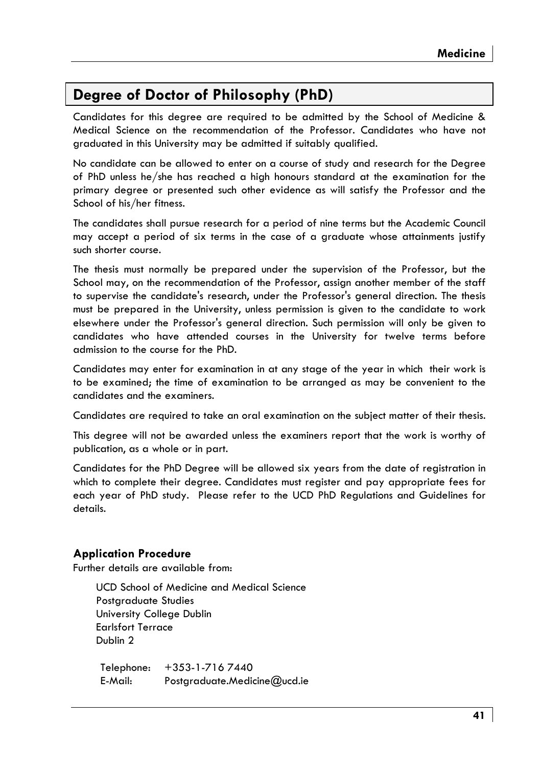## Degree of Doctor of Philosophy (PhD)

Candidates for this degree are required to be admitted by the School of Medicine & Medical Science on the recommendation of the Professor. Candidates who have not graduated in this University may be admitted if suitably qualified.

No candidate can be allowed to enter on a course of study and research for the Degree of PhD unless he/she has reached a high honours standard at the examination for the primary degree or presented such other evidence as will satisfy the Professor and the School of his/her fitness.

The candidates shall pursue research for a period of nine terms but the Academic Council may accept a period of six terms in the case of a graduate whose attainments justify such shorter course.

The thesis must normally be prepared under the supervision of the Professor, but the School may, on the recommendation of the Professor, assign another member of the staff to supervise the candidate's research, under the Professor's general direction. The thesis must be prepared in the University, unless permission is given to the candidate to work elsewhere under the Professor's general direction. Such permission will only be given to candidates who have attended courses in the University for twelve terms before admission to the course for the PhD.

Candidates may enter for examination in at any stage of the year in which their work is to be examined; the time of examination to be arranged as may be convenient to the candidates and the examiners.

Candidates are required to take an oral examination on the subject matter of their thesis.

This degree will not be awarded unless the examiners report that the work is worthy of publication, as a whole or in part.

Candidates for the PhD Degree will be allowed six years from the date of registration in which to complete their degree. Candidates must register and pay appropriate fees for each year of PhD study. Please refer to the UCD PhD Regulations and Guidelines for details.

### Application Procedure

Further details are available from:

UCD School of Medicine and Medical Science  
Postgraduate Studies  
University College Dublin  
Earlsfort Terrace  
Dublin 2

Telephone: +353-1-716 7440  
E-Mail: Postgraduate.Medicine@ucd.ie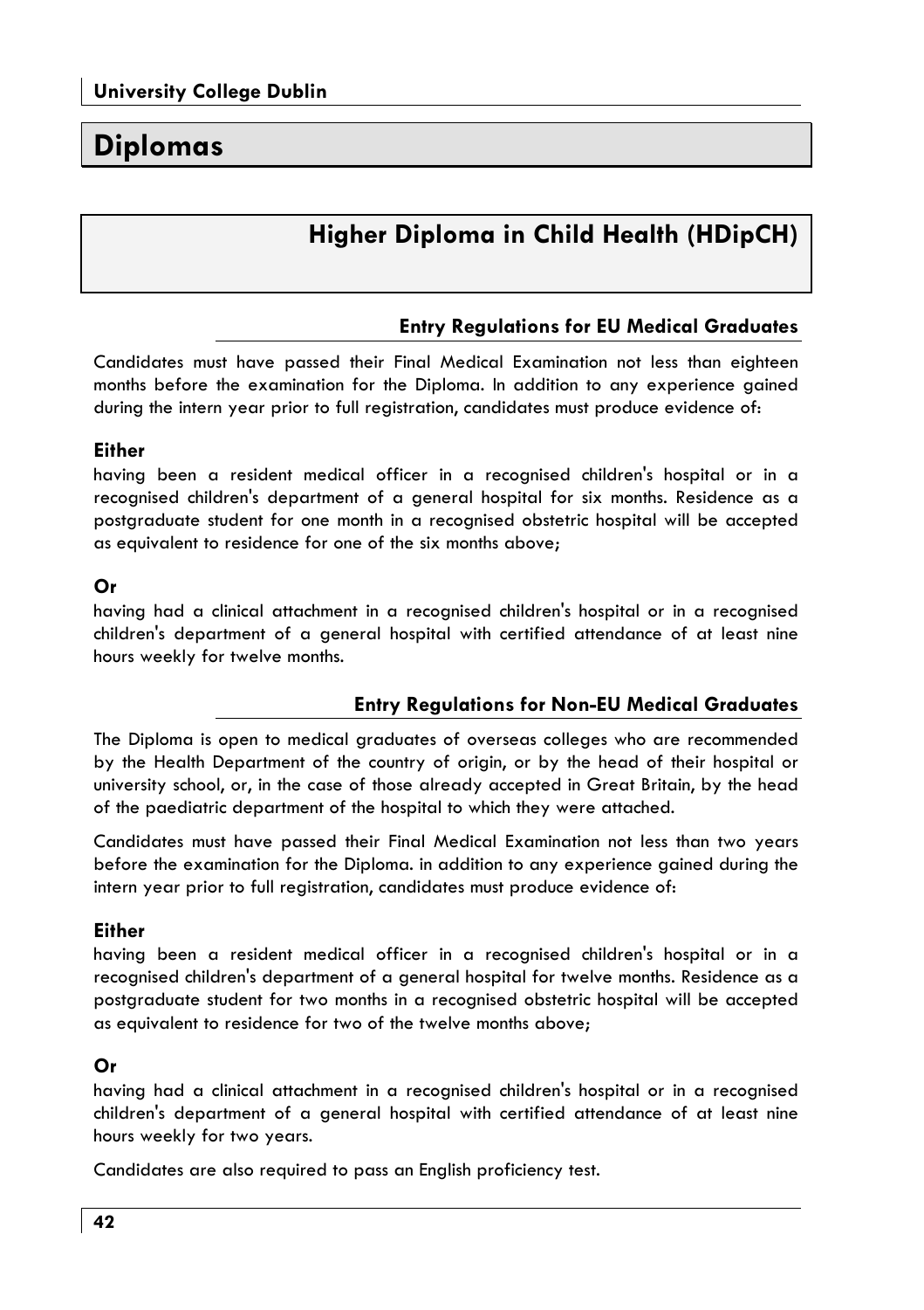# Diplomas

## Higher Diploma in Child Health (HDipCH)

### Entry Regulations for EU Medical Graduates

Candidates must have passed their Final Medical Examination not less than eighteen months before the examination for the Diploma. In addition to any experience gained during the intern year prior to full registration, candidates must produce evidence of:

**Either**

having been a resident medical officer in a recognised children's hospital or in a recognised children's department of a general hospital for six months. Residence as a postgraduate student for one month in a recognised obstetric hospital will be accepted as equivalent to residence for one of the six months above;

**Or**

having had a clinical attachment in a recognised children's hospital or in a recognised children's department of a general hospital with certified attendance of at least nine hours weekly for twelve months.

### Entry Regulations for Non-EU Medical Graduates

The Diploma is open to medical graduates of overseas colleges who are recommended by the Health Department of the country of origin, or by the head of their hospital or university school, or, in the case of those already accepted in Great Britain, by the head of the paediatric department of the hospital to which they were attached.

Candidates must have passed their Final Medical Examination not less than two years before the examination for the Diploma. in addition to any experience gained during the intern year prior to full registration, candidates must produce evidence of:

**Either**

having been a resident medical officer in a recognised children's hospital or in a recognised children's department of a general hospital for twelve months. Residence as a postgraduate student for two months in a recognised obstetric hospital will be accepted as equivalent to residence for two of the twelve months above;

**Or**

having had a clinical attachment in a recognised children's hospital or in a recognised children's department of a general hospital with certified attendance of at least nine hours weekly for two years.

Candidates are also required to pass an English proficiency test.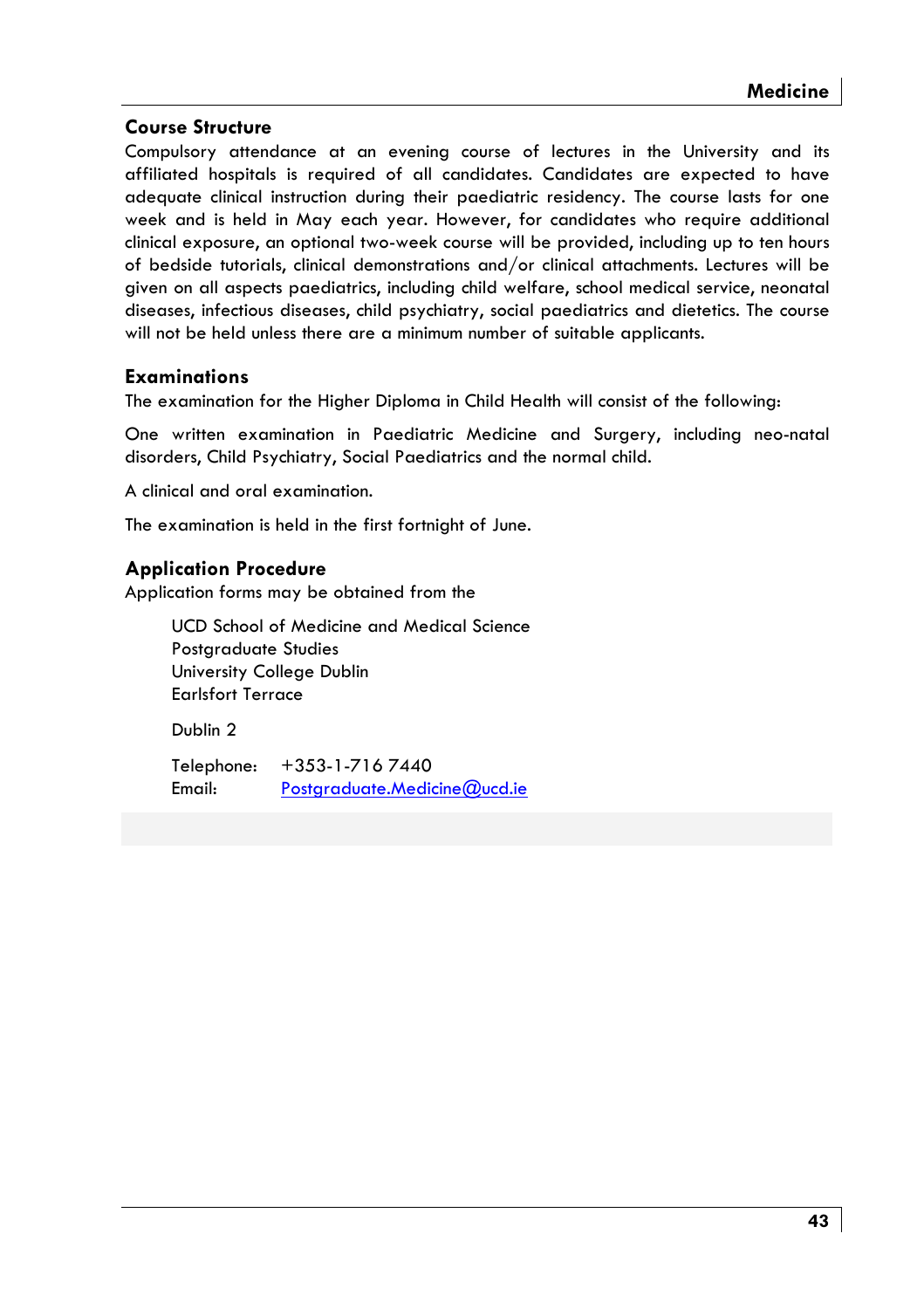## Course Structure

Compulsory attendance at an evening course of lectures in the University and its affiliated hospitals is required of all candidates. Candidates are expected to have adequate clinical instruction during their paediatric residency. The course lasts for one week and is held in May each year. However, for candidates who require additional clinical exposure, an optional two-week course will be provided, including up to ten hours of bedside tutorials, clinical demonstrations and/or clinical attachments. Lectures will be given on all aspects paediatrics, including child welfare, school medical service, neonatal diseases, infectious diseases, child psychiatry, social paediatrics and dietetics. The course will not be held unless there are a minimum number of suitable applicants.

## Examinations

The examination for the Higher Diploma in Child Health will consist of the following:

One written examination in Paediatric Medicine and Surgery, including neo-natal disorders, Child Psychiatry, Social Paediatrics and the normal child.

A clinical and oral examination.

The examination is held in the first fortnight of June.

## Application Procedure

Application forms may be obtained from the

UCD School of Medicine and Medical Science
Postgraduate Studies
University College Dublin
Earlsfort Terrace

Dublin 2

Telephone: +353-1-716 7440
Email: Postgraduate.Medicine@ucd.ie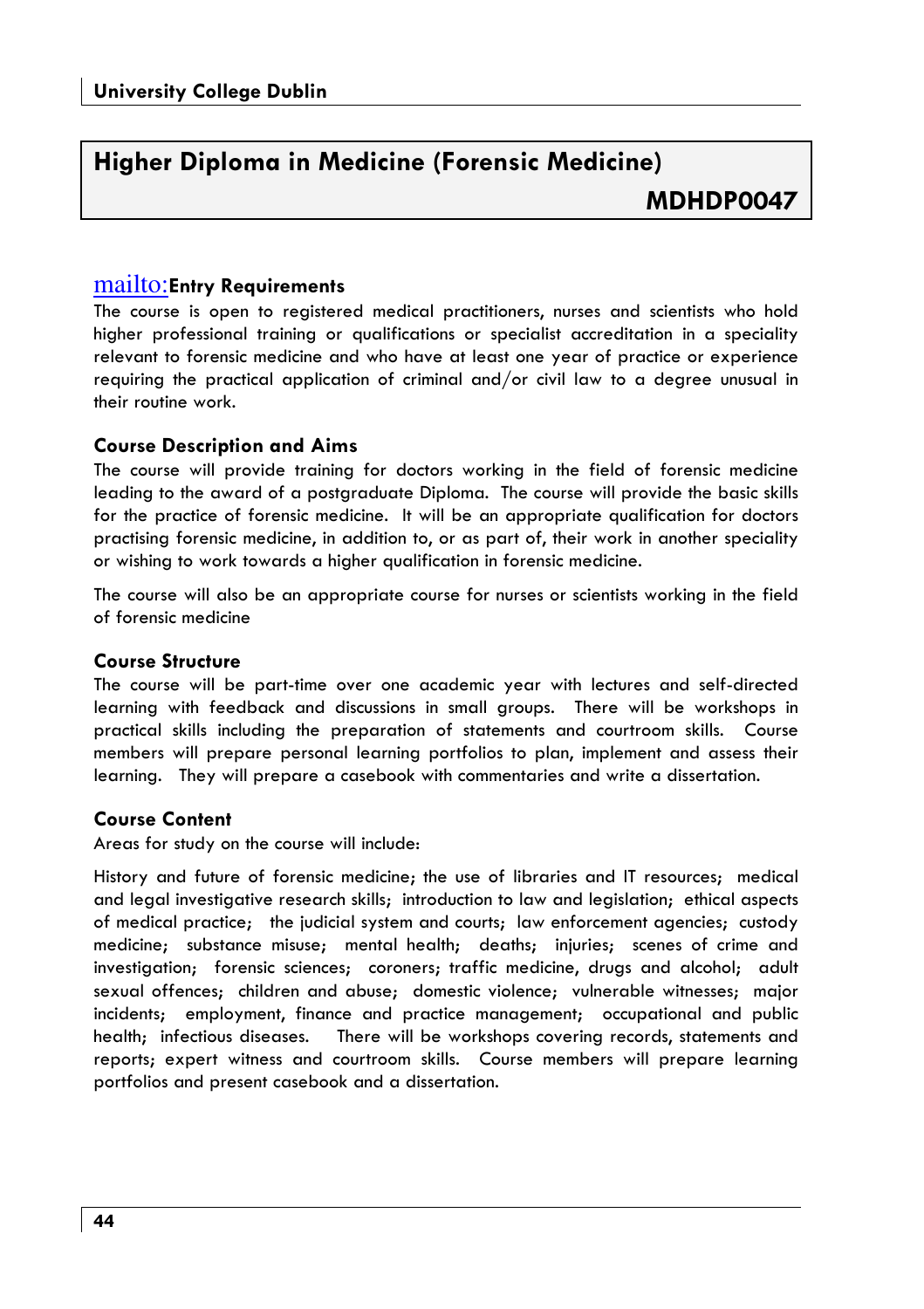# Higher Diploma in Medicine (Forensic Medicine)

**MDHDP0047**

### mailto:Entry Requirements

The course is open to registered medical practitioners, nurses and scientists who hold higher professional training or qualifications or specialist accreditation in a speciality relevant to forensic medicine and who have at least one year of practice or experience requiring the practical application of criminal and/or civil law to a degree unusual in their routine work.

### Course Description and Aims

The course will provide training for doctors working in the field of forensic medicine leading to the award of a postgraduate Diploma. The course will provide the basic skills for the practice of forensic medicine. It will be an appropriate qualification for doctors practising forensic medicine, in addition to, or as part of, their work in another speciality or wishing to work towards a higher qualification in forensic medicine.

The course will also be an appropriate course for nurses or scientists working in the field of forensic medicine

### Course Structure

The course will be part-time over one academic year with lectures and self-directed learning with feedback and discussions in small groups. There will be workshops in practical skills including the preparation of statements and courtroom skills. Course members will prepare personal learning portfolios to plan, implement and assess their learning. They will prepare a casebook with commentaries and write a dissertation.

### Course Content

Areas for study on the course will include:

History and future of forensic medicine; the use of libraries and IT resources; medical and legal investigative research skills; introduction to law and legislation; ethical aspects of medical practice; the judicial system and courts; law enforcement agencies; custody medicine; substance misuse; mental health; deaths; injuries; scenes of crime and investigation; forensic sciences; coroners; traffic medicine, drugs and alcohol; adult sexual offences; children and abuse; domestic violence; vulnerable witnesses; major incidents; employment, finance and practice management; occupational and public health; infectious diseases. There will be workshops covering records, statements and reports; expert witness and courtroom skills. Course members will prepare learning portfolios and present casebook and a dissertation.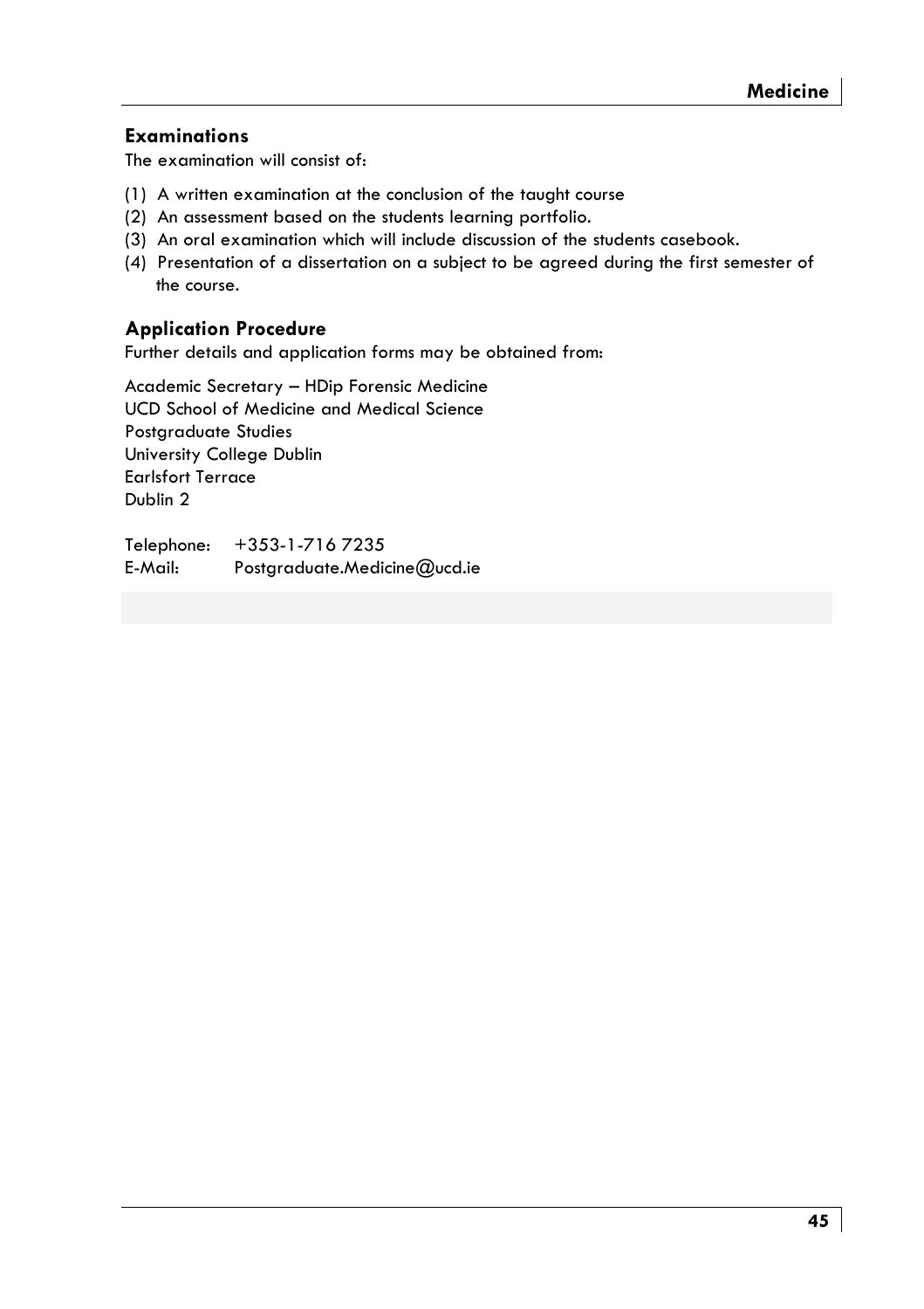## Examinations

The examination will consist of:

(1) A written examination at the conclusion of the taught course
(2) An assessment based on the students learning portfolio.
(3) An oral examination which will include discussion of the students casebook.
(4) Presentation of a dissertation on a subject to be agreed during the first semester of the course.

## Application Procedure

Further details and application forms may be obtained from:

Academic Secretary – HDip Forensic Medicine
UCD School of Medicine and Medical Science
Postgraduate Studies
University College Dublin
Earlsfort Terrace
Dublin 2

Telephone: +353-1-716 7235
E-Mail: Postgraduate.Medicine@ucd.ie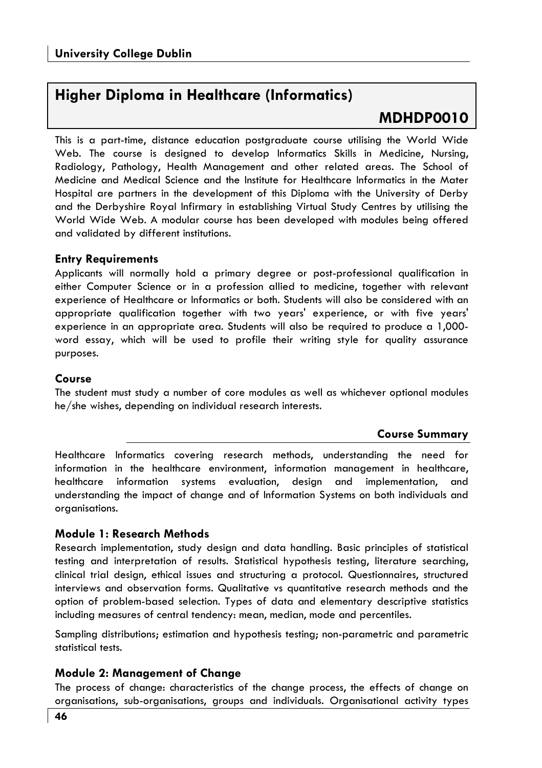## Higher Diploma in Healthcare (Informatics)

**MDHDP0010**

This is a part-time, distance education postgraduate course utilising the World Wide Web. The course is designed to develop Informatics Skills in Medicine, Nursing, Radiology, Pathology, Health Management and other related areas. The School of Medicine and Medical Science and the Institute for Healthcare Informatics in the Mater Hospital are partners in the development of this Diploma with the University of Derby and the Derbyshire Royal Infirmary in establishing Virtual Study Centres by utilising the World Wide Web. A modular course has been developed with modules being offered and validated by different institutions.

### Entry Requirements

Applicants will normally hold a primary degree or post-professional qualification in either Computer Science or in a profession allied to medicine, together with relevant experience of Healthcare or Informatics or both. Students will also be considered with an appropriate qualification together with two years' experience, or with five years' experience in an appropriate area. Students will also be required to produce a 1,000-word essay, which will be used to profile their writing style for quality assurance purposes.

### Course

The student must study a number of core modules as well as whichever optional modules he/she wishes, depending on individual research interests.

### Course Summary

Healthcare Informatics covering research methods, understanding the need for information in the healthcare environment, information management in healthcare, healthcare information systems evaluation, design and implementation, and understanding the impact of change and of Information Systems on both individuals and organisations.

### Module 1: Research Methods

Research implementation, study design and data handling. Basic principles of statistical testing and interpretation of results. Statistical hypothesis testing, literature searching, clinical trial design, ethical issues and structuring a protocol. Questionnaires, structured interviews and observation forms. Qualitative vs quantitative research methods and the option of problem-based selection. Types of data and elementary descriptive statistics including measures of central tendency: mean, median, mode and percentiles.

Sampling distributions; estimation and hypothesis testing; non-parametric and parametric statistical tests.

### Module 2: Management of Change

The process of change: characteristics of the change process, the effects of change on organisations, sub-organisations, groups and individuals. Organisational activity types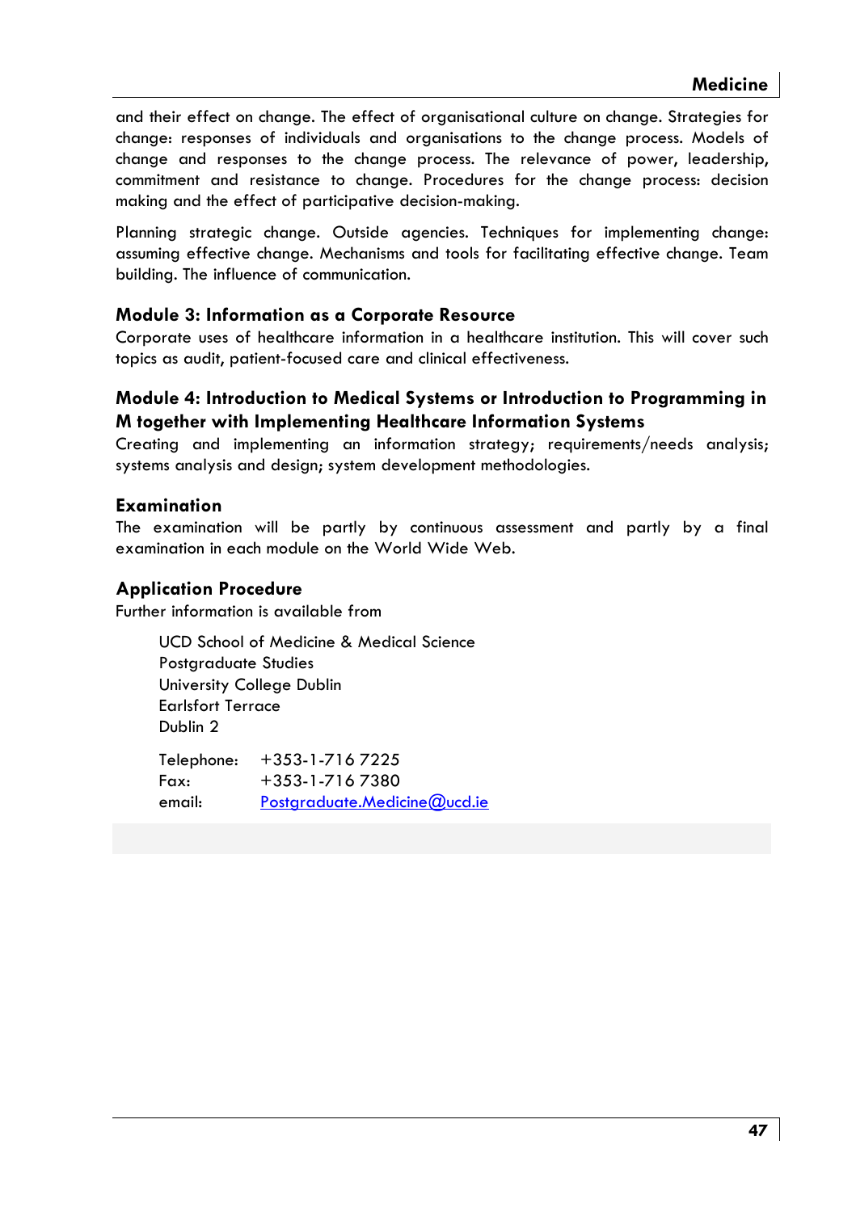and their effect on change. The effect of organisational culture on change. Strategies for change: responses of individuals and organisations to the change process. Models of change and responses to the change process. The relevance of power, leadership, commitment and resistance to change. Procedures for the change process: decision making and the effect of participative decision-making.

Planning strategic change. Outside agencies. Techniques for implementing change: assuming effective change. Mechanisms and tools for facilitating effective change. Team building. The influence of communication.

### Module 3: Information as a Corporate Resource

Corporate uses of healthcare information in a healthcare institution. This will cover such topics as audit, patient-focused care and clinical effectiveness.

### Module 4: Introduction to Medical Systems or Introduction to Programming in M together with Implementing Healthcare Information Systems

Creating and implementing an information strategy; requirements/needs analysis; systems analysis and design; system development methodologies.

### Examination

The examination will be partly by continuous assessment and partly by a final examination in each module on the World Wide Web.

### Application Procedure

Further information is available from

UCD School of Medicine & Medical Science
Postgraduate Studies
University College Dublin
Earlsfort Terrace
Dublin 2

Telephone: +353-1-716 7225
Fax: +353-1-716 7380
email: Postgraduate.Medicine@ucd.ie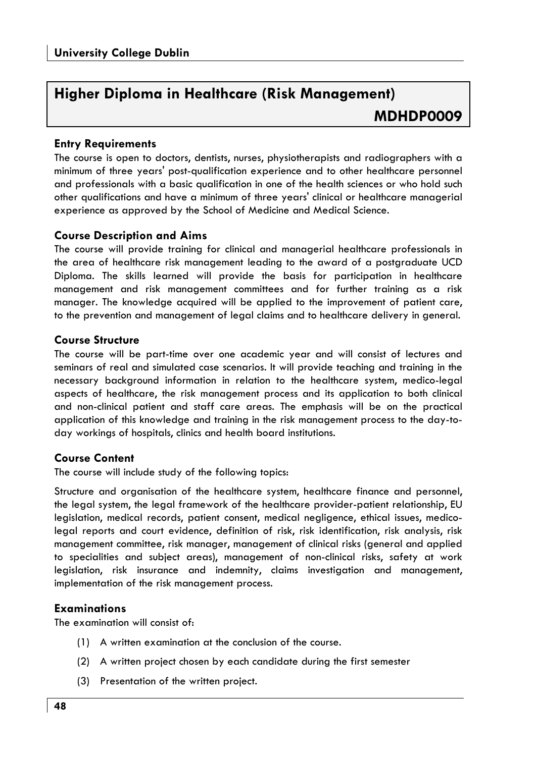## Higher Diploma in Healthcare (Risk Management) MDHDP0009

### Entry Requirements

The course is open to doctors, dentists, nurses, physiotherapists and radiographers with a minimum of three years' post-qualification experience and to other healthcare personnel and professionals with a basic qualification in one of the health sciences or who hold such other qualifications and have a minimum of three years' clinical or healthcare managerial experience as approved by the School of Medicine and Medical Science.

### Course Description and Aims

The course will provide training for clinical and managerial healthcare professionals in the area of healthcare risk management leading to the award of a postgraduate UCD Diploma. The skills learned will provide the basis for participation in healthcare management and risk management committees and for further training as a risk manager. The knowledge acquired will be applied to the improvement of patient care, to the prevention and management of legal claims and to healthcare delivery in general.

### Course Structure

The course will be part-time over one academic year and will consist of lectures and seminars of real and simulated case scenarios. It will provide teaching and training in the necessary background information in relation to the healthcare system, medico-legal aspects of healthcare, the risk management process and its application to both clinical and non-clinical patient and staff care areas. The emphasis will be on the practical application of this knowledge and training in the risk management process to the day-to-day workings of hospitals, clinics and health board institutions.

### Course Content

The course will include study of the following topics:

Structure and organisation of the healthcare system, healthcare finance and personnel, the legal system, the legal framework of the healthcare provider-patient relationship, EU legislation, medical records, patient consent, medical negligence, ethical issues, medico-legal reports and court evidence, definition of risk, risk identification, risk analysis, risk management committee, risk manager, management of clinical risks (general and applied to specialities and subject areas), management of non-clinical risks, safety at work legislation, risk insurance and indemnity, claims investigation and management, implementation of the risk management process.

### Examinations

The examination will consist of:

(1) A written examination at the conclusion of the course.

(2) A written project chosen by each candidate during the first semester

(3) Presentation of the written project.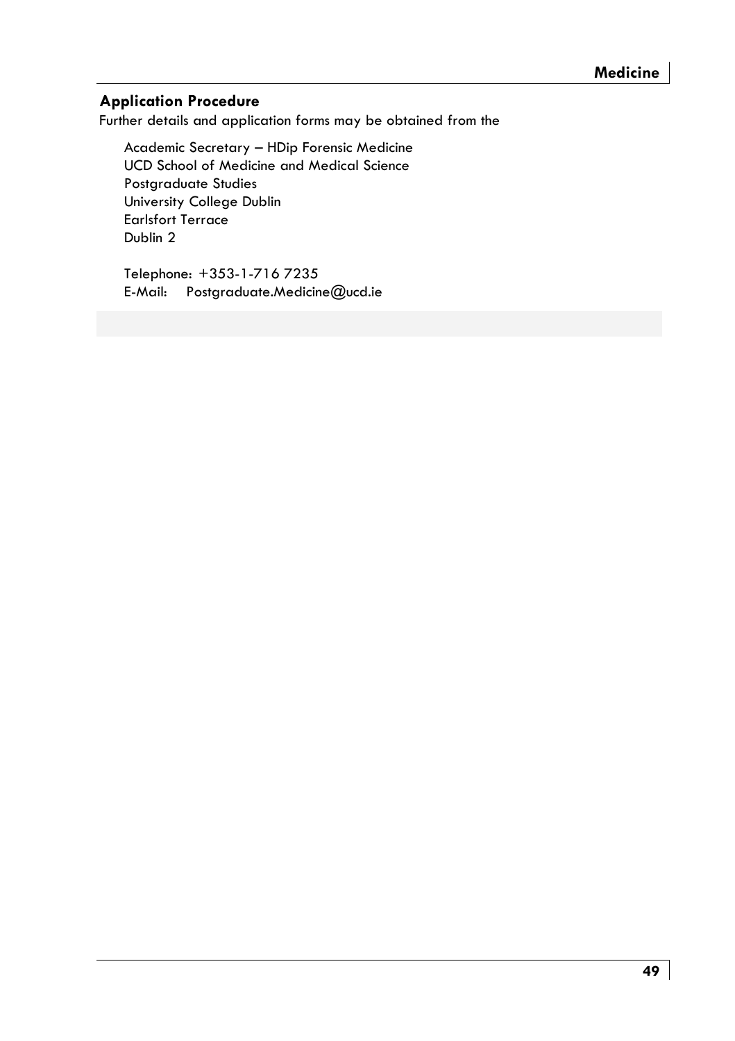## Application Procedure

Further details and application forms may be obtained from the

Academic Secretary – HDip Forensic Medicine
UCD School of Medicine and Medical Science
Postgraduate Studies
University College Dublin
Earlsfort Terrace
Dublin 2

Telephone: +353-1-716 7235
E-Mail: Postgraduate.Medicine@ucd.ie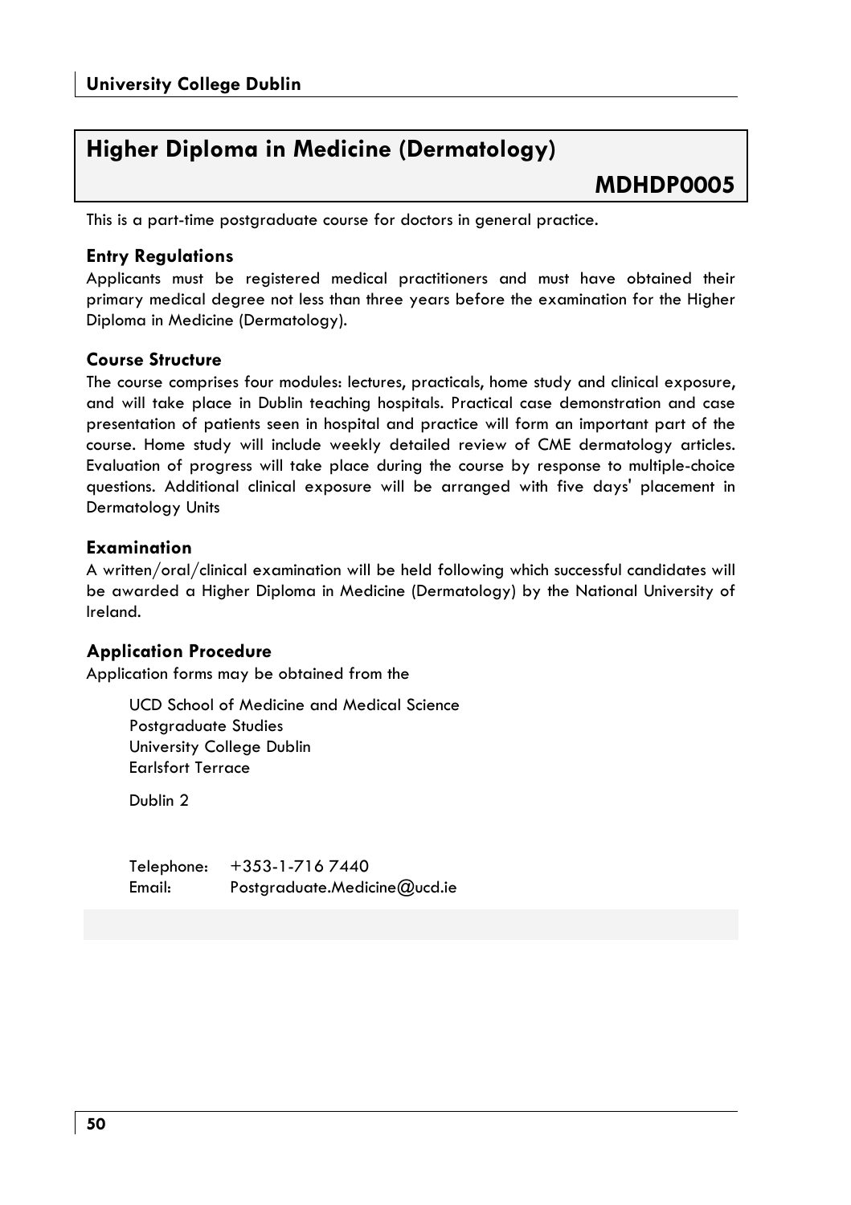# Higher Diploma in Medicine (Dermatology)

**MDHDP0005**

This is a part-time postgraduate course for doctors in general practice.

### Entry Regulations

Applicants must be registered medical practitioners and must have obtained their primary medical degree not less than three years before the examination for the Higher Diploma in Medicine (Dermatology).

### Course Structure

The course comprises four modules: lectures, practicals, home study and clinical exposure, and will take place in Dublin teaching hospitals. Practical case demonstration and case presentation of patients seen in hospital and practice will form an important part of the course. Home study will include weekly detailed review of CME dermatology articles. Evaluation of progress will take place during the course by response to multiple-choice questions. Additional clinical exposure will be arranged with five days' placement in Dermatology Units

### Examination

A written/oral/clinical examination will be held following which successful candidates will be awarded a Higher Diploma in Medicine (Dermatology) by the National University of Ireland.

### Application Procedure

Application forms may be obtained from the

UCD School of Medicine and Medical Science
Postgraduate Studies
University College Dublin
Earlsfort Terrace

Dublin 2

Telephone: +353-1-716 7440
Email: Postgraduate.Medicine@ucd.ie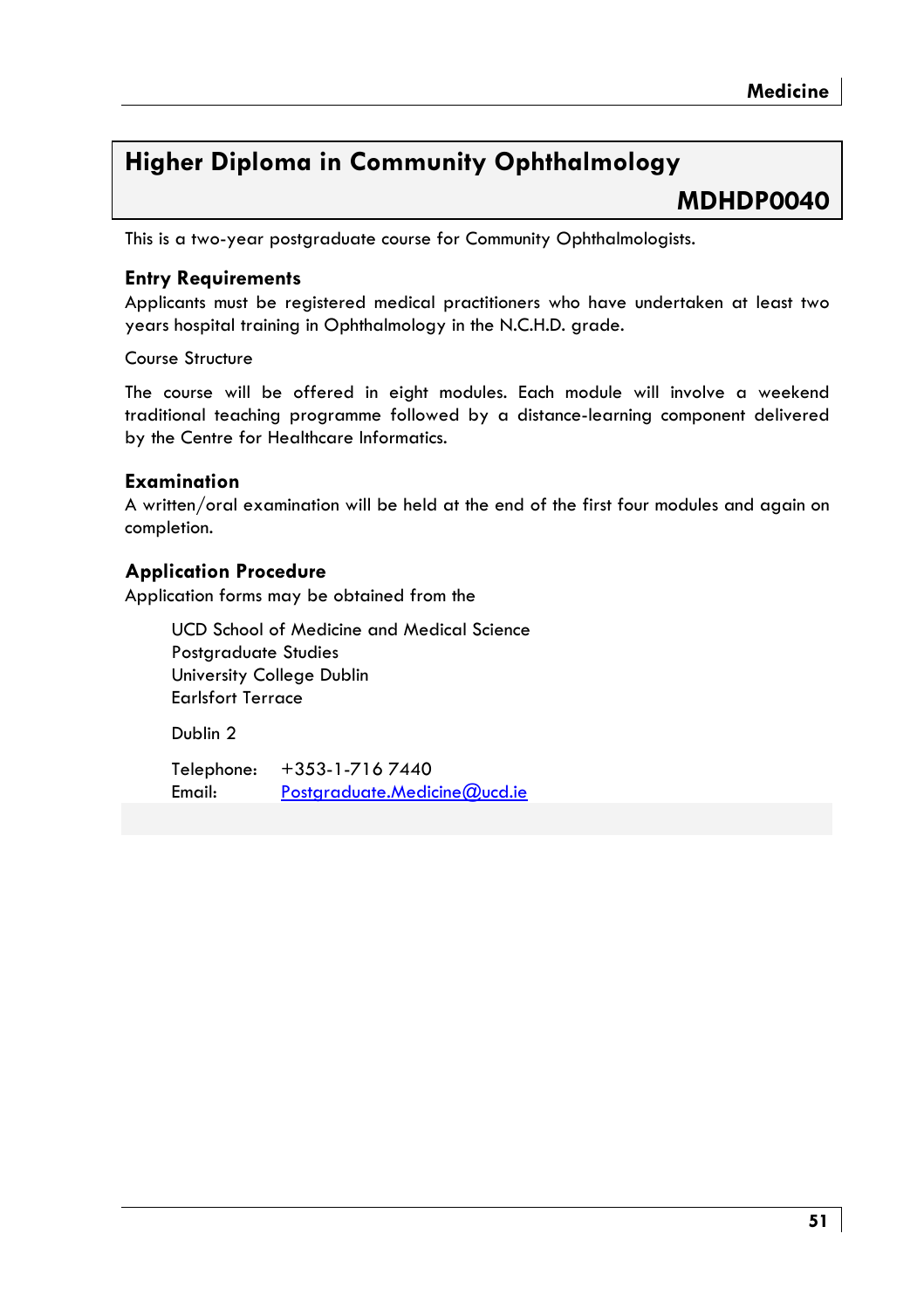## Higher Diploma in Community Ophthalmology

**MDHDP0040**

This is a two-year postgraduate course for Community Ophthalmologists.

### Entry Requirements

Applicants must be registered medical practitioners who have undertaken at least two years hospital training in Ophthalmology in the N.C.H.D. grade.

Course Structure

The course will be offered in eight modules. Each module will involve a weekend traditional teaching programme followed by a distance-learning component delivered by the Centre for Healthcare Informatics.

### Examination

A written/oral examination will be held at the end of the first four modules and again on completion.

### Application Procedure

Application forms may be obtained from the

UCD School of Medicine and Medical Science
Postgraduate Studies
University College Dublin
Earlsfort Terrace

Dublin 2

Telephone: +353-1-716 7440
Email: Postgraduate.Medicine@ucd.ie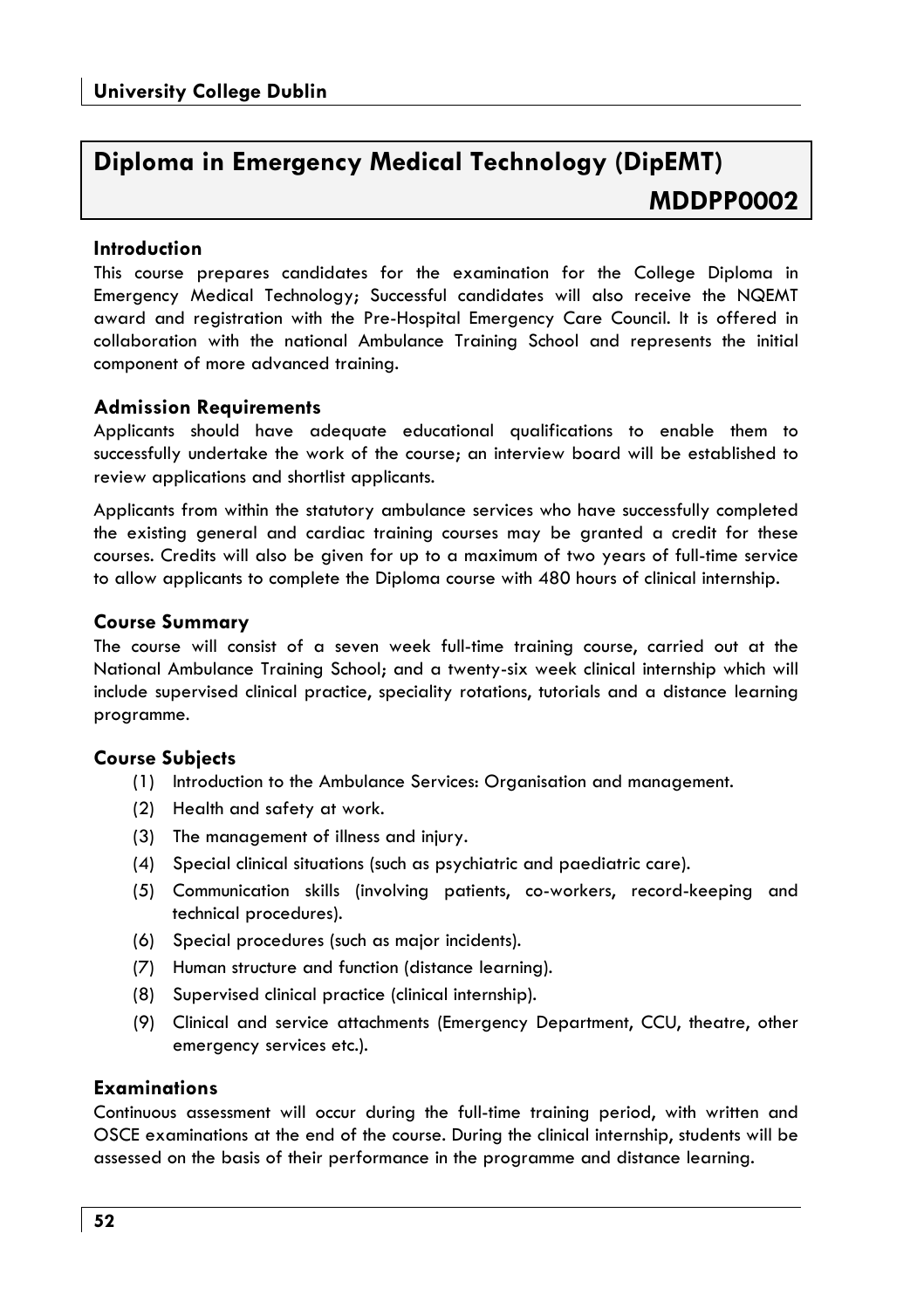## Diploma in Emergency Medical Technology (DipEMT) MDDPP0002

### Introduction

This course prepares candidates for the examination for the College Diploma in Emergency Medical Technology; Successful candidates will also receive the NQEMT award and registration with the Pre-Hospital Emergency Care Council. It is offered in collaboration with the national Ambulance Training School and represents the initial component of more advanced training.

### Admission Requirements

Applicants should have adequate educational qualifications to enable them to successfully undertake the work of the course; an interview board will be established to review applications and shortlist applicants.

Applicants from within the statutory ambulance services who have successfully completed the existing general and cardiac training courses may be granted a credit for these courses. Credits will also be given for up to a maximum of two years of full-time service to allow applicants to complete the Diploma course with 480 hours of clinical internship.

### Course Summary

The course will consist of a seven week full-time training course, carried out at the National Ambulance Training School; and a twenty-six week clinical internship which will include supervised clinical practice, speciality rotations, tutorials and a distance learning programme.

### Course Subjects

(1) Introduction to the Ambulance Services: Organisation and management.
(2) Health and safety at work.
(3) The management of illness and injury.
(4) Special clinical situations (such as psychiatric and paediatric care).
(5) Communication skills (involving patients, co-workers, record-keeping and technical procedures).
(6) Special procedures (such as major incidents).
(7) Human structure and function (distance learning).
(8) Supervised clinical practice (clinical internship).
(9) Clinical and service attachments (Emergency Department, CCU, theatre, other emergency services etc.).

### Examinations

Continuous assessment will occur during the full-time training period, with written and OSCE examinations at the end of the course. During the clinical internship, students will be assessed on the basis of their performance in the programme and distance learning.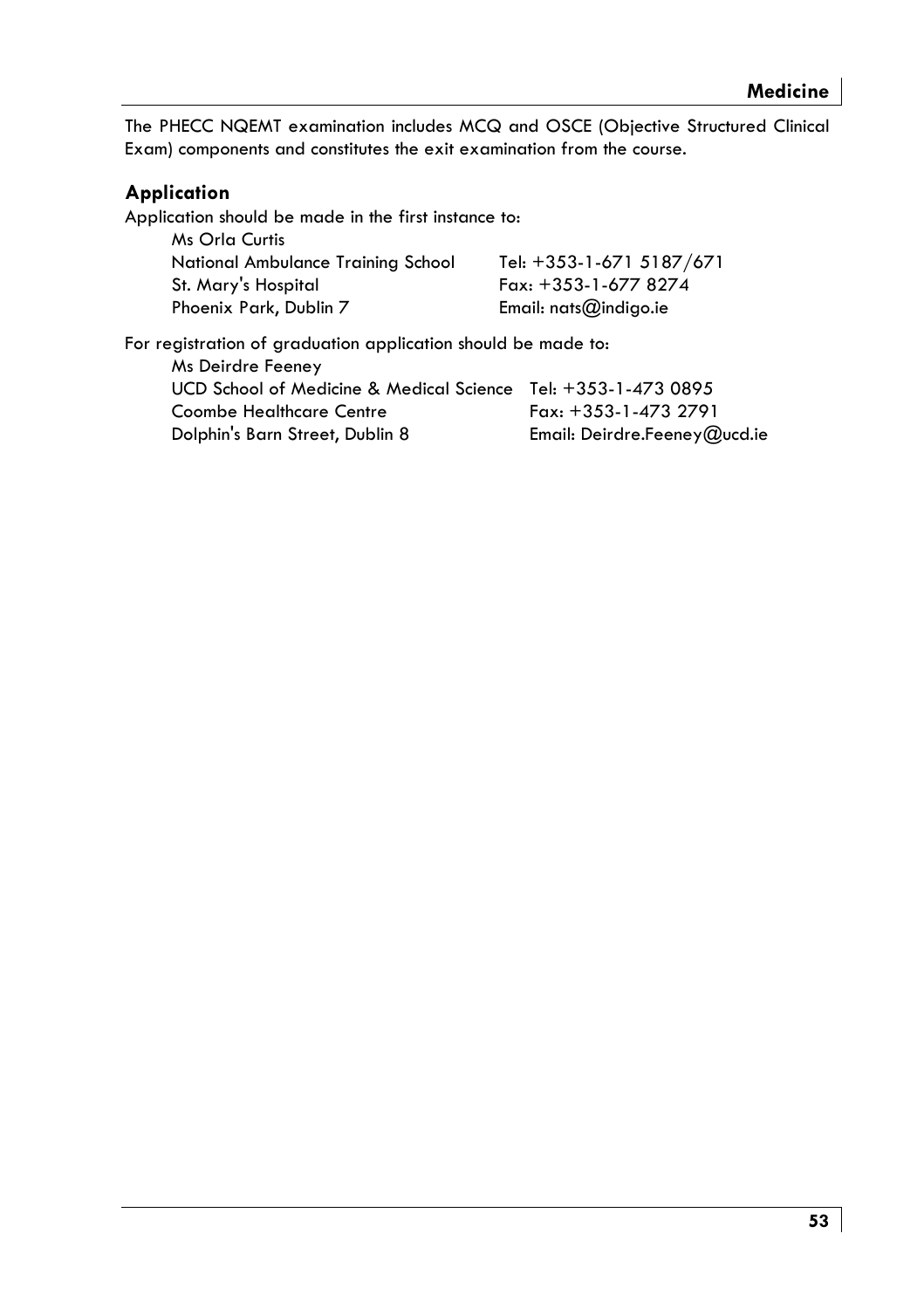The PHECC NQEMT examination includes MCQ and OSCE (Objective Structured Clinical Exam) components and constitutes the exit examination from the course.

### Application

Application should be made in the first instance to:

| | |
|---|---|
| Ms Orla Curtis | |
| National Ambulance Training School | Tel: +353-1-671 5187/671 |
| St. Mary's Hospital | Fax: +353-1-677 8274 |
| Phoenix Park, Dublin 7 | Email: nats@indigo.ie |

For registration of graduation application should be made to:

| | |
|---|---|
| Ms Deirdre Feeney | |
| UCD School of Medicine & Medical Science | Tel: +353-1-473 0895 |
| Coombe Healthcare Centre | Fax: +353-1-473 2791 |
| Dolphin's Barn Street, Dublin 8 | Email: Deirdre.Feeney@ucd.ie |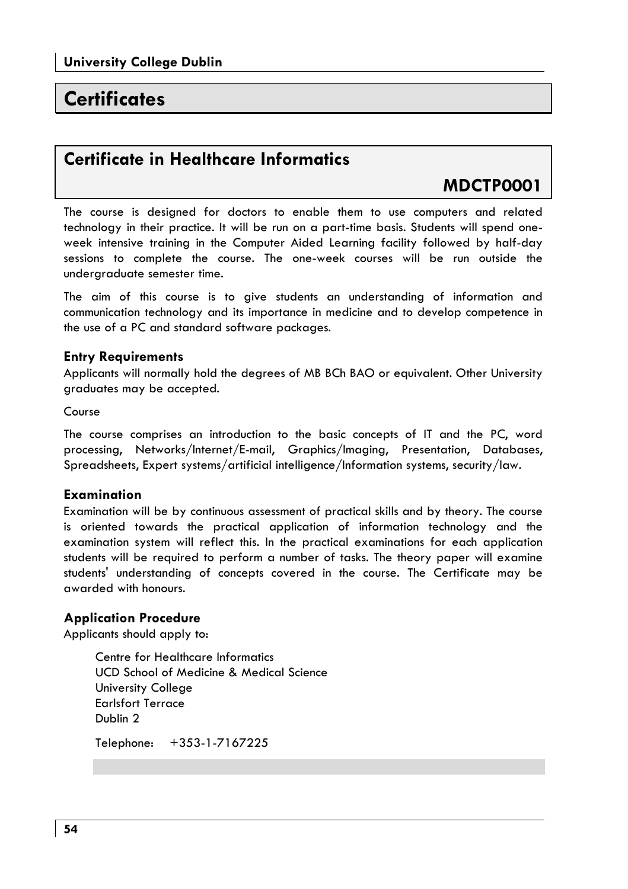# Certificates

## Certificate in Healthcare Informatics

**MDCTP0001**

The course is designed for doctors to enable them to use computers and related technology in their practice. It will be run on a part-time basis. Students will spend one-week intensive training in the Computer Aided Learning facility followed by half-day sessions to complete the course. The one-week courses will be run outside the undergraduate semester time.

The aim of this course is to give students an understanding of information and communication technology and its importance in medicine and to develop competence in the use of a PC and standard software packages.

### Entry Requirements

Applicants will normally hold the degrees of MB BCh BAO or equivalent. Other University graduates may be accepted.

Course

The course comprises an introduction to the basic concepts of IT and the PC, word processing, Networks/Internet/E-mail, Graphics/Imaging, Presentation, Databases, Spreadsheets, Expert systems/artificial intelligence/Information systems, security/law.

### Examination

Examination will be by continuous assessment of practical skills and by theory. The course is oriented towards the practical application of information technology and the examination system will reflect this. In the practical examinations for each application students will be required to perform a number of tasks. The theory paper will examine students' understanding of concepts covered in the course. The Certificate may be awarded with honours.

### Application Procedure

Applicants should apply to:

Centre for Healthcare Informatics
UCD School of Medicine & Medical Science
University College
Earlsfort Terrace
Dublin 2

Telephone: +353-1-7167225